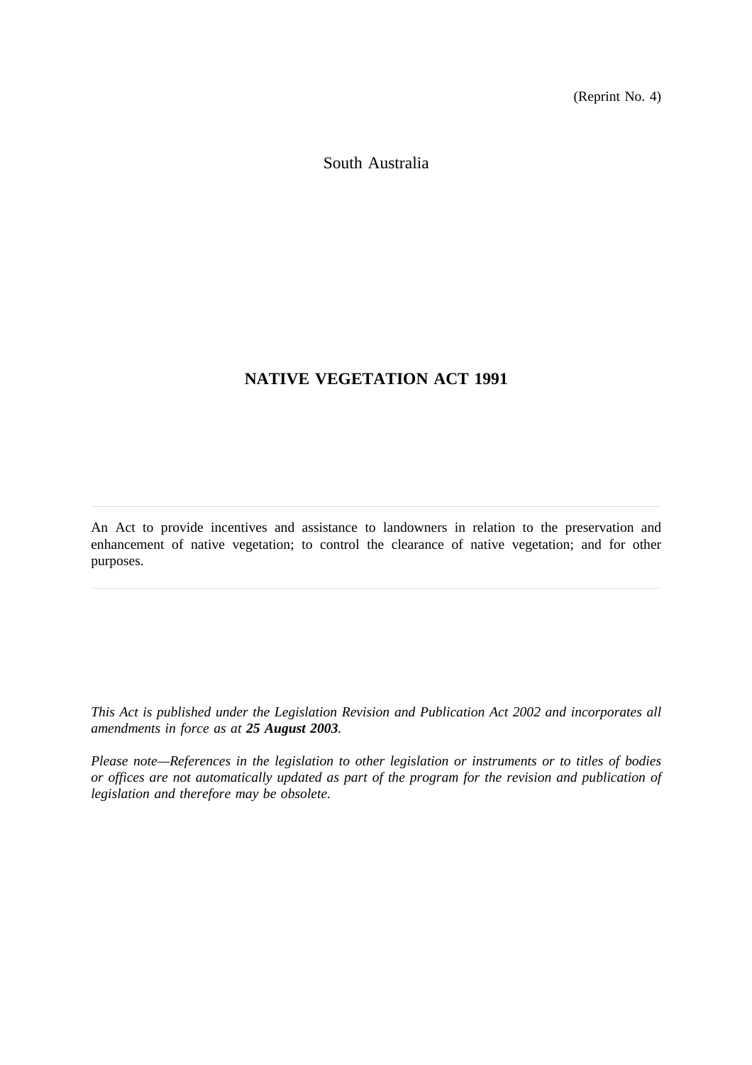(Reprint No. 4)

South Australia

# NATIVE VEGETATION ACT 1991

---

An Act to provide incentives and assistance to landowners in relation to the preservation and enhancement of native vegetation; to control the clearance of native vegetation; and for other purposes.

---

*This Act is published under the Legislation Revision and Publication Act 2002 and incorporates all amendments in force as at **25 August 2003**.*

*Please note—References in the legislation to other legislation or instruments or to titles of bodies or offices are not automatically updated as part of the program for the revision and publication of legislation and therefore may be obsolete.*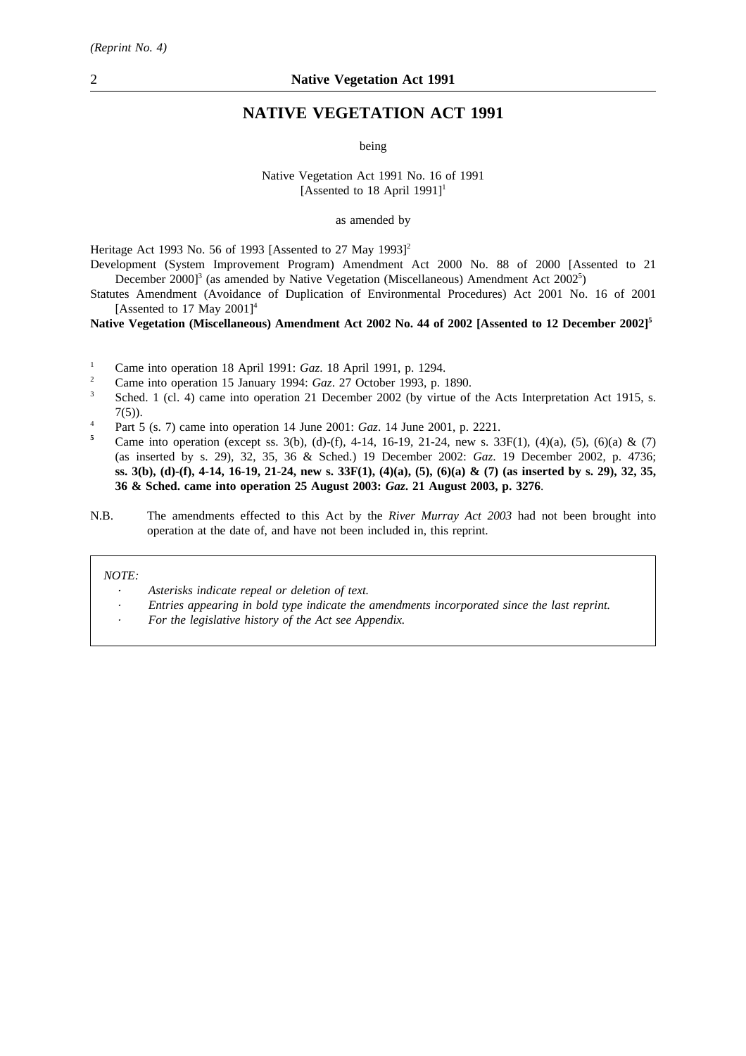# NATIVE VEGETATION ACT 1991

being

Native Vegetation Act 1991 No. 16 of 1991
[Assented to 18 April 1991][1]

as amended by

Heritage Act 1993 No. 56 of 1993 [Assented to 27 May 1993][2]

Development (System Improvement Program) Amendment Act 2000 No. 88 of 2000 [Assented to 21 December 2000][3] (as amended by Native Vegetation (Miscellaneous) Amendment Act 2002[5])

Statutes Amendment (Avoidance of Duplication of Environmental Procedures) Act 2001 No. 16 of 2001 [Assented to 17 May 2001][4]

**Native Vegetation (Miscellaneous) Amendment Act 2002 No. 44 of 2002 [Assented to 12 December 2002][5]**

[1] Came into operation 18 April 1991: *Gaz*. 18 April 1991, p. 1294.

[2] Came into operation 15 January 1994: *Gaz*. 27 October 1993, p. 1890.

[3] Sched. 1 (cl. 4) came into operation 21 December 2002 (by virtue of the Acts Interpretation Act 1915, s. 7(5)).

[4] Part 5 (s. 7) came into operation 14 June 2001: *Gaz*. 14 June 2001, p. 2221.

[5] Came into operation (except ss. 3(b), (d)-(f), 4-14, 16-19, 21-24, new s. 33F(1), (4)(a), (5), (6)(a) & (7) (as inserted by s. 29), 32, 35, 36 & Sched.) 19 December 2002: *Gaz*. 19 December 2002, p. 4736; **ss. 3(b), (d)-(f), 4-14, 16-19, 21-24, new s. 33F(1), (4)(a), (5), (6)(a) & (7) (as inserted by s. 29), 32, 35, 36 & Sched. came into operation 25 August 2003: *Gaz*. 21 August 2003, p. 3276**.

N.B. The amendments effected to this Act by the *River Murray Act 2003* had not been brought into operation at the date of, and have not been included in, this reprint.

*NOTE:*

- *Asterisks indicate repeal or deletion of text.*
- *Entries appearing in bold type indicate the amendments incorporated since the last reprint.*
- *For the legislative history of the Act see Appendix.*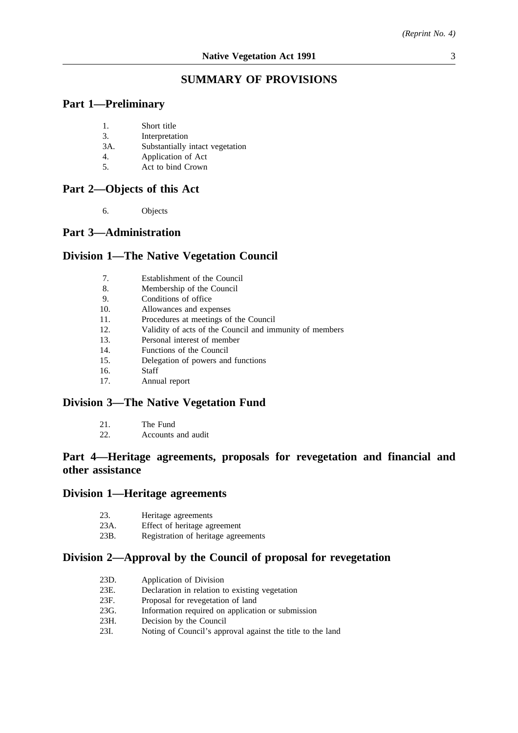# SUMMARY OF PROVISIONS

## Part 1—Preliminary

1. Short title
3. Interpretation
3A. Substantially intact vegetation
4. Application of Act
5. Act to bind Crown

## Part 2—Objects of this Act

6. Objects

## Part 3—Administration

## Division 1—The Native Vegetation Council

7. Establishment of the Council
8. Membership of the Council
9. Conditions of office
10. Allowances and expenses
11. Procedures at meetings of the Council
12. Validity of acts of the Council and immunity of members
13. Personal interest of member
14. Functions of the Council
15. Delegation of powers and functions
16. Staff
17. Annual report

## Division 3—The Native Vegetation Fund

21. The Fund
22. Accounts and audit

## Part 4—Heritage agreements, proposals for revegetation and financial and other assistance

## Division 1—Heritage agreements

23. Heritage agreements
23A. Effect of heritage agreement
23B. Registration of heritage agreements

## Division 2—Approval by the Council of proposal for revegetation

23D. Application of Division
23E. Declaration in relation to existing vegetation
23F. Proposal for revegetation of land
23G. Information required on application or submission
23H. Decision by the Council
23I. Noting of Council's approval against the title to the land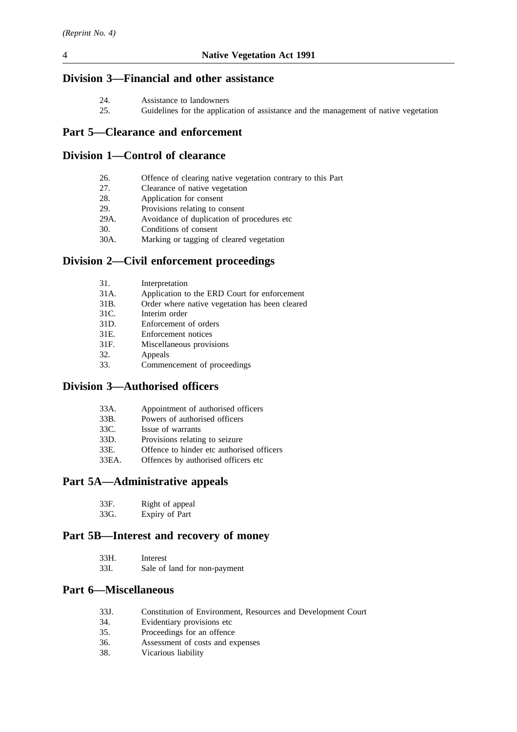## Division 3—Financial and other assistance

| | |
|---|---|
| 24. | Assistance to landowners |
| 25. | Guidelines for the application of assistance and the management of native vegetation |

# Part 5—Clearance and enforcement

## Division 1—Control of clearance

| | |
|---|---|
| 26. | Offence of clearing native vegetation contrary to this Part |
| 27. | Clearance of native vegetation |
| 28. | Application for consent |
| 29. | Provisions relating to consent |
| 29A. | Avoidance of duplication of procedures etc |
| 30. | Conditions of consent |
| 30A. | Marking or tagging of cleared vegetation |

## Division 2—Civil enforcement proceedings

| | |
|---|---|
| 31. | Interpretation |
| 31A. | Application to the ERD Court for enforcement |
| 31B. | Order where native vegetation has been cleared |
| 31C. | Interim order |
| 31D. | Enforcement of orders |
| 31E. | Enforcement notices |
| 31F. | Miscellaneous provisions |
| 32. | Appeals |
| 33. | Commencement of proceedings |

## Division 3—Authorised officers

| | |
|---|---|
| 33A. | Appointment of authorised officers |
| 33B. | Powers of authorised officers |
| 33C. | Issue of warrants |
| 33D. | Provisions relating to seizure |
| 33E. | Offence to hinder etc authorised officers |
| 33EA. | Offences by authorised officers etc |

# Part 5A—Administrative appeals

| | |
|---|---|
| 33F. | Right of appeal |
| 33G. | Expiry of Part |

# Part 5B—Interest and recovery of money

| | |
|---|---|
| 33H. | Interest |
| 33I. | Sale of land for non-payment |

# Part 6—Miscellaneous

| | |
|---|---|
| 33J. | Constitution of Environment, Resources and Development Court |
| 34. | Evidentiary provisions etc |
| 35. | Proceedings for an offence |
| 36. | Assessment of costs and expenses |
| 38. | Vicarious liability |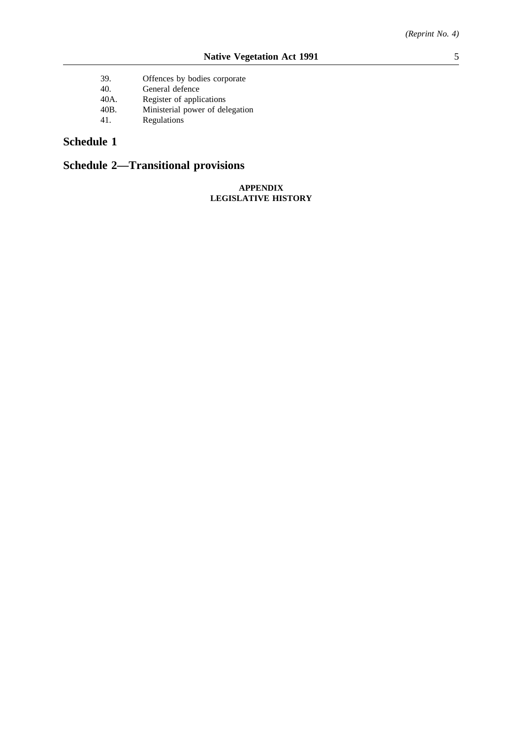39. Offences by bodies corporate
40. General defence
40A. Register of applications
40B. Ministerial power of delegation
41. Regulations

## Schedule 1

## Schedule 2—Transitional provisions

**APPENDIX**
**LEGISLATIVE HISTORY**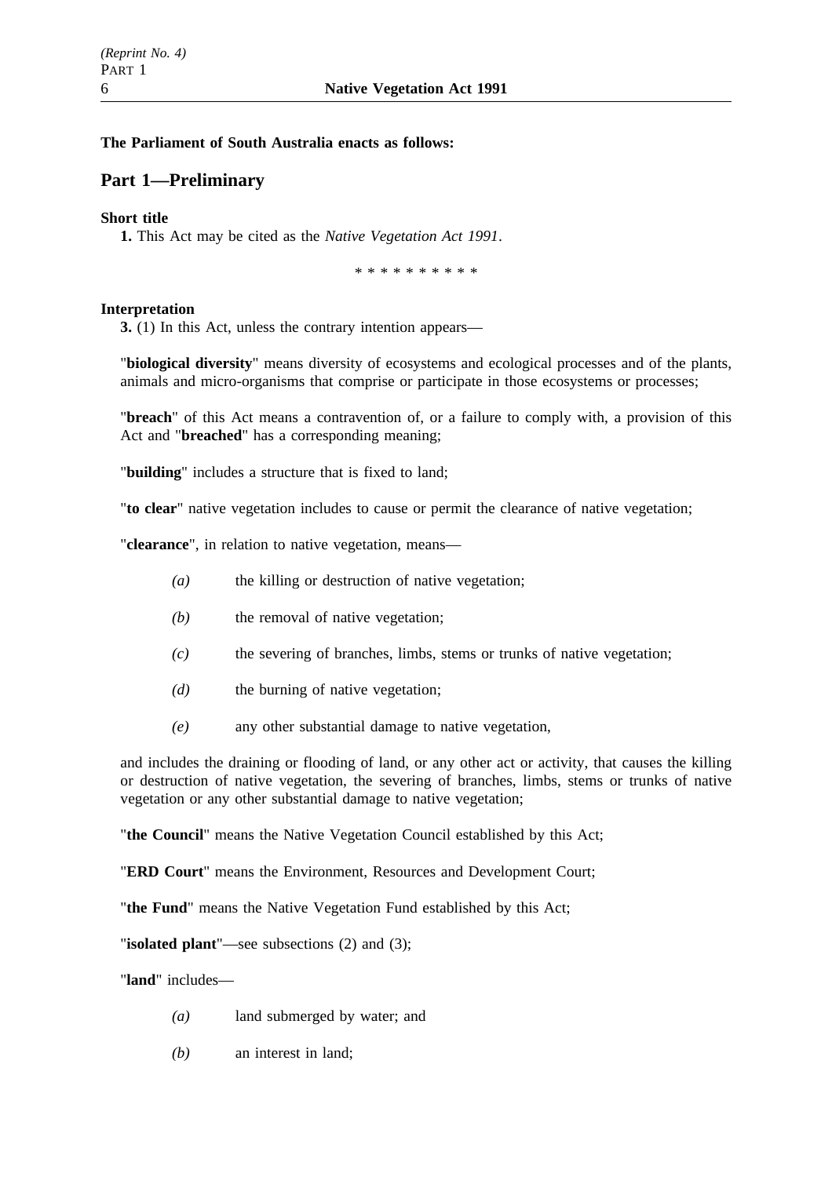**The Parliament of South Australia enacts as follows:**

## Part 1—Preliminary

**Short title**

**1.** This Act may be cited as the *Native Vegetation Act 1991*.

\* \* \* \* \* \* \* \* \* \*

**Interpretation**

**3.** (1) In this Act, unless the contrary intention appears—

"**biological diversity**" means diversity of ecosystems and ecological processes and of the plants, animals and micro-organisms that comprise or participate in those ecosystems or processes;

"**breach**" of this Act means a contravention of, or a failure to comply with, a provision of this Act and "**breached**" has a corresponding meaning;

"**building**" includes a structure that is fixed to land;

"**to clear**" native vegetation includes to cause or permit the clearance of native vegetation;

"**clearance**", in relation to native vegetation, means—

*(a)* the killing or destruction of native vegetation;

*(b)* the removal of native vegetation;

*(c)* the severing of branches, limbs, stems or trunks of native vegetation;

*(d)* the burning of native vegetation;

*(e)* any other substantial damage to native vegetation,

and includes the draining or flooding of land, or any other act or activity, that causes the killing or destruction of native vegetation, the severing of branches, limbs, stems or trunks of native vegetation or any other substantial damage to native vegetation;

"**the Council**" means the Native Vegetation Council established by this Act;

"**ERD Court**" means the Environment, Resources and Development Court;

"**the Fund**" means the Native Vegetation Fund established by this Act;

"**isolated plant**"—see subsections (2) and (3);

"**land**" includes—

*(a)* land submerged by water; and

*(b)* an interest in land;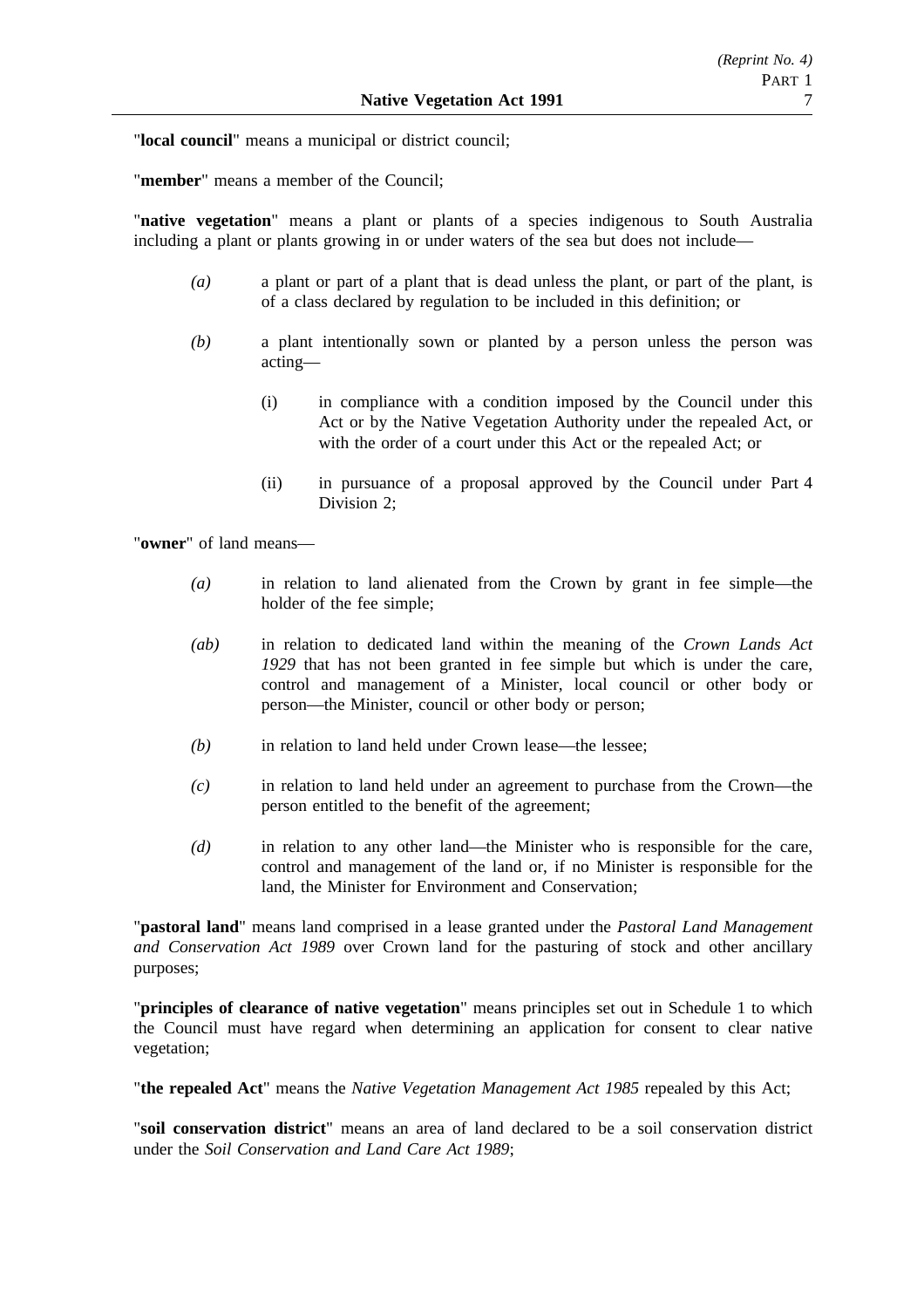"**local council**" means a municipal or district council;

"**member**" means a member of the Council;

"**native vegetation**" means a plant or plants of a species indigenous to South Australia including a plant or plants growing in or under waters of the sea but does not include—

- *(a)* a plant or part of a plant that is dead unless the plant, or part of the plant, is of a class declared by regulation to be included in this definition; or
- *(b)* a plant intentionally sown or planted by a person unless the person was acting—
  - (i) in compliance with a condition imposed by the Council under this Act or by the Native Vegetation Authority under the repealed Act, or with the order of a court under this Act or the repealed Act; or
  - (ii) in pursuance of a proposal approved by the Council under Part 4 Division 2;

"**owner**" of land means—

- *(a)* in relation to land alienated from the Crown by grant in fee simple—the holder of the fee simple;
- *(ab)* in relation to dedicated land within the meaning of the *Crown Lands Act 1929* that has not been granted in fee simple but which is under the care, control and management of a Minister, local council or other body or person—the Minister, council or other body or person;
- *(b)* in relation to land held under Crown lease—the lessee;
- *(c)* in relation to land held under an agreement to purchase from the Crown—the person entitled to the benefit of the agreement;
- *(d)* in relation to any other land—the Minister who is responsible for the care, control and management of the land or, if no Minister is responsible for the land, the Minister for Environment and Conservation;

"**pastoral land**" means land comprised in a lease granted under the *Pastoral Land Management and Conservation Act 1989* over Crown land for the pasturing of stock and other ancillary purposes;

"**principles of clearance of native vegetation**" means principles set out in Schedule 1 to which the Council must have regard when determining an application for consent to clear native vegetation;

"**the repealed Act**" means the *Native Vegetation Management Act 1985* repealed by this Act;

"**soil conservation district**" means an area of land declared to be a soil conservation district under the *Soil Conservation and Land Care Act 1989*;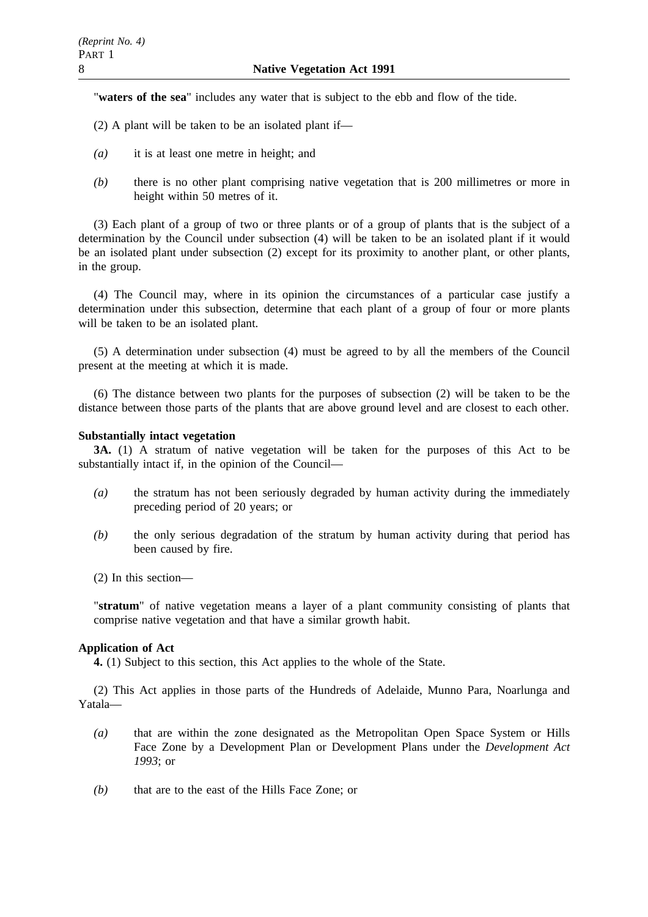"**waters of the sea**" includes any water that is subject to the ebb and flow of the tide.

(2) A plant will be taken to be an isolated plant if—

*(a)* it is at least one metre in height; and

*(b)* there is no other plant comprising native vegetation that is 200 millimetres or more in height within 50 metres of it.

(3) Each plant of a group of two or three plants or of a group of plants that is the subject of a determination by the Council under subsection (4) will be taken to be an isolated plant if it would be an isolated plant under subsection (2) except for its proximity to another plant, or other plants, in the group.

(4) The Council may, where in its opinion the circumstances of a particular case justify a determination under this subsection, determine that each plant of a group of four or more plants will be taken to be an isolated plant.

(5) A determination under subsection (4) must be agreed to by all the members of the Council present at the meeting at which it is made.

(6) The distance between two plants for the purposes of subsection (2) will be taken to be the distance between those parts of the plants that are above ground level and are closest to each other.

**Substantially intact vegetation**

**3A.** (1) A stratum of native vegetation will be taken for the purposes of this Act to be substantially intact if, in the opinion of the Council—

*(a)* the stratum has not been seriously degraded by human activity during the immediately preceding period of 20 years; or

*(b)* the only serious degradation of the stratum by human activity during that period has been caused by fire.

(2) In this section—

"**stratum**" of native vegetation means a layer of a plant community consisting of plants that comprise native vegetation and that have a similar growth habit.

**Application of Act**

**4.** (1) Subject to this section, this Act applies to the whole of the State.

(2) This Act applies in those parts of the Hundreds of Adelaide, Munno Para, Noarlunga and Yatala—

*(a)* that are within the zone designated as the Metropolitan Open Space System or Hills Face Zone by a Development Plan or Development Plans under the *Development Act 1993*; or

*(b)* that are to the east of the Hills Face Zone; or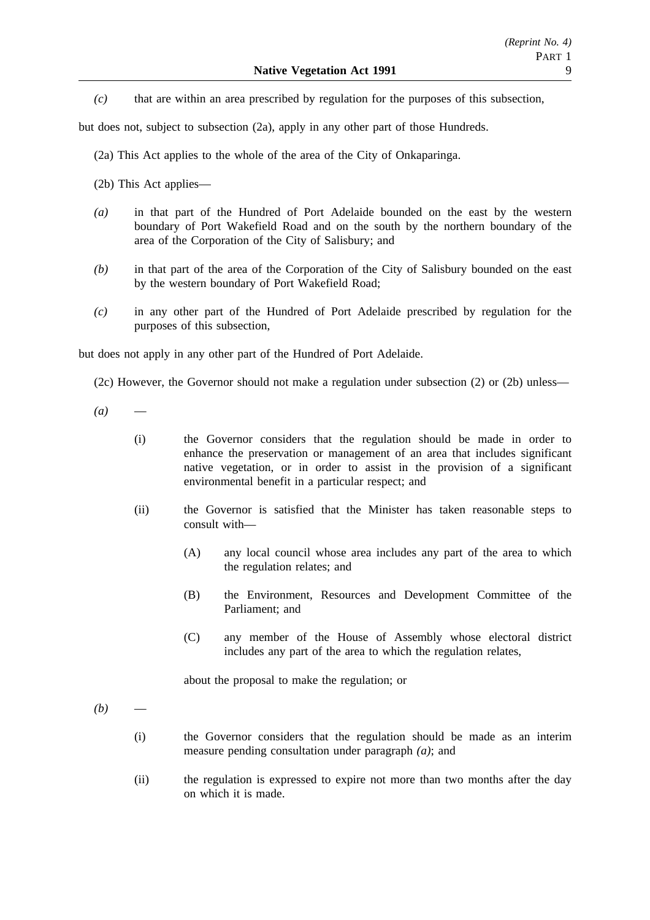*(c)* that are within an area prescribed by regulation for the purposes of this subsection,

but does not, subject to subsection (2a), apply in any other part of those Hundreds.

(2a) This Act applies to the whole of the area of the City of Onkaparinga.

(2b) This Act applies—

*(a)* in that part of the Hundred of Port Adelaide bounded on the east by the western boundary of Port Wakefield Road and on the south by the northern boundary of the area of the Corporation of the City of Salisbury; and

*(b)* in that part of the area of the Corporation of the City of Salisbury bounded on the east by the western boundary of Port Wakefield Road;

*(c)* in any other part of the Hundred of Port Adelaide prescribed by regulation for the purposes of this subsection,

but does not apply in any other part of the Hundred of Port Adelaide.

(2c) However, the Governor should not make a regulation under subsection (2) or (2b) unless—

*(a)* —

(i) the Governor considers that the regulation should be made in order to enhance the preservation or management of an area that includes significant native vegetation, or in order to assist in the provision of a significant environmental benefit in a particular respect; and

(ii) the Governor is satisfied that the Minister has taken reasonable steps to consult with—

(A) any local council whose area includes any part of the area to which the regulation relates; and

(B) the Environment, Resources and Development Committee of the Parliament; and

(C) any member of the House of Assembly whose electoral district includes any part of the area to which the regulation relates,

about the proposal to make the regulation; or

*(b)* —

(i) the Governor considers that the regulation should be made as an interim measure pending consultation under paragraph *(a)*; and

(ii) the regulation is expressed to expire not more than two months after the day on which it is made.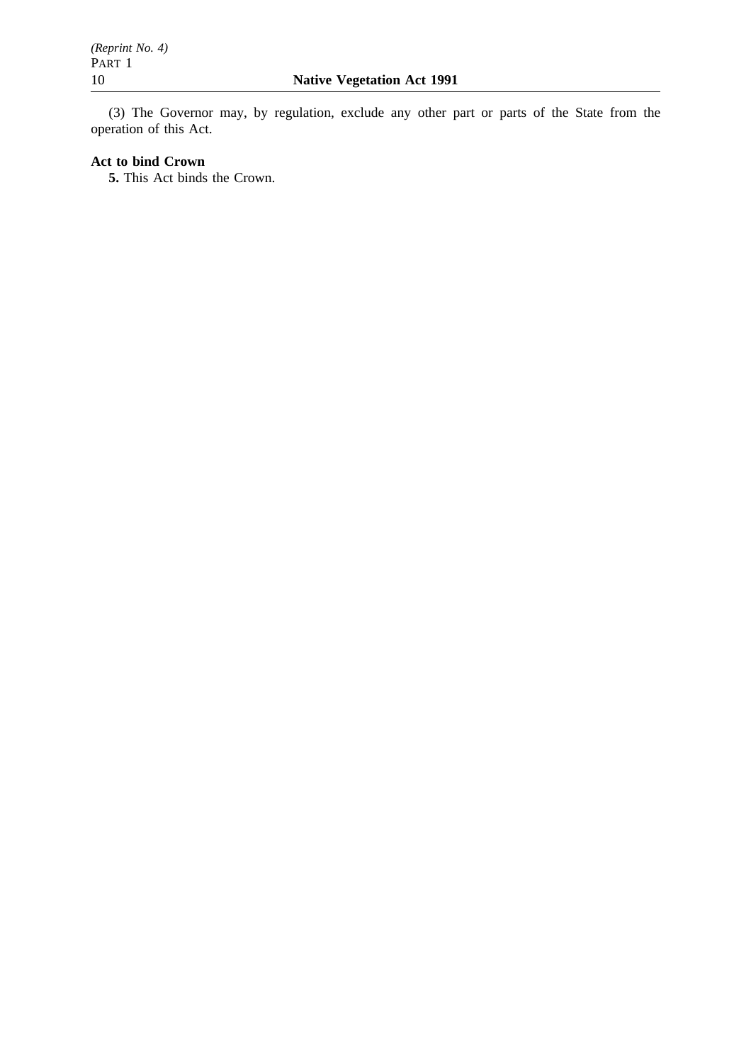(3) The Governor may, by regulation, exclude any other part or parts of the State from the operation of this Act.

**Act to bind Crown**

**5.** This Act binds the Crown.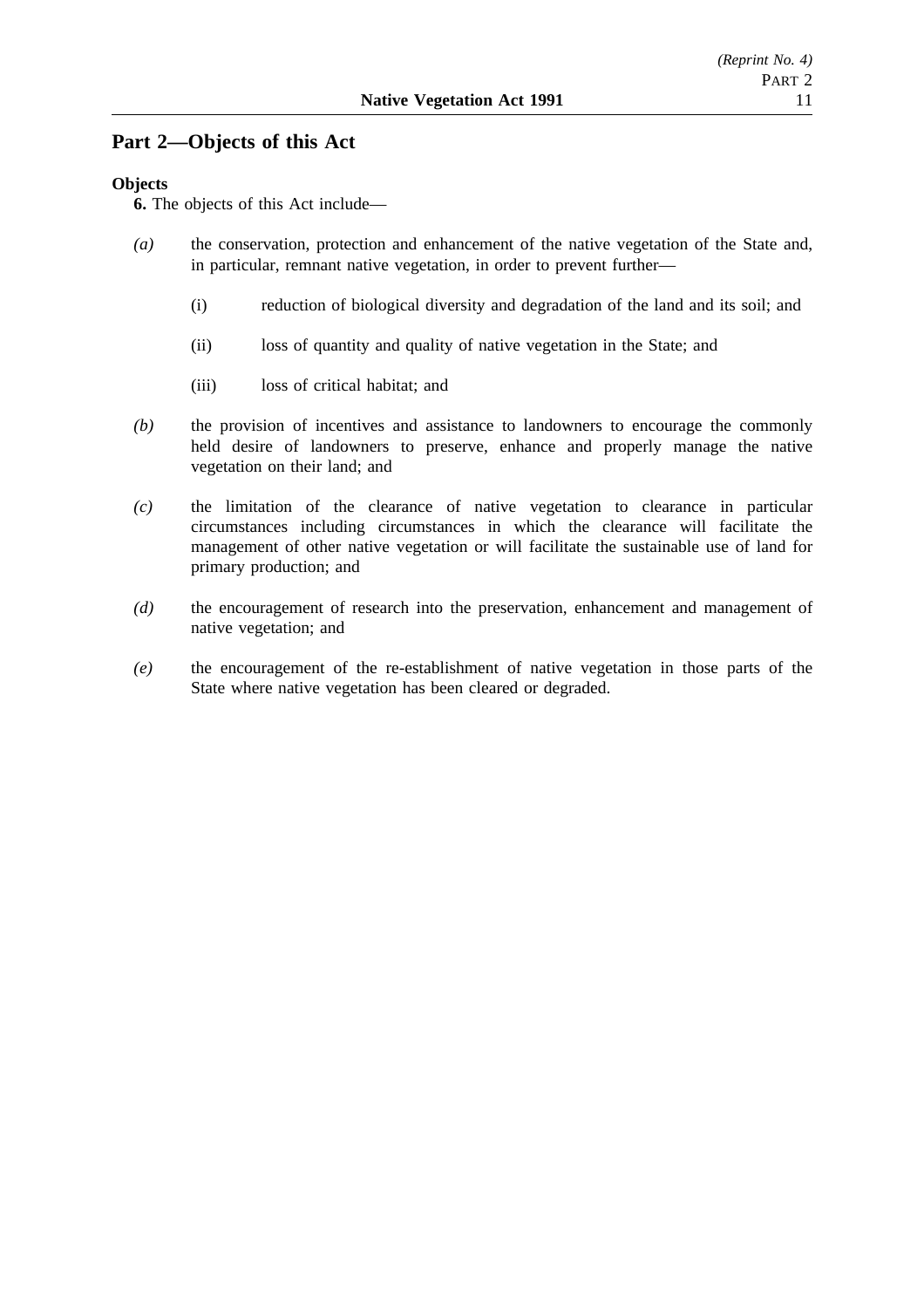## Part 2—Objects of this Act

**Objects**

**6.** The objects of this Act include—

*(a)* the conservation, protection and enhancement of the native vegetation of the State and, in particular, remnant native vegetation, in order to prevent further—

(i) reduction of biological diversity and degradation of the land and its soil; and

(ii) loss of quantity and quality of native vegetation in the State; and

(iii) loss of critical habitat; and

*(b)* the provision of incentives and assistance to landowners to encourage the commonly held desire of landowners to preserve, enhance and properly manage the native vegetation on their land; and

*(c)* the limitation of the clearance of native vegetation to clearance in particular circumstances including circumstances in which the clearance will facilitate the management of other native vegetation or will facilitate the sustainable use of land for primary production; and

*(d)* the encouragement of research into the preservation, enhancement and management of native vegetation; and

*(e)* the encouragement of the re-establishment of native vegetation in those parts of the State where native vegetation has been cleared or degraded.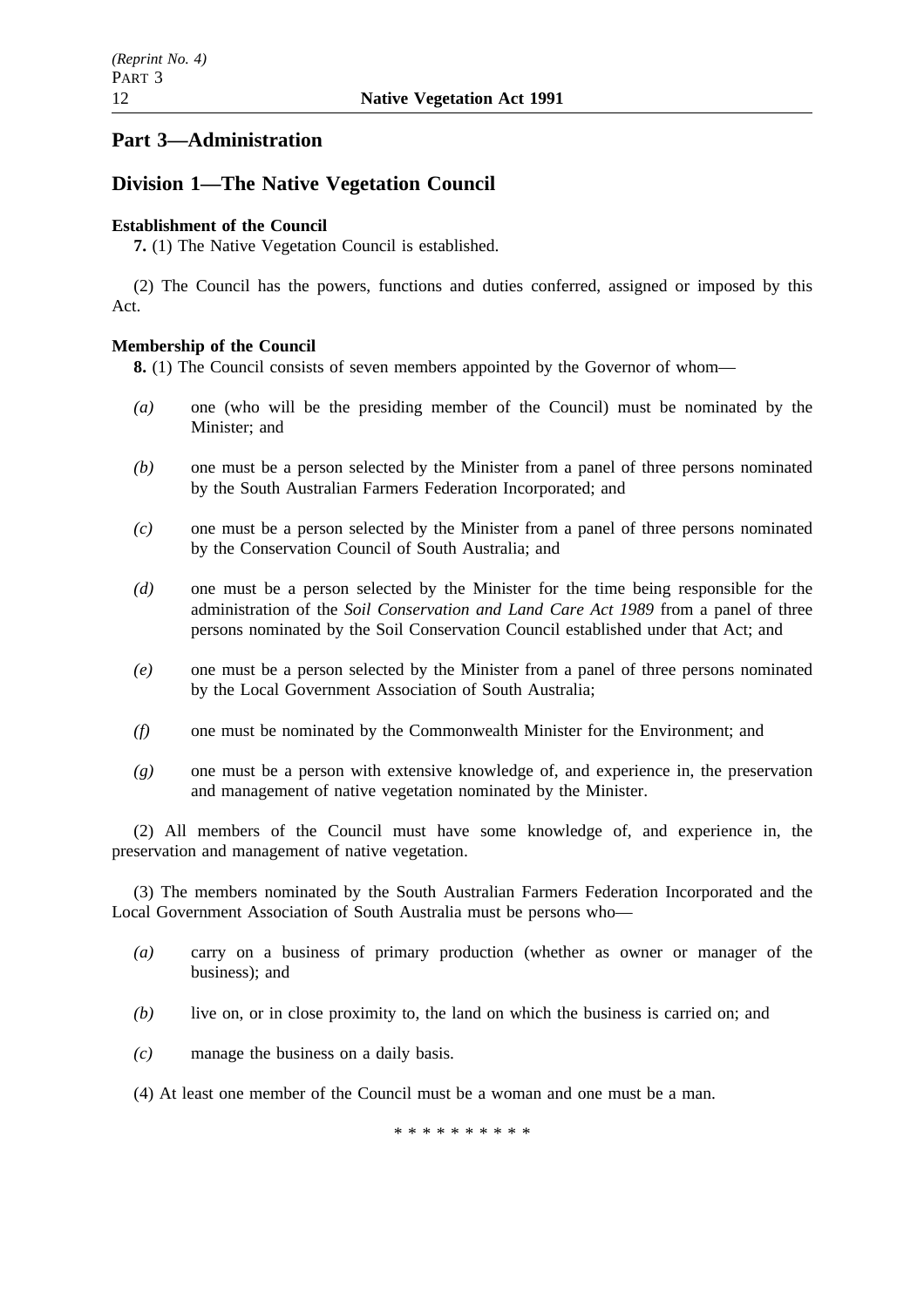## Part 3—Administration

## Division 1—The Native Vegetation Council

**Establishment of the Council**

**7.** (1) The Native Vegetation Council is established.

(2) The Council has the powers, functions and duties conferred, assigned or imposed by this Act.

**Membership of the Council**

**8.** (1) The Council consists of seven members appointed by the Governor of whom—

*(a)* one (who will be the presiding member of the Council) must be nominated by the Minister; and

*(b)* one must be a person selected by the Minister from a panel of three persons nominated by the South Australian Farmers Federation Incorporated; and

*(c)* one must be a person selected by the Minister from a panel of three persons nominated by the Conservation Council of South Australia; and

*(d)* one must be a person selected by the Minister for the time being responsible for the administration of the *Soil Conservation and Land Care Act 1989* from a panel of three persons nominated by the Soil Conservation Council established under that Act; and

*(e)* one must be a person selected by the Minister from a panel of three persons nominated by the Local Government Association of South Australia;

*(f)* one must be nominated by the Commonwealth Minister for the Environment; and

*(g)* one must be a person with extensive knowledge of, and experience in, the preservation and management of native vegetation nominated by the Minister.

(2) All members of the Council must have some knowledge of, and experience in, the preservation and management of native vegetation.

(3) The members nominated by the South Australian Farmers Federation Incorporated and the Local Government Association of South Australia must be persons who—

*(a)* carry on a business of primary production (whether as owner or manager of the business); and

*(b)* live on, or in close proximity to, the land on which the business is carried on; and

*(c)* manage the business on a daily basis.

(4) At least one member of the Council must be a woman and one must be a man.

* * * * * * * * * *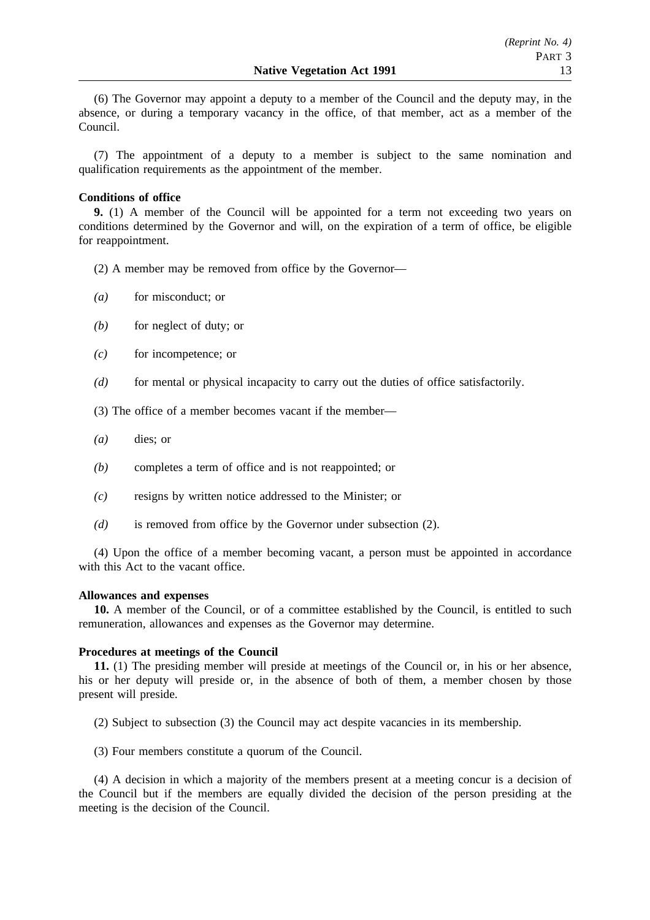(6) The Governor may appoint a deputy to a member of the Council and the deputy may, in the absence, or during a temporary vacancy in the office, of that member, act as a member of the Council.

(7) The appointment of a deputy to a member is subject to the same nomination and qualification requirements as the appointment of the member.

**Conditions of office**

**9.** (1) A member of the Council will be appointed for a term not exceeding two years on conditions determined by the Governor and will, on the expiration of a term of office, be eligible for reappointment.

(2) A member may be removed from office by the Governor—

*(a)* for misconduct; or

*(b)* for neglect of duty; or

*(c)* for incompetence; or

*(d)* for mental or physical incapacity to carry out the duties of office satisfactorily.

(3) The office of a member becomes vacant if the member—

*(a)* dies; or

*(b)* completes a term of office and is not reappointed; or

*(c)* resigns by written notice addressed to the Minister; or

*(d)* is removed from office by the Governor under subsection (2).

(4) Upon the office of a member becoming vacant, a person must be appointed in accordance with this Act to the vacant office.

**Allowances and expenses**

**10.** A member of the Council, or of a committee established by the Council, is entitled to such remuneration, allowances and expenses as the Governor may determine.

**Procedures at meetings of the Council**

**11.** (1) The presiding member will preside at meetings of the Council or, in his or her absence, his or her deputy will preside or, in the absence of both of them, a member chosen by those present will preside.

(2) Subject to subsection (3) the Council may act despite vacancies in its membership.

(3) Four members constitute a quorum of the Council.

(4) A decision in which a majority of the members present at a meeting concur is a decision of the Council but if the members are equally divided the decision of the person presiding at the meeting is the decision of the Council.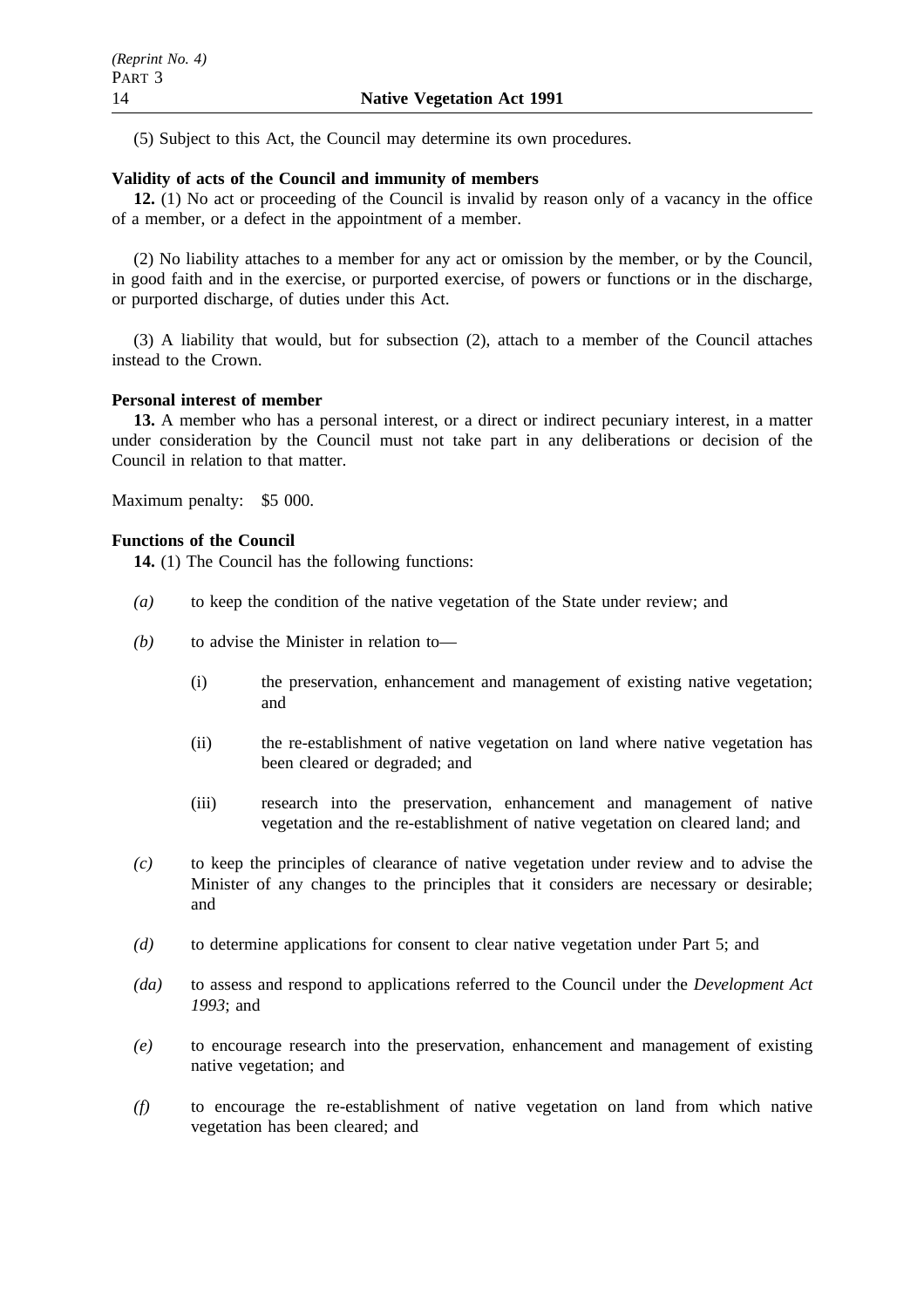(5) Subject to this Act, the Council may determine its own procedures.

**Validity of acts of the Council and immunity of members**

**12.** (1) No act or proceeding of the Council is invalid by reason only of a vacancy in the office of a member, or a defect in the appointment of a member.

(2) No liability attaches to a member for any act or omission by the member, or by the Council, in good faith and in the exercise, or purported exercise, of powers or functions or in the discharge, or purported discharge, of duties under this Act.

(3) A liability that would, but for subsection (2), attach to a member of the Council attaches instead to the Crown.

**Personal interest of member**

**13.** A member who has a personal interest, or a direct or indirect pecuniary interest, in a matter under consideration by the Council must not take part in any deliberations or decision of the Council in relation to that matter.

Maximum penalty: $5 000.

**Functions of the Council**

**14.** (1) The Council has the following functions:

*(a)* to keep the condition of the native vegetation of the State under review; and

*(b)* to advise the Minister in relation to—

(i) the preservation, enhancement and management of existing native vegetation; and

(ii) the re-establishment of native vegetation on land where native vegetation has been cleared or degraded; and

(iii) research into the preservation, enhancement and management of native vegetation and the re-establishment of native vegetation on cleared land; and

*(c)* to keep the principles of clearance of native vegetation under review and to advise the Minister of any changes to the principles that it considers are necessary or desirable; and

*(d)* to determine applications for consent to clear native vegetation under Part 5; and

*(da)* to assess and respond to applications referred to the Council under the *Development Act 1993*; and

*(e)* to encourage research into the preservation, enhancement and management of existing native vegetation; and

*(f)* to encourage the re-establishment of native vegetation on land from which native vegetation has been cleared; and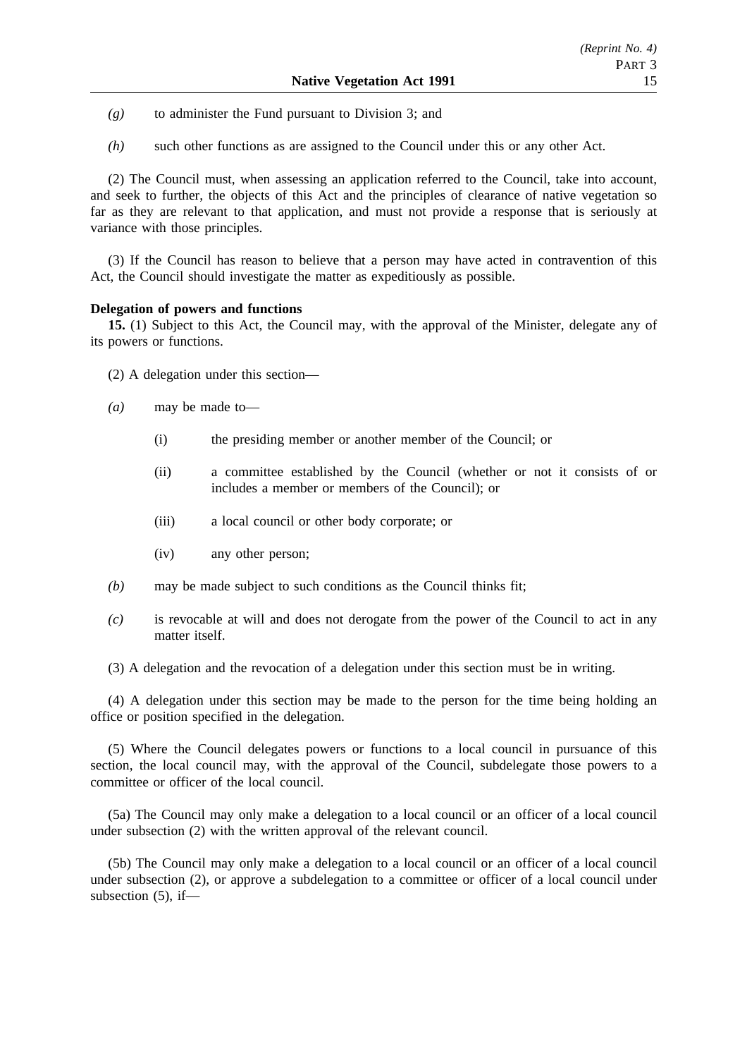*(g)* to administer the Fund pursuant to Division 3; and

*(h)* such other functions as are assigned to the Council under this or any other Act.

(2) The Council must, when assessing an application referred to the Council, take into account, and seek to further, the objects of this Act and the principles of clearance of native vegetation so far as they are relevant to that application, and must not provide a response that is seriously at variance with those principles.

(3) If the Council has reason to believe that a person may have acted in contravention of this Act, the Council should investigate the matter as expeditiously as possible.

**Delegation of powers and functions**

**15.** (1) Subject to this Act, the Council may, with the approval of the Minister, delegate any of its powers or functions.

(2) A delegation under this section—

*(a)* may be made to—

(i) the presiding member or another member of the Council; or

(ii) a committee established by the Council (whether or not it consists of or includes a member or members of the Council); or

(iii) a local council or other body corporate; or

(iv) any other person;

*(b)* may be made subject to such conditions as the Council thinks fit;

*(c)* is revocable at will and does not derogate from the power of the Council to act in any matter itself.

(3) A delegation and the revocation of a delegation under this section must be in writing.

(4) A delegation under this section may be made to the person for the time being holding an office or position specified in the delegation.

(5) Where the Council delegates powers or functions to a local council in pursuance of this section, the local council may, with the approval of the Council, subdelegate those powers to a committee or officer of the local council.

(5a) The Council may only make a delegation to a local council or an officer of a local council under subsection (2) with the written approval of the relevant council.

(5b) The Council may only make a delegation to a local council or an officer of a local council under subsection (2), or approve a subdelegation to a committee or officer of a local council under subsection (5), if—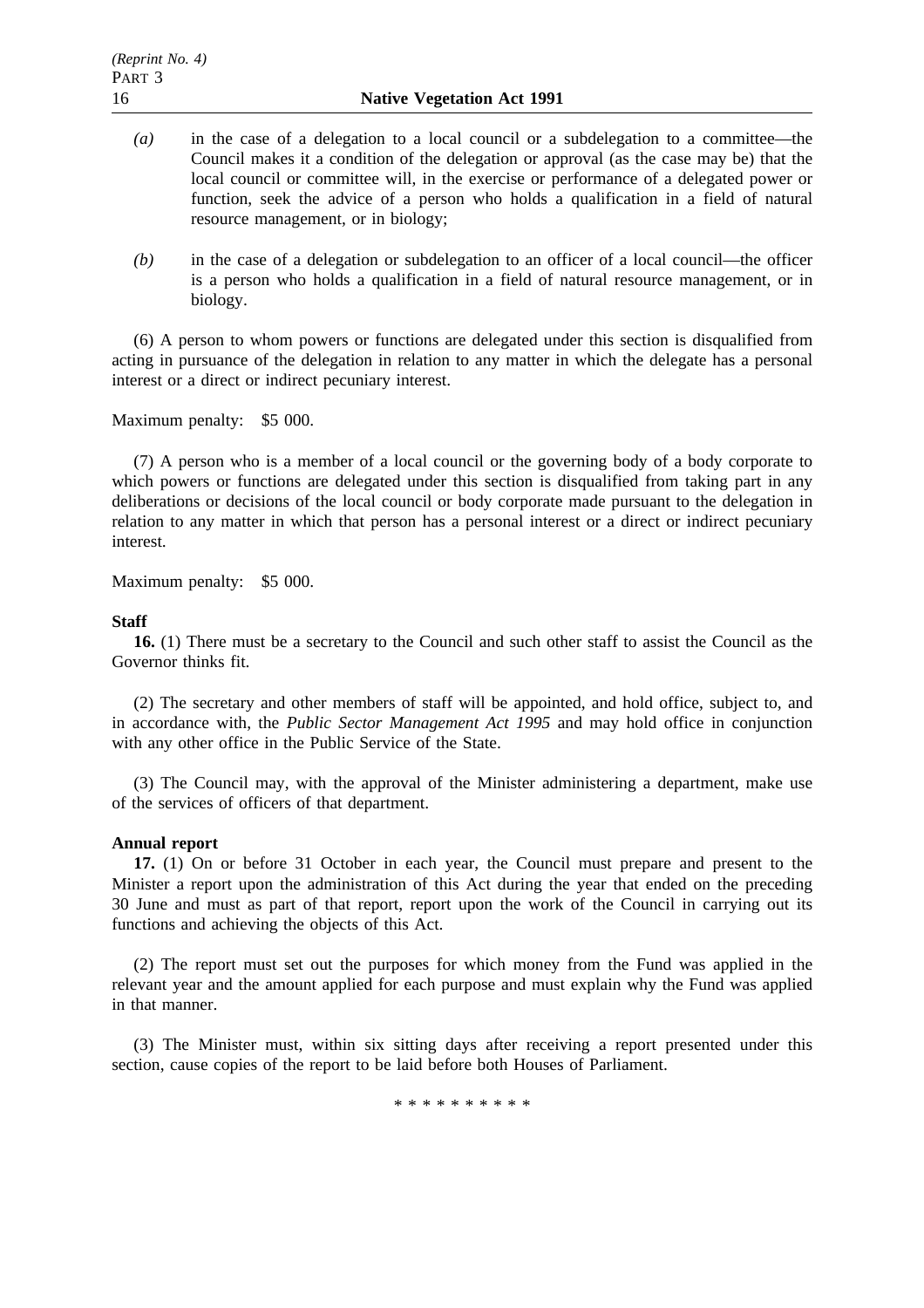*(a)* in the case of a delegation to a local council or a subdelegation to a committee—the Council makes it a condition of the delegation or approval (as the case may be) that the local council or committee will, in the exercise or performance of a delegated power or function, seek the advice of a person who holds a qualification in a field of natural resource management, or in biology;

*(b)* in the case of a delegation or subdelegation to an officer of a local council—the officer is a person who holds a qualification in a field of natural resource management, or in biology.

(6) A person to whom powers or functions are delegated under this section is disqualified from acting in pursuance of the delegation in relation to any matter in which the delegate has a personal interest or a direct or indirect pecuniary interest.

Maximum penalty: $5 000.

(7) A person who is a member of a local council or the governing body of a body corporate to which powers or functions are delegated under this section is disqualified from taking part in any deliberations or decisions of the local council or body corporate made pursuant to the delegation in relation to any matter in which that person has a personal interest or a direct or indirect pecuniary interest.

Maximum penalty: $5 000.

**Staff**

**16.** (1) There must be a secretary to the Council and such other staff to assist the Council as the Governor thinks fit.

(2) The secretary and other members of staff will be appointed, and hold office, subject to, and in accordance with, the *Public Sector Management Act 1995* and may hold office in conjunction with any other office in the Public Service of the State.

(3) The Council may, with the approval of the Minister administering a department, make use of the services of officers of that department.

**Annual report**

**17.** (1) On or before 31 October in each year, the Council must prepare and present to the Minister a report upon the administration of this Act during the year that ended on the preceding 30 June and must as part of that report, report upon the work of the Council in carrying out its functions and achieving the objects of this Act.

(2) The report must set out the purposes for which money from the Fund was applied in the relevant year and the amount applied for each purpose and must explain why the Fund was applied in that manner.

(3) The Minister must, within six sitting days after receiving a report presented under this section, cause copies of the report to be laid before both Houses of Parliament.

* * * * * * * * * *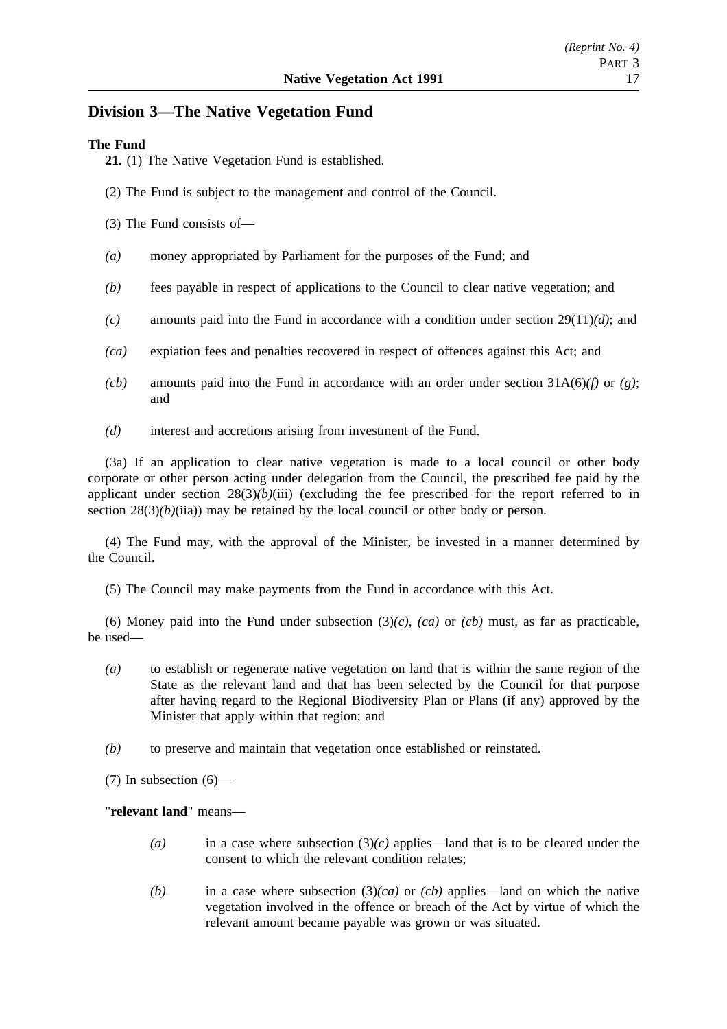## Division 3—The Native Vegetation Fund

**The Fund**

**21.** (1) The Native Vegetation Fund is established.

(2) The Fund is subject to the management and control of the Council.

(3) The Fund consists of—

*(a)* money appropriated by Parliament for the purposes of the Fund; and

*(b)* fees payable in respect of applications to the Council to clear native vegetation; and

*(c)* amounts paid into the Fund in accordance with a condition under section 29(11)*(d)*; and

*(ca)* expiation fees and penalties recovered in respect of offences against this Act; and

*(cb)* amounts paid into the Fund in accordance with an order under section 31A(6)*(f)* or *(g)*; and

*(d)* interest and accretions arising from investment of the Fund.

(3a) If an application to clear native vegetation is made to a local council or other body corporate or other person acting under delegation from the Council, the prescribed fee paid by the applicant under section 28(3)*(b)*(iii) (excluding the fee prescribed for the report referred to in section 28(3)*(b)*(iia)) may be retained by the local council or other body or person.

(4) The Fund may, with the approval of the Minister, be invested in a manner determined by the Council.

(5) The Council may make payments from the Fund in accordance with this Act.

(6) Money paid into the Fund under subsection (3)*(c)*, *(ca)* or *(cb)* must, as far as practicable, be used—

*(a)* to establish or regenerate native vegetation on land that is within the same region of the State as the relevant land and that has been selected by the Council for that purpose after having regard to the Regional Biodiversity Plan or Plans (if any) approved by the Minister that apply within that region; and

*(b)* to preserve and maintain that vegetation once established or reinstated.

(7) In subsection (6)—

"**relevant land**" means—

*(a)* in a case where subsection (3)*(c)* applies—land that is to be cleared under the consent to which the relevant condition relates;

*(b)* in a case where subsection (3)*(ca)* or *(cb)* applies—land on which the native vegetation involved in the offence or breach of the Act by virtue of which the relevant amount became payable was grown or was situated.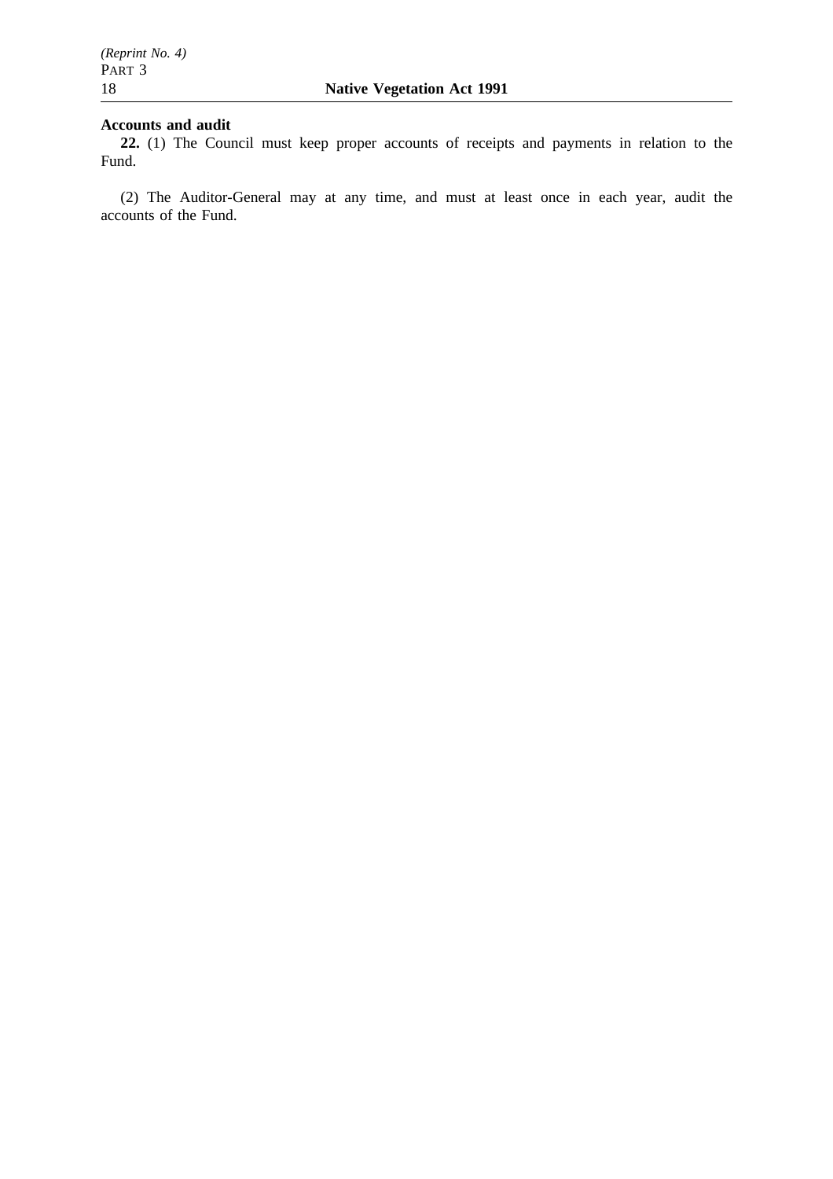**Accounts and audit**

**22.** (1) The Council must keep proper accounts of receipts and payments in relation to the Fund.

(2) The Auditor-General may at any time, and must at least once in each year, audit the accounts of the Fund.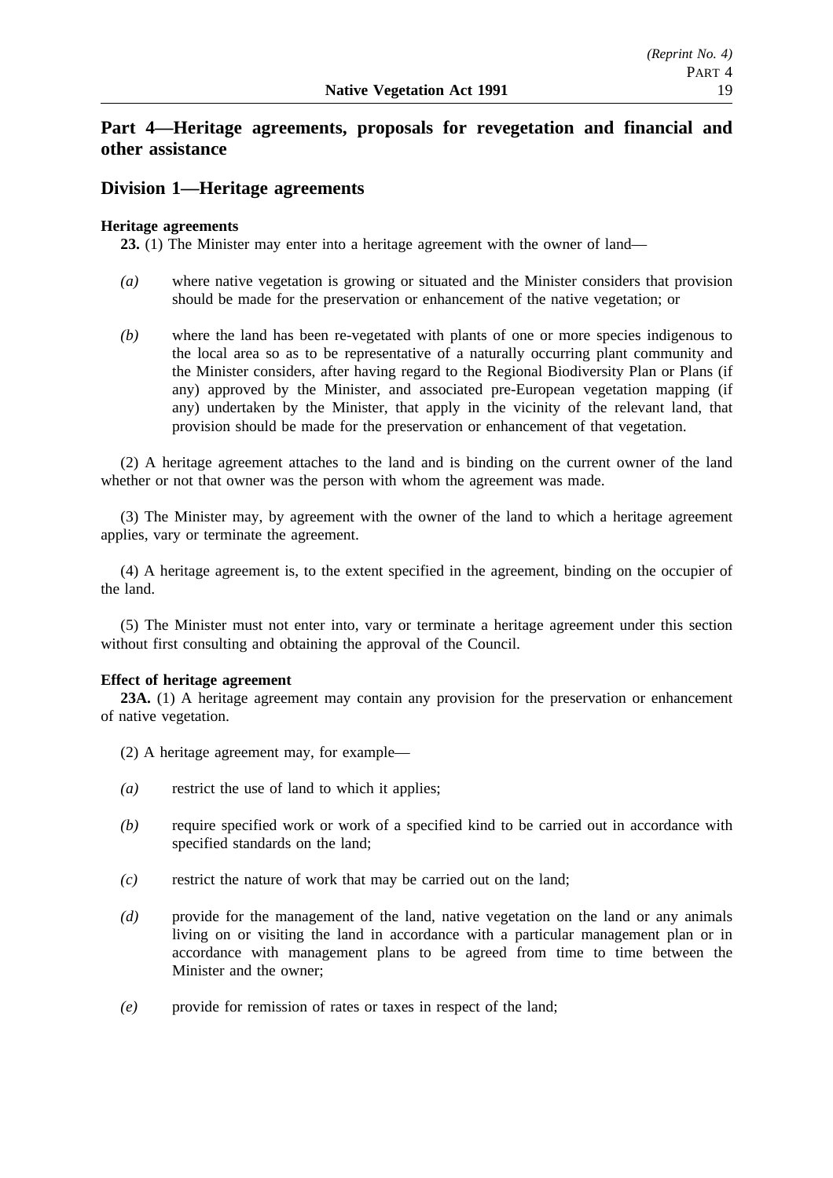# Part 4—Heritage agreements, proposals for revegetation and financial and other assistance

## Division 1—Heritage agreements

**Heritage agreements**

**23.** (1) The Minister may enter into a heritage agreement with the owner of land—

*(a)* where native vegetation is growing or situated and the Minister considers that provision should be made for the preservation or enhancement of the native vegetation; or

*(b)* where the land has been re-vegetated with plants of one or more species indigenous to the local area so as to be representative of a naturally occurring plant community and the Minister considers, after having regard to the Regional Biodiversity Plan or Plans (if any) approved by the Minister, and associated pre-European vegetation mapping (if any) undertaken by the Minister, that apply in the vicinity of the relevant land, that provision should be made for the preservation or enhancement of that vegetation.

(2) A heritage agreement attaches to the land and is binding on the current owner of the land whether or not that owner was the person with whom the agreement was made.

(3) The Minister may, by agreement with the owner of the land to which a heritage agreement applies, vary or terminate the agreement.

(4) A heritage agreement is, to the extent specified in the agreement, binding on the occupier of the land.

(5) The Minister must not enter into, vary or terminate a heritage agreement under this section without first consulting and obtaining the approval of the Council.

**Effect of heritage agreement**

**23A.** (1) A heritage agreement may contain any provision for the preservation or enhancement of native vegetation.

(2) A heritage agreement may, for example—

*(a)* restrict the use of land to which it applies;

*(b)* require specified work or work of a specified kind to be carried out in accordance with specified standards on the land;

*(c)* restrict the nature of work that may be carried out on the land;

*(d)* provide for the management of the land, native vegetation on the land or any animals living on or visiting the land in accordance with a particular management plan or in accordance with management plans to be agreed from time to time between the Minister and the owner;

*(e)* provide for remission of rates or taxes in respect of the land;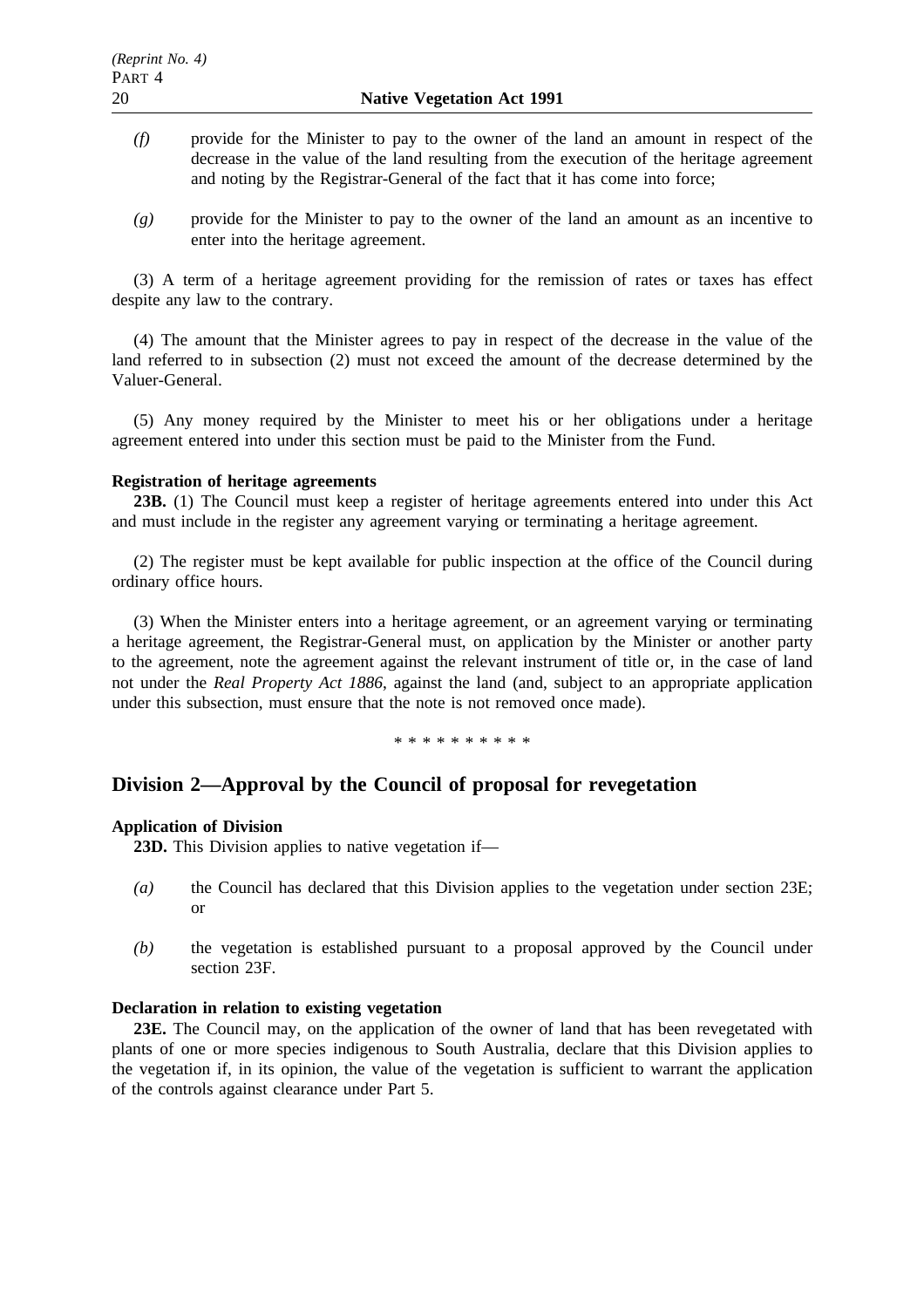*(f)* provide for the Minister to pay to the owner of the land an amount in respect of the decrease in the value of the land resulting from the execution of the heritage agreement and noting by the Registrar-General of the fact that it has come into force;

*(g)* provide for the Minister to pay to the owner of the land an amount as an incentive to enter into the heritage agreement.

(3) A term of a heritage agreement providing for the remission of rates or taxes has effect despite any law to the contrary.

(4) The amount that the Minister agrees to pay in respect of the decrease in the value of the land referred to in subsection (2) must not exceed the amount of the decrease determined by the Valuer-General.

(5) Any money required by the Minister to meet his or her obligations under a heritage agreement entered into under this section must be paid to the Minister from the Fund.

**Registration of heritage agreements**

**23B.** (1) The Council must keep a register of heritage agreements entered into under this Act and must include in the register any agreement varying or terminating a heritage agreement.

(2) The register must be kept available for public inspection at the office of the Council during ordinary office hours.

(3) When the Minister enters into a heritage agreement, or an agreement varying or terminating a heritage agreement, the Registrar-General must, on application by the Minister or another party to the agreement, note the agreement against the relevant instrument of title or, in the case of land not under the *Real Property Act 1886*, against the land (and, subject to an appropriate application under this subsection, must ensure that the note is not removed once made).

\* \* \* \* \* \* \* \* \* \*

## Division 2—Approval by the Council of proposal for revegetation

**Application of Division**

**23D.** This Division applies to native vegetation if—

*(a)* the Council has declared that this Division applies to the vegetation under section 23E; or

*(b)* the vegetation is established pursuant to a proposal approved by the Council under section 23F.

**Declaration in relation to existing vegetation**

**23E.** The Council may, on the application of the owner of land that has been revegetated with plants of one or more species indigenous to South Australia, declare that this Division applies to the vegetation if, in its opinion, the value of the vegetation is sufficient to warrant the application of the controls against clearance under Part 5.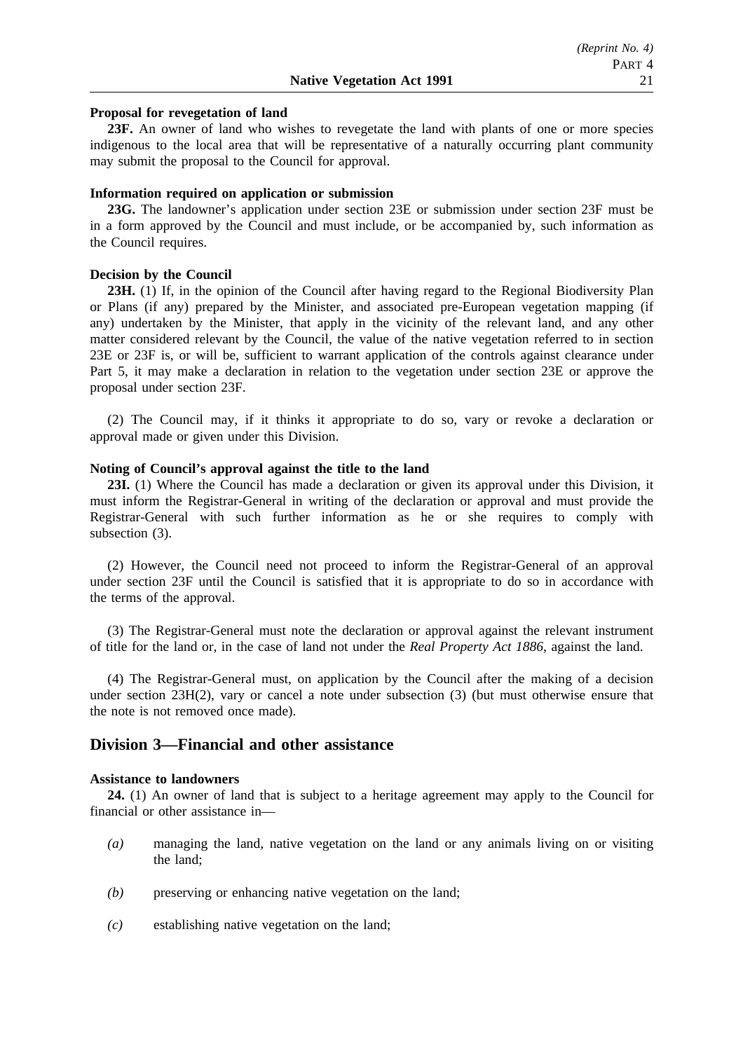**Proposal for revegetation of land**

**23F.** An owner of land who wishes to revegetate the land with plants of one or more species indigenous to the local area that will be representative of a naturally occurring plant community may submit the proposal to the Council for approval.

**Information required on application or submission**

**23G.** The landowner's application under section 23E or submission under section 23F must be in a form approved by the Council and must include, or be accompanied by, such information as the Council requires.

**Decision by the Council**

**23H.** (1) If, in the opinion of the Council after having regard to the Regional Biodiversity Plan or Plans (if any) prepared by the Minister, and associated pre-European vegetation mapping (if any) undertaken by the Minister, that apply in the vicinity of the relevant land, and any other matter considered relevant by the Council, the value of the native vegetation referred to in section 23E or 23F is, or will be, sufficient to warrant application of the controls against clearance under Part 5, it may make a declaration in relation to the vegetation under section 23E or approve the proposal under section 23F.

(2) The Council may, if it thinks it appropriate to do so, vary or revoke a declaration or approval made or given under this Division.

**Noting of Council's approval against the title to the land**

**23I.** (1) Where the Council has made a declaration or given its approval under this Division, it must inform the Registrar-General in writing of the declaration or approval and must provide the Registrar-General with such further information as he or she requires to comply with subsection (3).

(2) However, the Council need not proceed to inform the Registrar-General of an approval under section 23F until the Council is satisfied that it is appropriate to do so in accordance with the terms of the approval.

(3) The Registrar-General must note the declaration or approval against the relevant instrument of title for the land or, in the case of land not under the *Real Property Act 1886*, against the land.

(4) The Registrar-General must, on application by the Council after the making of a decision under section 23H(2), vary or cancel a note under subsection (3) (but must otherwise ensure that the note is not removed once made).

## Division 3—Financial and other assistance

**Assistance to landowners**

**24.** (1) An owner of land that is subject to a heritage agreement may apply to the Council for financial or other assistance in—

*(a)* managing the land, native vegetation on the land or any animals living on or visiting the land;

*(b)* preserving or enhancing native vegetation on the land;

*(c)* establishing native vegetation on the land;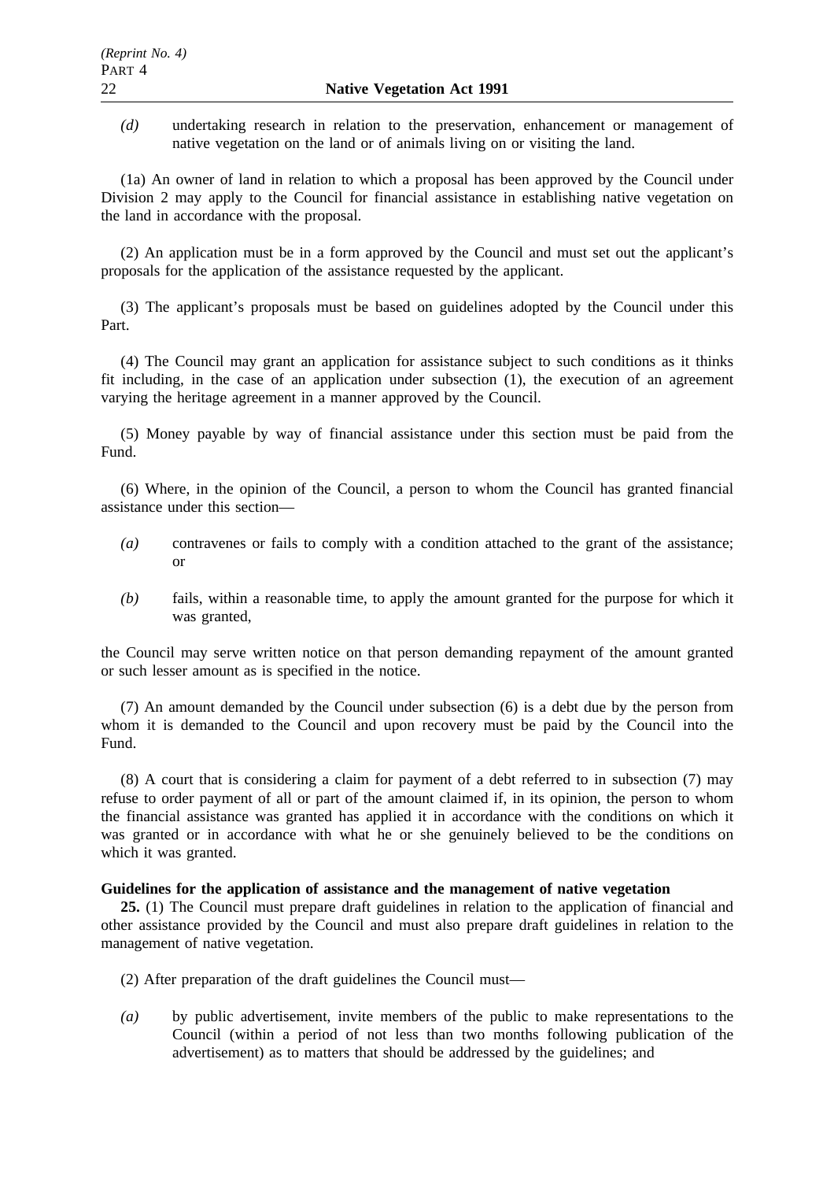*(d)* undertaking research in relation to the preservation, enhancement or management of native vegetation on the land or of animals living on or visiting the land.

(1a) An owner of land in relation to which a proposal has been approved by the Council under Division 2 may apply to the Council for financial assistance in establishing native vegetation on the land in accordance with the proposal.

(2) An application must be in a form approved by the Council and must set out the applicant's proposals for the application of the assistance requested by the applicant.

(3) The applicant's proposals must be based on guidelines adopted by the Council under this Part.

(4) The Council may grant an application for assistance subject to such conditions as it thinks fit including, in the case of an application under subsection (1), the execution of an agreement varying the heritage agreement in a manner approved by the Council.

(5) Money payable by way of financial assistance under this section must be paid from the Fund.

(6) Where, in the opinion of the Council, a person to whom the Council has granted financial assistance under this section—

*(a)* contravenes or fails to comply with a condition attached to the grant of the assistance; or

*(b)* fails, within a reasonable time, to apply the amount granted for the purpose for which it was granted,

the Council may serve written notice on that person demanding repayment of the amount granted or such lesser amount as is specified in the notice.

(7) An amount demanded by the Council under subsection (6) is a debt due by the person from whom it is demanded to the Council and upon recovery must be paid by the Council into the Fund.

(8) A court that is considering a claim for payment of a debt referred to in subsection (7) may refuse to order payment of all or part of the amount claimed if, in its opinion, the person to whom the financial assistance was granted has applied it in accordance with the conditions on which it was granted or in accordance with what he or she genuinely believed to be the conditions on which it was granted.

**Guidelines for the application of assistance and the management of native vegetation**

**25.** (1) The Council must prepare draft guidelines in relation to the application of financial and other assistance provided by the Council and must also prepare draft guidelines in relation to the management of native vegetation.

(2) After preparation of the draft guidelines the Council must—

*(a)* by public advertisement, invite members of the public to make representations to the Council (within a period of not less than two months following publication of the advertisement) as to matters that should be addressed by the guidelines; and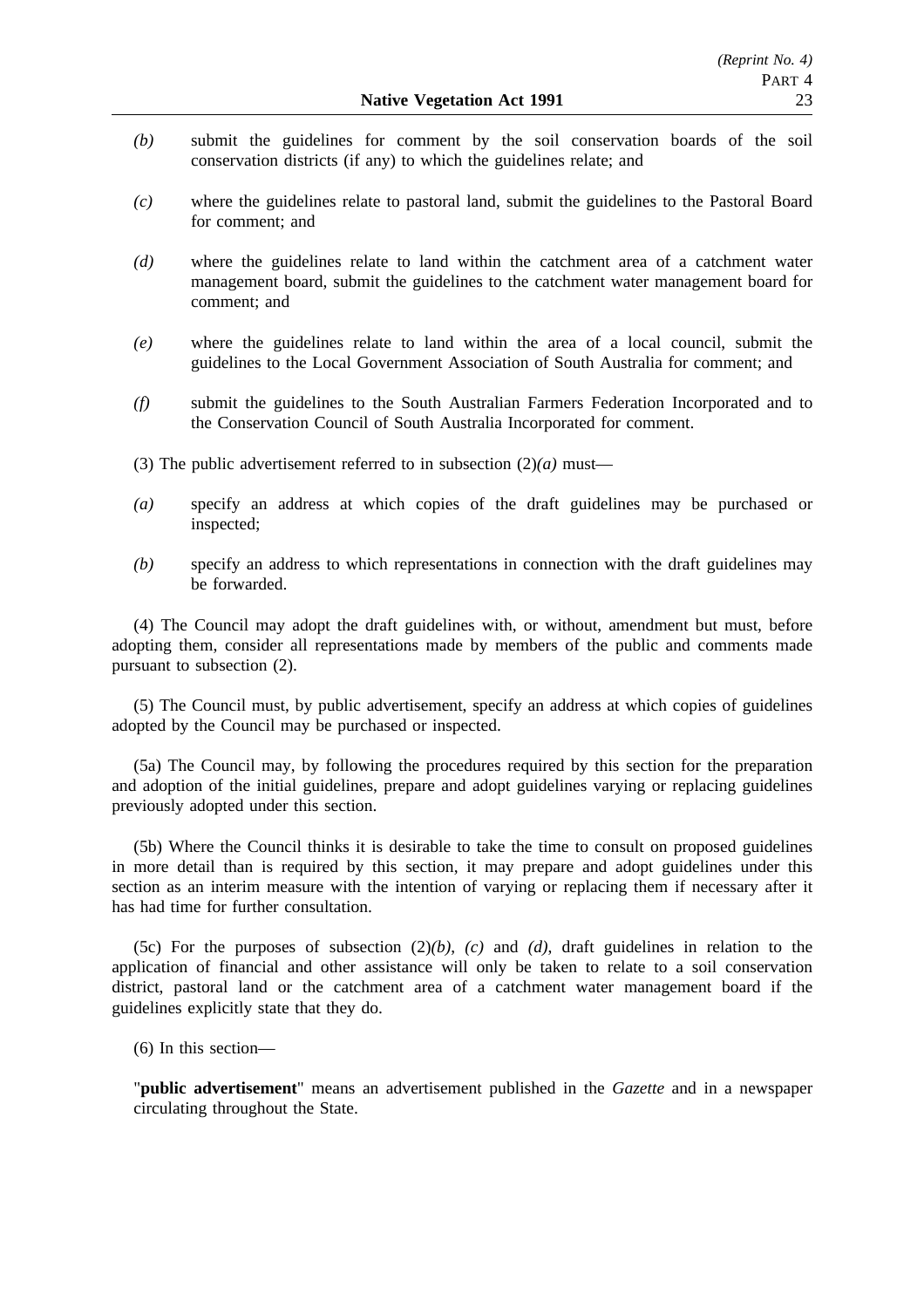*(b)* submit the guidelines for comment by the soil conservation boards of the soil conservation districts (if any) to which the guidelines relate; and

*(c)* where the guidelines relate to pastoral land, submit the guidelines to the Pastoral Board for comment; and

*(d)* where the guidelines relate to land within the catchment area of a catchment water management board, submit the guidelines to the catchment water management board for comment; and

*(e)* where the guidelines relate to land within the area of a local council, submit the guidelines to the Local Government Association of South Australia for comment; and

*(f)* submit the guidelines to the South Australian Farmers Federation Incorporated and to the Conservation Council of South Australia Incorporated for comment.

(3) The public advertisement referred to in subsection (2)*(a)* must—

*(a)* specify an address at which copies of the draft guidelines may be purchased or inspected;

*(b)* specify an address to which representations in connection with the draft guidelines may be forwarded.

(4) The Council may adopt the draft guidelines with, or without, amendment but must, before adopting them, consider all representations made by members of the public and comments made pursuant to subsection (2).

(5) The Council must, by public advertisement, specify an address at which copies of guidelines adopted by the Council may be purchased or inspected.

(5a) The Council may, by following the procedures required by this section for the preparation and adoption of the initial guidelines, prepare and adopt guidelines varying or replacing guidelines previously adopted under this section.

(5b) Where the Council thinks it is desirable to take the time to consult on proposed guidelines in more detail than is required by this section, it may prepare and adopt guidelines under this section as an interim measure with the intention of varying or replacing them if necessary after it has had time for further consultation.

(5c) For the purposes of subsection (2)*(b)*, *(c)* and *(d)*, draft guidelines in relation to the application of financial and other assistance will only be taken to relate to a soil conservation district, pastoral land or the catchment area of a catchment water management board if the guidelines explicitly state that they do.

(6) In this section—

"**public advertisement**" means an advertisement published in the *Gazette* and in a newspaper circulating throughout the State.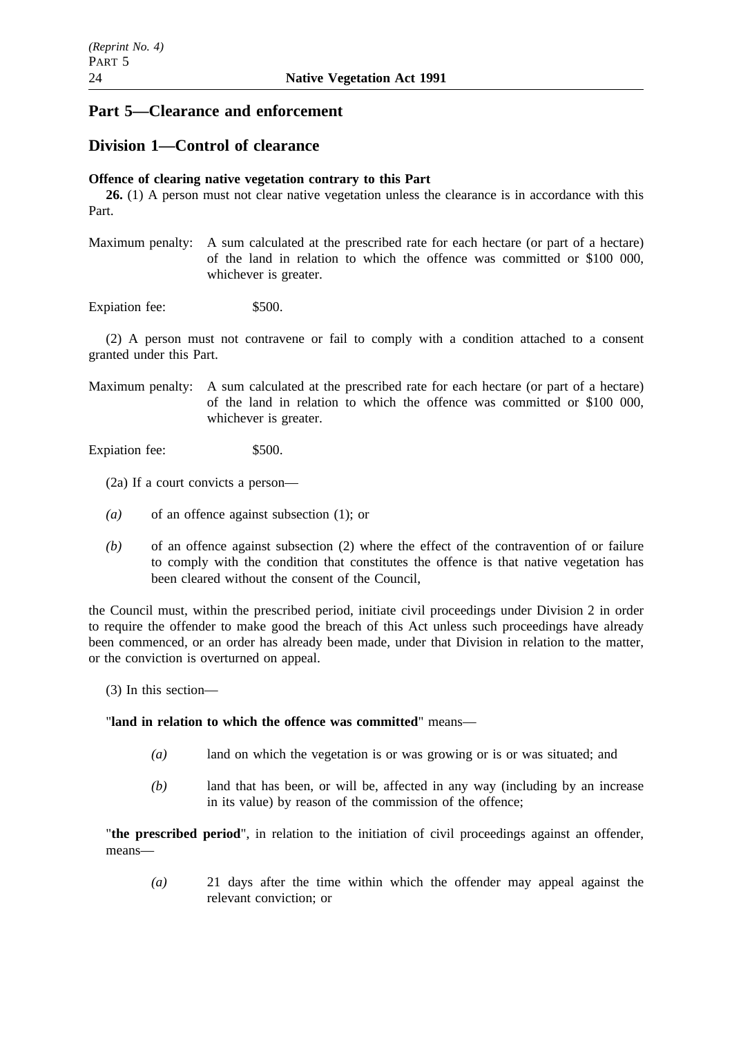## Part 5—Clearance and enforcement

### Division 1—Control of clearance

**Offence of clearing native vegetation contrary to this Part**

**26.** (1) A person must not clear native vegetation unless the clearance is in accordance with this Part.

Maximum penalty: A sum calculated at the prescribed rate for each hectare (or part of a hectare) of the land in relation to which the offence was committed or $100 000, whichever is greater.

Expiation fee: $500.

(2) A person must not contravene or fail to comply with a condition attached to a consent granted under this Part.

Maximum penalty: A sum calculated at the prescribed rate for each hectare (or part of a hectare) of the land in relation to which the offence was committed or $100 000, whichever is greater.

Expiation fee: $500.

(2a) If a court convicts a person—

*(a)* of an offence against subsection (1); or

*(b)* of an offence against subsection (2) where the effect of the contravention of or failure to comply with the condition that constitutes the offence is that native vegetation has been cleared without the consent of the Council,

the Council must, within the prescribed period, initiate civil proceedings under Division 2 in order to require the offender to make good the breach of this Act unless such proceedings have already been commenced, or an order has already been made, under that Division in relation to the matter, or the conviction is overturned on appeal.

(3) In this section—

"**land in relation to which the offence was committed**" means—

*(a)* land on which the vegetation is or was growing or is or was situated; and

*(b)* land that has been, or will be, affected in any way (including by an increase in its value) by reason of the commission of the offence;

"**the prescribed period**", in relation to the initiation of civil proceedings against an offender, means—

*(a)* 21 days after the time within which the offender may appeal against the relevant conviction; or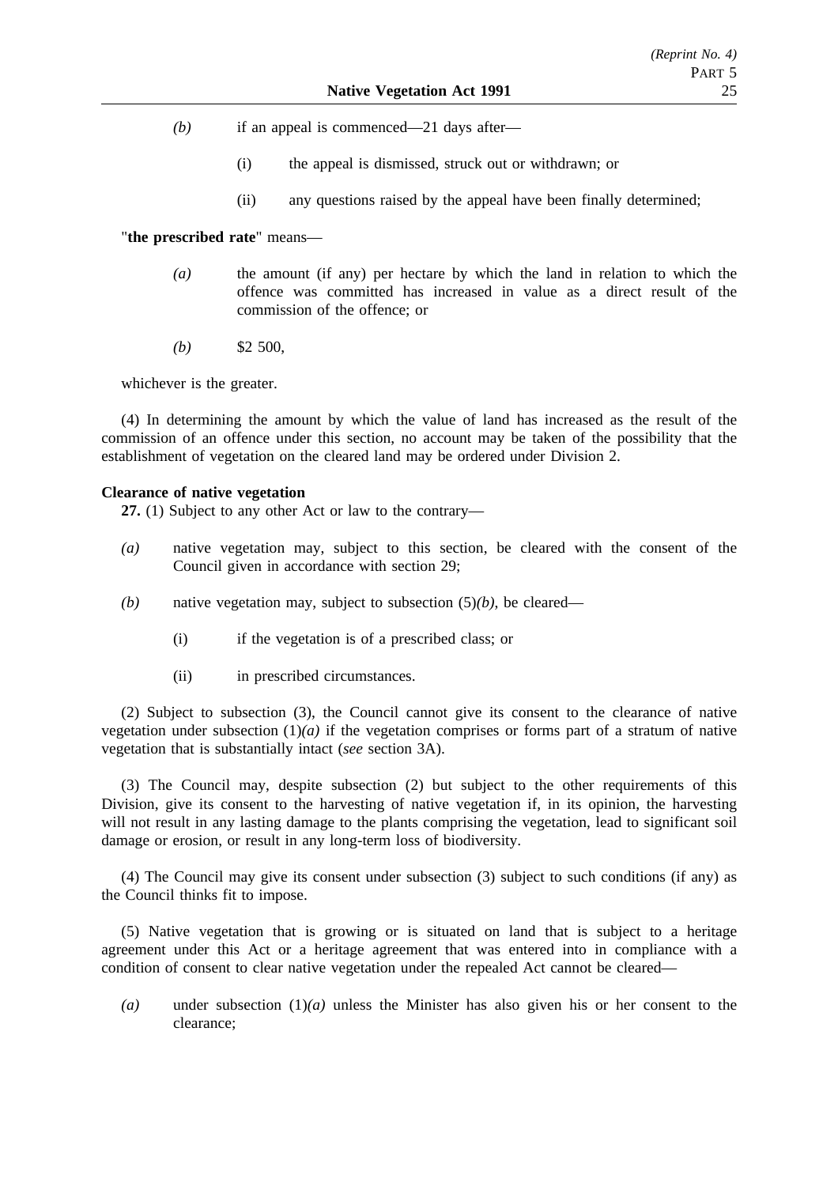*(b)* if an appeal is commenced—21 days after—

(i) the appeal is dismissed, struck out or withdrawn; or

(ii) any questions raised by the appeal have been finally determined;

"**the prescribed rate**" means—

*(a)* the amount (if any) per hectare by which the land in relation to which the offence was committed has increased in value as a direct result of the commission of the offence; or

*(b)* $2 500,

whichever is the greater.

(4) In determining the amount by which the value of land has increased as the result of the commission of an offence under this section, no account may be taken of the possibility that the establishment of vegetation on the cleared land may be ordered under Division 2.

**Clearance of native vegetation**

**27.** (1) Subject to any other Act or law to the contrary—

*(a)* native vegetation may, subject to this section, be cleared with the consent of the Council given in accordance with section 29;

*(b)* native vegetation may, subject to subsection (5)*(b)*, be cleared—

(i) if the vegetation is of a prescribed class; or

(ii) in prescribed circumstances.

(2) Subject to subsection (3), the Council cannot give its consent to the clearance of native vegetation under subsection (1)*(a)* if the vegetation comprises or forms part of a stratum of native vegetation that is substantially intact (*see* section 3A).

(3) The Council may, despite subsection (2) but subject to the other requirements of this Division, give its consent to the harvesting of native vegetation if, in its opinion, the harvesting will not result in any lasting damage to the plants comprising the vegetation, lead to significant soil damage or erosion, or result in any long-term loss of biodiversity.

(4) The Council may give its consent under subsection (3) subject to such conditions (if any) as the Council thinks fit to impose.

(5) Native vegetation that is growing or is situated on land that is subject to a heritage agreement under this Act or a heritage agreement that was entered into in compliance with a condition of consent to clear native vegetation under the repealed Act cannot be cleared—

*(a)* under subsection (1)*(a)* unless the Minister has also given his or her consent to the clearance;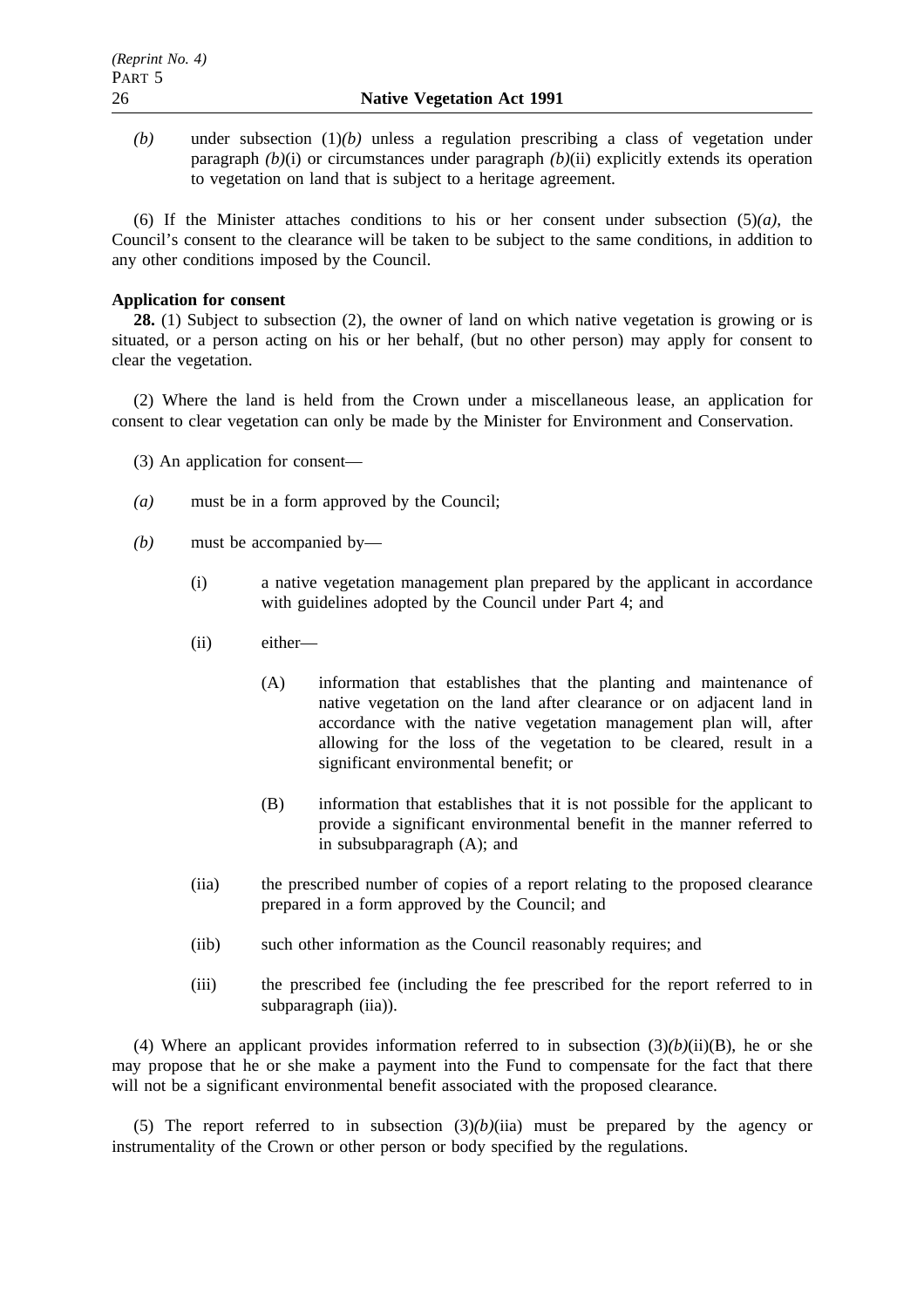*(b)* under subsection (1)*(b)* unless a regulation prescribing a class of vegetation under paragraph *(b)*(i) or circumstances under paragraph *(b)*(ii) explicitly extends its operation to vegetation on land that is subject to a heritage agreement.

(6) If the Minister attaches conditions to his or her consent under subsection (5)*(a)*, the Council's consent to the clearance will be taken to be subject to the same conditions, in addition to any other conditions imposed by the Council.

**Application for consent**

**28.** (1) Subject to subsection (2), the owner of land on which native vegetation is growing or is situated, or a person acting on his or her behalf, (but no other person) may apply for consent to clear the vegetation.

(2) Where the land is held from the Crown under a miscellaneous lease, an application for consent to clear vegetation can only be made by the Minister for Environment and Conservation.

(3) An application for consent—

*(a)* must be in a form approved by the Council;

*(b)* must be accompanied by—

(i) a native vegetation management plan prepared by the applicant in accordance with guidelines adopted by the Council under Part 4; and

(ii) either—

(A) information that establishes that the planting and maintenance of native vegetation on the land after clearance or on adjacent land in accordance with the native vegetation management plan will, after allowing for the loss of the vegetation to be cleared, result in a significant environmental benefit; or

(B) information that establishes that it is not possible for the applicant to provide a significant environmental benefit in the manner referred to in subsubparagraph (A); and

(iia) the prescribed number of copies of a report relating to the proposed clearance prepared in a form approved by the Council; and

(iib) such other information as the Council reasonably requires; and

(iii) the prescribed fee (including the fee prescribed for the report referred to in subparagraph (iia)).

(4) Where an applicant provides information referred to in subsection (3)*(b)*(ii)(B), he or she may propose that he or she make a payment into the Fund to compensate for the fact that there will not be a significant environmental benefit associated with the proposed clearance.

(5) The report referred to in subsection (3)*(b)*(iia) must be prepared by the agency or instrumentality of the Crown or other person or body specified by the regulations.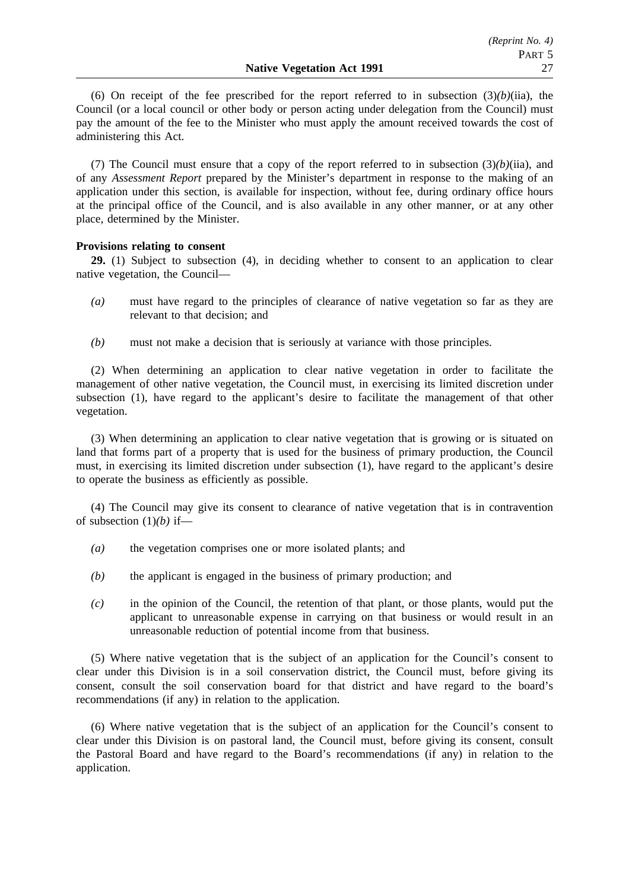(6) On receipt of the fee prescribed for the report referred to in subsection (3)*(b)*(iia), the Council (or a local council or other body or person acting under delegation from the Council) must pay the amount of the fee to the Minister who must apply the amount received towards the cost of administering this Act.

(7) The Council must ensure that a copy of the report referred to in subsection (3)*(b)*(iia), and of any *Assessment Report* prepared by the Minister's department in response to the making of an application under this section, is available for inspection, without fee, during ordinary office hours at the principal office of the Council, and is also available in any other manner, or at any other place, determined by the Minister.

**Provisions relating to consent**

**29.** (1) Subject to subsection (4), in deciding whether to consent to an application to clear native vegetation, the Council—

*(a)* must have regard to the principles of clearance of native vegetation so far as they are relevant to that decision; and

*(b)* must not make a decision that is seriously at variance with those principles.

(2) When determining an application to clear native vegetation in order to facilitate the management of other native vegetation, the Council must, in exercising its limited discretion under subsection (1), have regard to the applicant's desire to facilitate the management of that other vegetation.

(3) When determining an application to clear native vegetation that is growing or is situated on land that forms part of a property that is used for the business of primary production, the Council must, in exercising its limited discretion under subsection (1), have regard to the applicant's desire to operate the business as efficiently as possible.

(4) The Council may give its consent to clearance of native vegetation that is in contravention of subsection (1)*(b)* if—

*(a)* the vegetation comprises one or more isolated plants; and

*(b)* the applicant is engaged in the business of primary production; and

*(c)* in the opinion of the Council, the retention of that plant, or those plants, would put the applicant to unreasonable expense in carrying on that business or would result in an unreasonable reduction of potential income from that business.

(5) Where native vegetation that is the subject of an application for the Council's consent to clear under this Division is in a soil conservation district, the Council must, before giving its consent, consult the soil conservation board for that district and have regard to the board's recommendations (if any) in relation to the application.

(6) Where native vegetation that is the subject of an application for the Council's consent to clear under this Division is on pastoral land, the Council must, before giving its consent, consult the Pastoral Board and have regard to the Board's recommendations (if any) in relation to the application.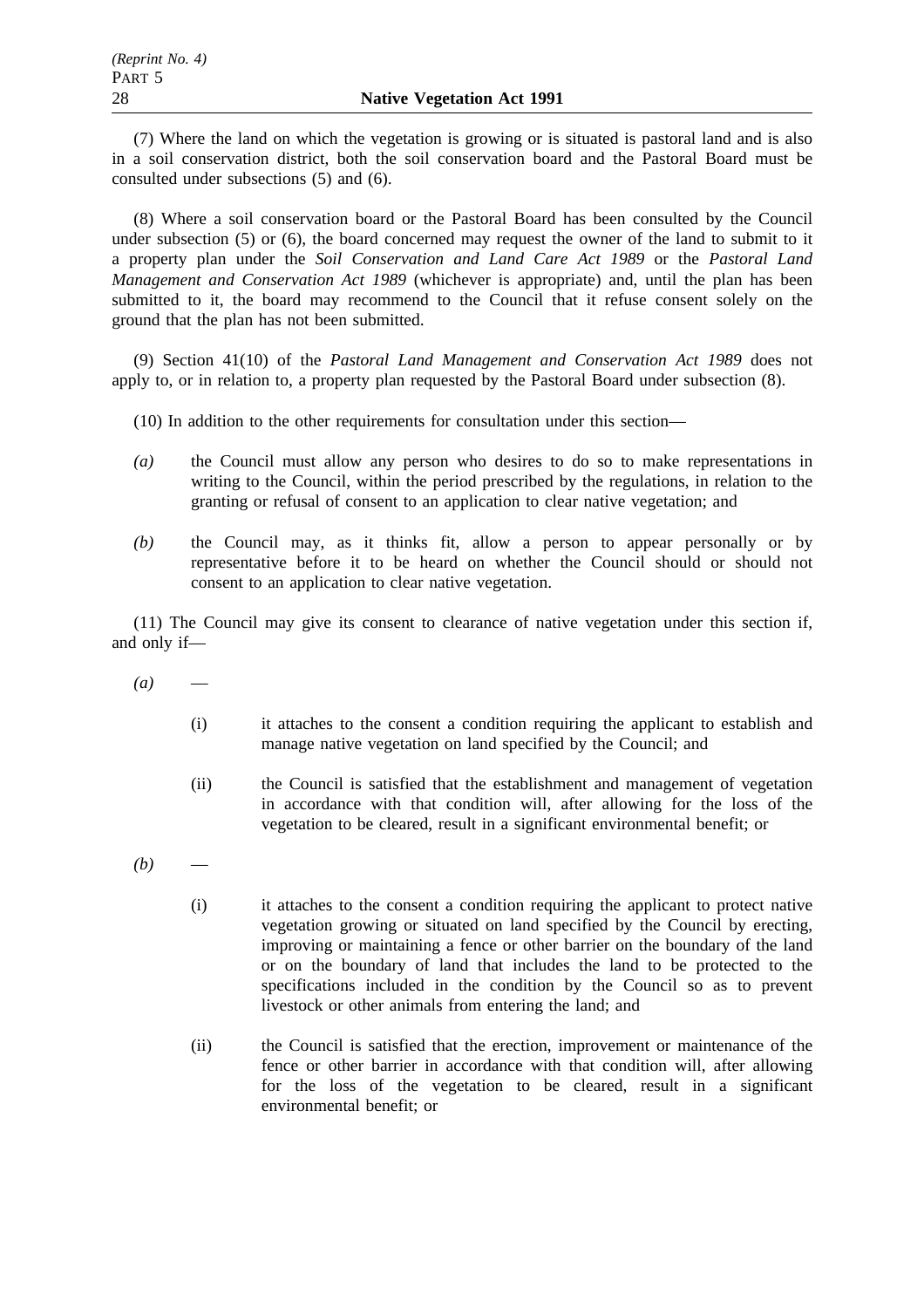(7) Where the land on which the vegetation is growing or is situated is pastoral land and is also in a soil conservation district, both the soil conservation board and the Pastoral Board must be consulted under subsections (5) and (6).

(8) Where a soil conservation board or the Pastoral Board has been consulted by the Council under subsection (5) or (6), the board concerned may request the owner of the land to submit to it a property plan under the *Soil Conservation and Land Care Act 1989* or the *Pastoral Land Management and Conservation Act 1989* (whichever is appropriate) and, until the plan has been submitted to it, the board may recommend to the Council that it refuse consent solely on the ground that the plan has not been submitted.

(9) Section 41(10) of the *Pastoral Land Management and Conservation Act 1989* does not apply to, or in relation to, a property plan requested by the Pastoral Board under subsection (8).

(10) In addition to the other requirements for consultation under this section—

*(a)* the Council must allow any person who desires to do so to make representations in writing to the Council, within the period prescribed by the regulations, in relation to the granting or refusal of consent to an application to clear native vegetation; and

*(b)* the Council may, as it thinks fit, allow a person to appear personally or by representative before it to be heard on whether the Council should or should not consent to an application to clear native vegetation.

(11) The Council may give its consent to clearance of native vegetation under this section if, and only if—

*(a)* —

(i) it attaches to the consent a condition requiring the applicant to establish and manage native vegetation on land specified by the Council; and

(ii) the Council is satisfied that the establishment and management of vegetation in accordance with that condition will, after allowing for the loss of the vegetation to be cleared, result in a significant environmental benefit; or

*(b)* —

(i) it attaches to the consent a condition requiring the applicant to protect native vegetation growing or situated on land specified by the Council by erecting, improving or maintaining a fence or other barrier on the boundary of the land or on the boundary of land that includes the land to be protected to the specifications included in the condition by the Council so as to prevent livestock or other animals from entering the land; and

(ii) the Council is satisfied that the erection, improvement or maintenance of the fence or other barrier in accordance with that condition will, after allowing for the loss of the vegetation to be cleared, result in a significant environmental benefit; or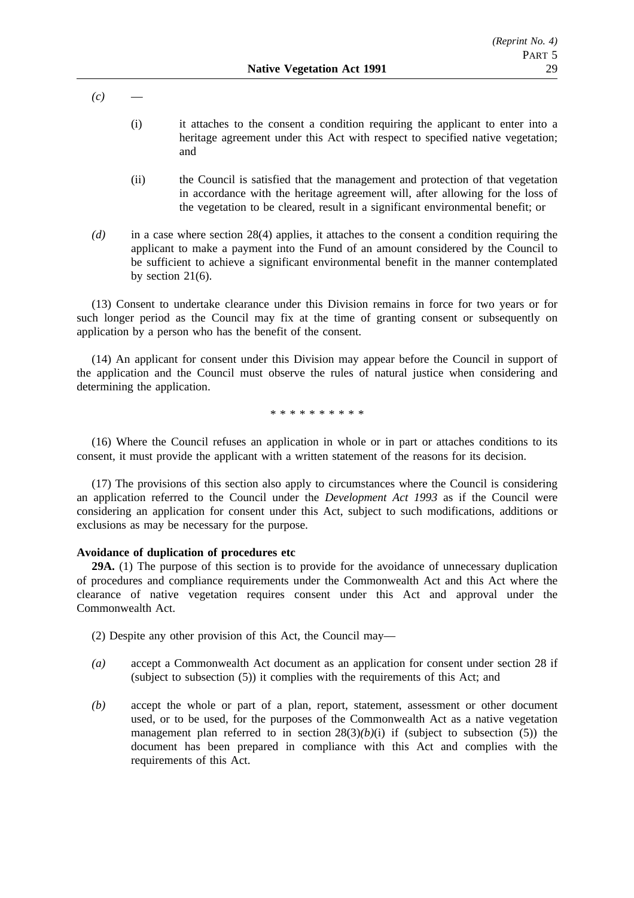*(c)* —

(i) it attaches to the consent a condition requiring the applicant to enter into a heritage agreement under this Act with respect to specified native vegetation; and

(ii) the Council is satisfied that the management and protection of that vegetation in accordance with the heritage agreement will, after allowing for the loss of the vegetation to be cleared, result in a significant environmental benefit; or

*(d)* in a case where section 28(4) applies, it attaches to the consent a condition requiring the applicant to make a payment into the Fund of an amount considered by the Council to be sufficient to achieve a significant environmental benefit in the manner contemplated by section 21(6).

(13) Consent to undertake clearance under this Division remains in force for two years or for such longer period as the Council may fix at the time of granting consent or subsequently on application by a person who has the benefit of the consent.

(14) An applicant for consent under this Division may appear before the Council in support of the application and the Council must observe the rules of natural justice when considering and determining the application.

\* \* \* \* \* \* \* \* \* \*

(16) Where the Council refuses an application in whole or in part or attaches conditions to its consent, it must provide the applicant with a written statement of the reasons for its decision.

(17) The provisions of this section also apply to circumstances where the Council is considering an application referred to the Council under the *Development Act 1993* as if the Council were considering an application for consent under this Act, subject to such modifications, additions or exclusions as may be necessary for the purpose.

**Avoidance of duplication of procedures etc**

**29A.** (1) The purpose of this section is to provide for the avoidance of unnecessary duplication of procedures and compliance requirements under the Commonwealth Act and this Act where the clearance of native vegetation requires consent under this Act and approval under the Commonwealth Act.

(2) Despite any other provision of this Act, the Council may—

*(a)* accept a Commonwealth Act document as an application for consent under section 28 if (subject to subsection (5)) it complies with the requirements of this Act; and

*(b)* accept the whole or part of a plan, report, statement, assessment or other document used, or to be used, for the purposes of the Commonwealth Act as a native vegetation management plan referred to in section 28(3)*(b)*(i) if (subject to subsection (5)) the document has been prepared in compliance with this Act and complies with the requirements of this Act.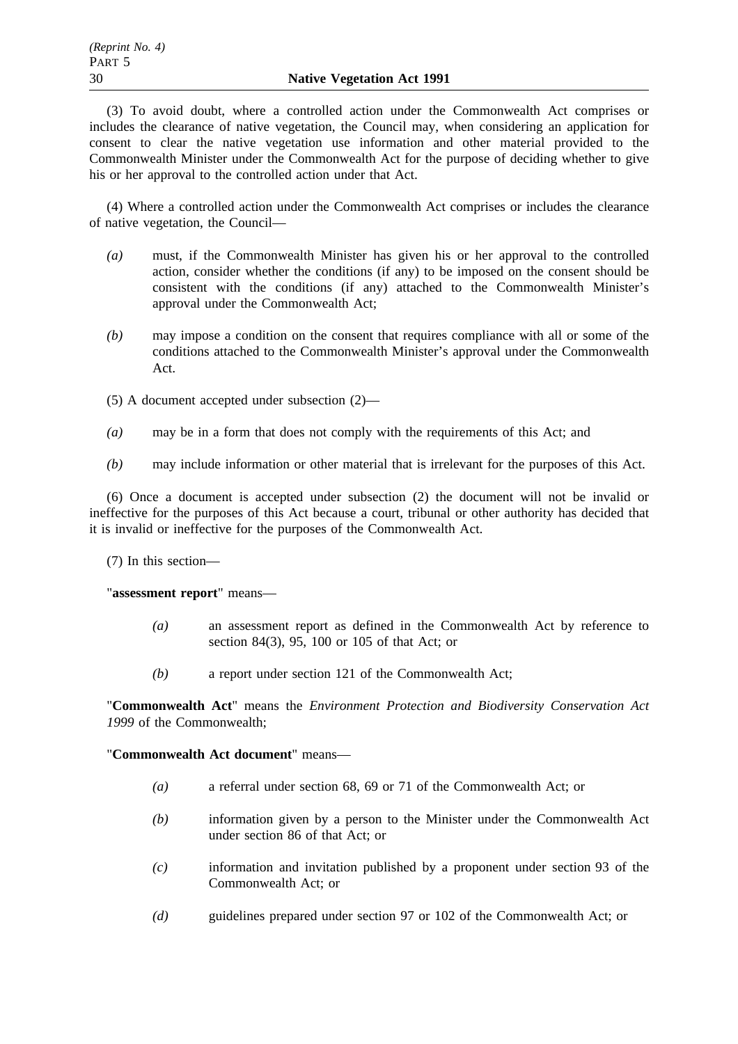(3) To avoid doubt, where a controlled action under the Commonwealth Act comprises or includes the clearance of native vegetation, the Council may, when considering an application for consent to clear the native vegetation use information and other material provided to the Commonwealth Minister under the Commonwealth Act for the purpose of deciding whether to give his or her approval to the controlled action under that Act.

(4) Where a controlled action under the Commonwealth Act comprises or includes the clearance of native vegetation, the Council—

*(a)* must, if the Commonwealth Minister has given his or her approval to the controlled action, consider whether the conditions (if any) to be imposed on the consent should be consistent with the conditions (if any) attached to the Commonwealth Minister's approval under the Commonwealth Act;

*(b)* may impose a condition on the consent that requires compliance with all or some of the conditions attached to the Commonwealth Minister's approval under the Commonwealth Act.

(5) A document accepted under subsection (2)—

*(a)* may be in a form that does not comply with the requirements of this Act; and

*(b)* may include information or other material that is irrelevant for the purposes of this Act.

(6) Once a document is accepted under subsection (2) the document will not be invalid or ineffective for the purposes of this Act because a court, tribunal or other authority has decided that it is invalid or ineffective for the purposes of the Commonwealth Act.

(7) In this section—

"**assessment report**" means—

*(a)* an assessment report as defined in the Commonwealth Act by reference to section 84(3), 95, 100 or 105 of that Act; or

*(b)* a report under section 121 of the Commonwealth Act;

"**Commonwealth Act**" means the *Environment Protection and Biodiversity Conservation Act 1999* of the Commonwealth;

"**Commonwealth Act document**" means—

*(a)* a referral under section 68, 69 or 71 of the Commonwealth Act; or

*(b)* information given by a person to the Minister under the Commonwealth Act under section 86 of that Act; or

*(c)* information and invitation published by a proponent under section 93 of the Commonwealth Act; or

*(d)* guidelines prepared under section 97 or 102 of the Commonwealth Act; or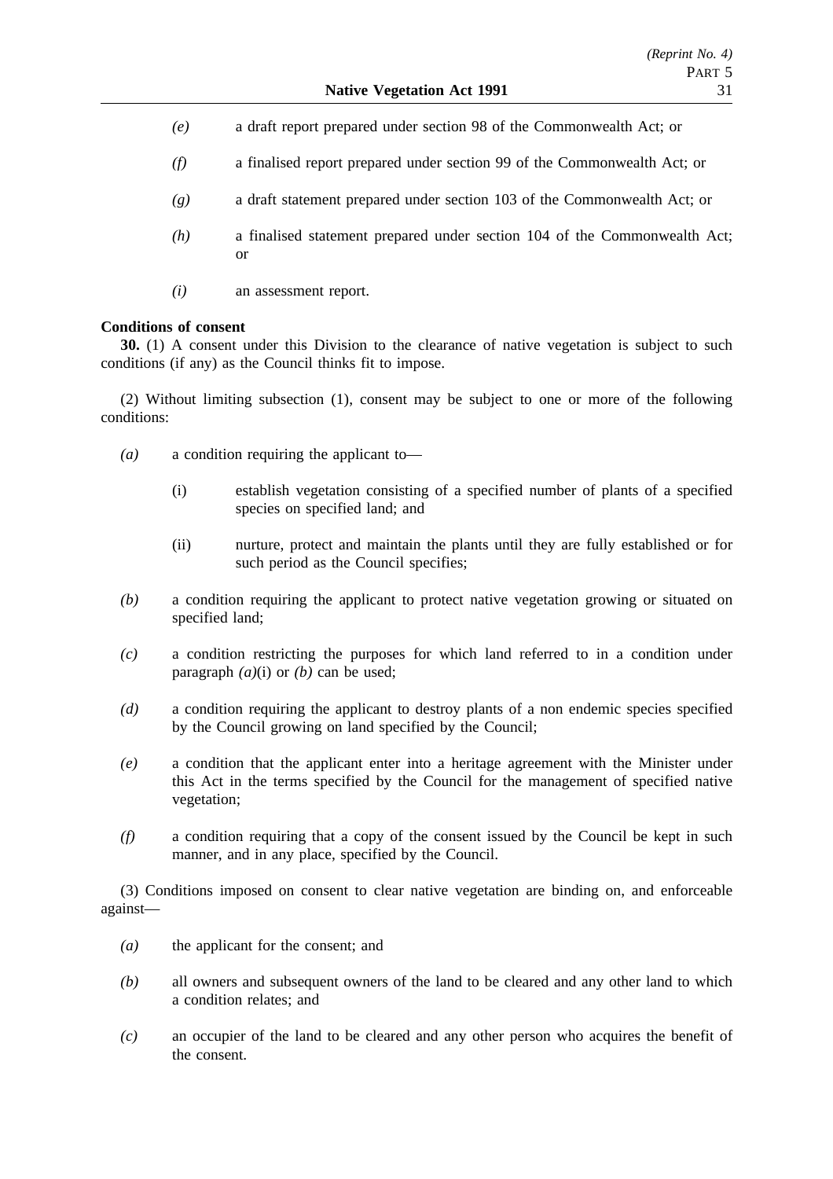*(e)* a draft report prepared under section 98 of the Commonwealth Act; or

*(f)* a finalised report prepared under section 99 of the Commonwealth Act; or

*(g)* a draft statement prepared under section 103 of the Commonwealth Act; or

*(h)* a finalised statement prepared under section 104 of the Commonwealth Act; or

*(i)* an assessment report.

**Conditions of consent**

**30.** (1) A consent under this Division to the clearance of native vegetation is subject to such conditions (if any) as the Council thinks fit to impose.

(2) Without limiting subsection (1), consent may be subject to one or more of the following conditions:

*(a)* a condition requiring the applicant to—

(i) establish vegetation consisting of a specified number of plants of a specified species on specified land; and

(ii) nurture, protect and maintain the plants until they are fully established or for such period as the Council specifies;

*(b)* a condition requiring the applicant to protect native vegetation growing or situated on specified land;

*(c)* a condition restricting the purposes for which land referred to in a condition under paragraph *(a)*(i) or *(b)* can be used;

*(d)* a condition requiring the applicant to destroy plants of a non endemic species specified by the Council growing on land specified by the Council;

*(e)* a condition that the applicant enter into a heritage agreement with the Minister under this Act in the terms specified by the Council for the management of specified native vegetation;

*(f)* a condition requiring that a copy of the consent issued by the Council be kept in such manner, and in any place, specified by the Council.

(3) Conditions imposed on consent to clear native vegetation are binding on, and enforceable against—

*(a)* the applicant for the consent; and

*(b)* all owners and subsequent owners of the land to be cleared and any other land to which a condition relates; and

*(c)* an occupier of the land to be cleared and any other person who acquires the benefit of the consent.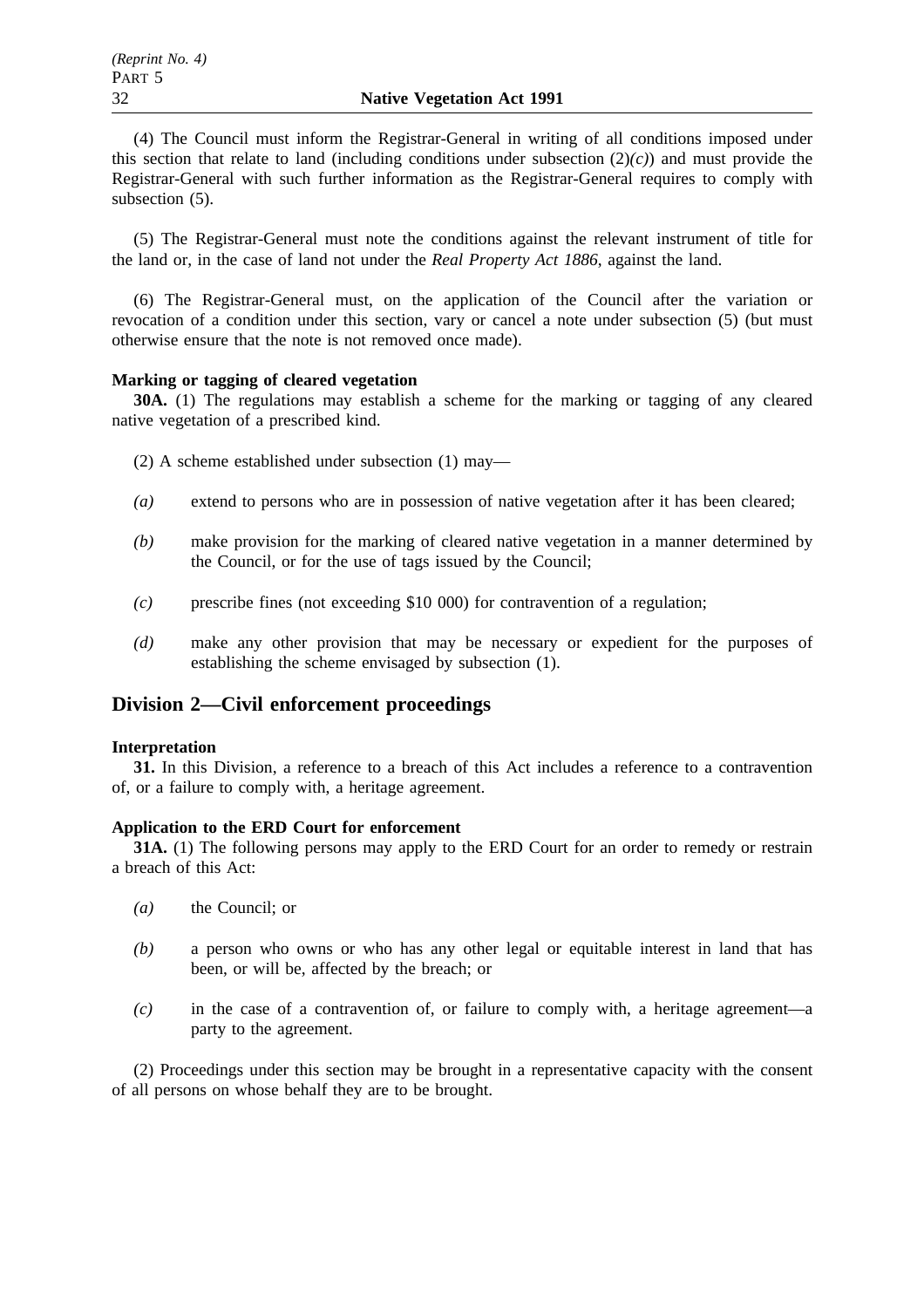(4) The Council must inform the Registrar-General in writing of all conditions imposed under this section that relate to land (including conditions under subsection (2)*(c)*) and must provide the Registrar-General with such further information as the Registrar-General requires to comply with subsection (5).

(5) The Registrar-General must note the conditions against the relevant instrument of title for the land or, in the case of land not under the *Real Property Act 1886*, against the land.

(6) The Registrar-General must, on the application of the Council after the variation or revocation of a condition under this section, vary or cancel a note under subsection (5) (but must otherwise ensure that the note is not removed once made).

**Marking or tagging of cleared vegetation**

**30A.** (1) The regulations may establish a scheme for the marking or tagging of any cleared native vegetation of a prescribed kind.

(2) A scheme established under subsection (1) may—

*(a)* extend to persons who are in possession of native vegetation after it has been cleared;

*(b)* make provision for the marking of cleared native vegetation in a manner determined by the Council, or for the use of tags issued by the Council;

*(c)* prescribe fines (not exceeding $10 000) for contravention of a regulation;

*(d)* make any other provision that may be necessary or expedient for the purposes of establishing the scheme envisaged by subsection (1).

## Division 2—Civil enforcement proceedings

**Interpretation**

**31.** In this Division, a reference to a breach of this Act includes a reference to a contravention of, or a failure to comply with, a heritage agreement.

**Application to the ERD Court for enforcement**

**31A.** (1) The following persons may apply to the ERD Court for an order to remedy or restrain a breach of this Act:

*(a)* the Council; or

*(b)* a person who owns or who has any other legal or equitable interest in land that has been, or will be, affected by the breach; or

*(c)* in the case of a contravention of, or failure to comply with, a heritage agreement—a party to the agreement.

(2) Proceedings under this section may be brought in a representative capacity with the consent of all persons on whose behalf they are to be brought.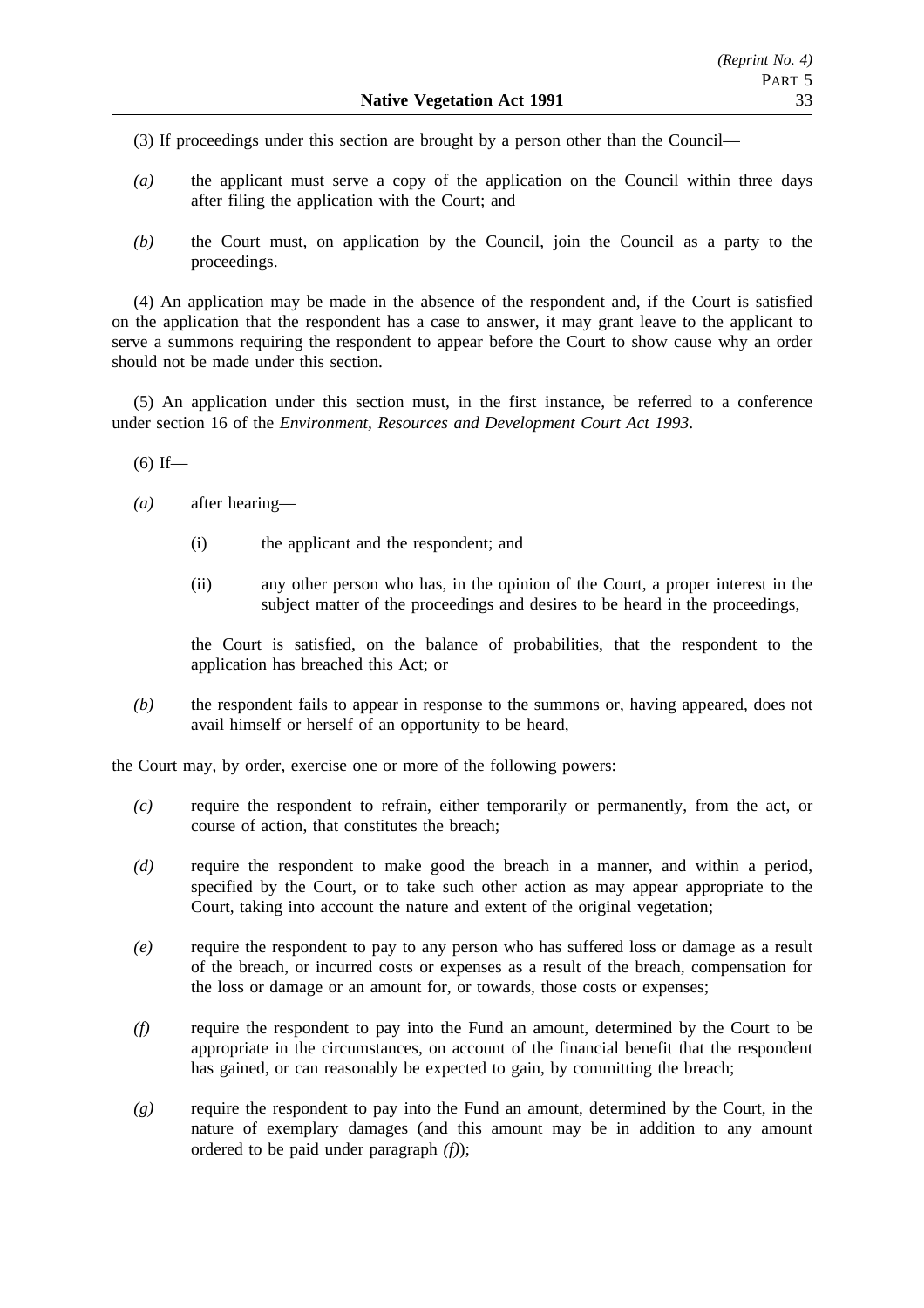(3) If proceedings under this section are brought by a person other than the Council—

*(a)* the applicant must serve a copy of the application on the Council within three days after filing the application with the Court; and

*(b)* the Court must, on application by the Council, join the Council as a party to the proceedings.

(4) An application may be made in the absence of the respondent and, if the Court is satisfied on the application that the respondent has a case to answer, it may grant leave to the applicant to serve a summons requiring the respondent to appear before the Court to show cause why an order should not be made under this section.

(5) An application under this section must, in the first instance, be referred to a conference under section 16 of the *Environment, Resources and Development Court Act 1993*.

(6) If—

*(a)* after hearing—

(i) the applicant and the respondent; and

(ii) any other person who has, in the opinion of the Court, a proper interest in the subject matter of the proceedings and desires to be heard in the proceedings,

the Court is satisfied, on the balance of probabilities, that the respondent to the application has breached this Act; or

*(b)* the respondent fails to appear in response to the summons or, having appeared, does not avail himself or herself of an opportunity to be heard,

the Court may, by order, exercise one or more of the following powers:

*(c)* require the respondent to refrain, either temporarily or permanently, from the act, or course of action, that constitutes the breach;

*(d)* require the respondent to make good the breach in a manner, and within a period, specified by the Court, or to take such other action as may appear appropriate to the Court, taking into account the nature and extent of the original vegetation;

*(e)* require the respondent to pay to any person who has suffered loss or damage as a result of the breach, or incurred costs or expenses as a result of the breach, compensation for the loss or damage or an amount for, or towards, those costs or expenses;

*(f)* require the respondent to pay into the Fund an amount, determined by the Court to be appropriate in the circumstances, on account of the financial benefit that the respondent has gained, or can reasonably be expected to gain, by committing the breach;

*(g)* require the respondent to pay into the Fund an amount, determined by the Court, in the nature of exemplary damages (and this amount may be in addition to any amount ordered to be paid under paragraph *(f)*);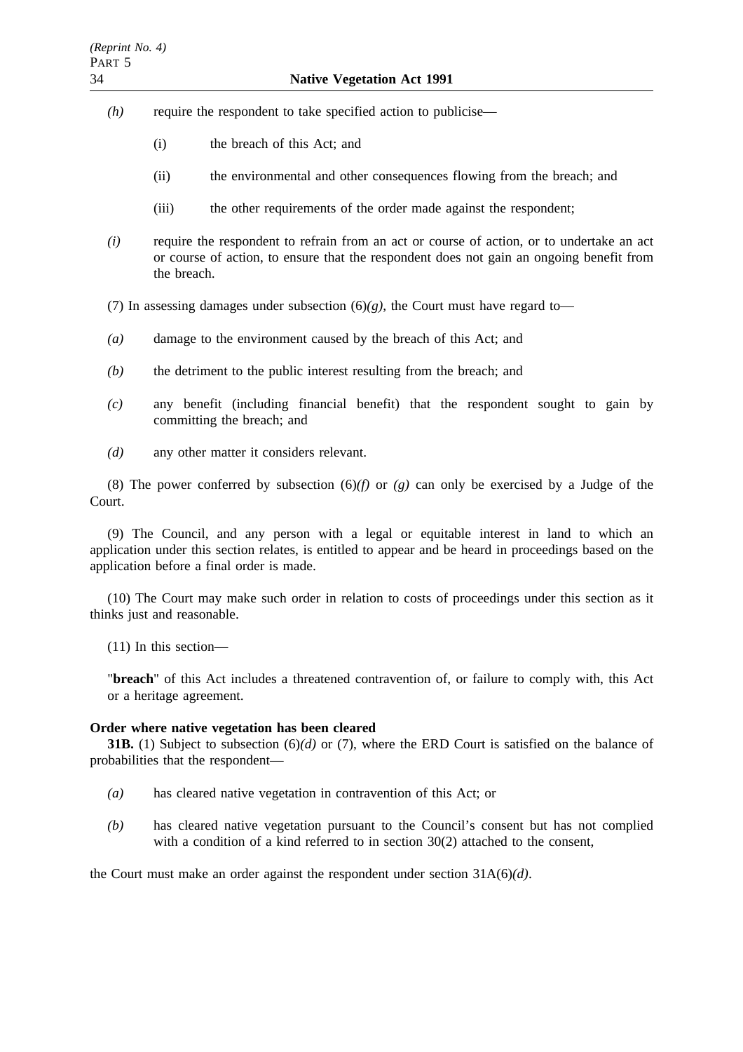*(h)* require the respondent to take specified action to publicise—

(i) the breach of this Act; and

(ii) the environmental and other consequences flowing from the breach; and

(iii) the other requirements of the order made against the respondent;

*(i)* require the respondent to refrain from an act or course of action, or to undertake an act or course of action, to ensure that the respondent does not gain an ongoing benefit from the breach.

(7) In assessing damages under subsection (6)*(g)*, the Court must have regard to—

*(a)* damage to the environment caused by the breach of this Act; and

*(b)* the detriment to the public interest resulting from the breach; and

*(c)* any benefit (including financial benefit) that the respondent sought to gain by committing the breach; and

*(d)* any other matter it considers relevant.

(8) The power conferred by subsection (6)*(f)* or *(g)* can only be exercised by a Judge of the Court.

(9) The Council, and any person with a legal or equitable interest in land to which an application under this section relates, is entitled to appear and be heard in proceedings based on the application before a final order is made.

(10) The Court may make such order in relation to costs of proceedings under this section as it thinks just and reasonable.

(11) In this section—

"**breach**" of this Act includes a threatened contravention of, or failure to comply with, this Act or a heritage agreement.

**Order where native vegetation has been cleared**

**31B.** (1) Subject to subsection (6)*(d)* or (7), where the ERD Court is satisfied on the balance of probabilities that the respondent—

*(a)* has cleared native vegetation in contravention of this Act; or

*(b)* has cleared native vegetation pursuant to the Council's consent but has not complied with a condition of a kind referred to in section 30(2) attached to the consent,

the Court must make an order against the respondent under section 31A(6)*(d)*.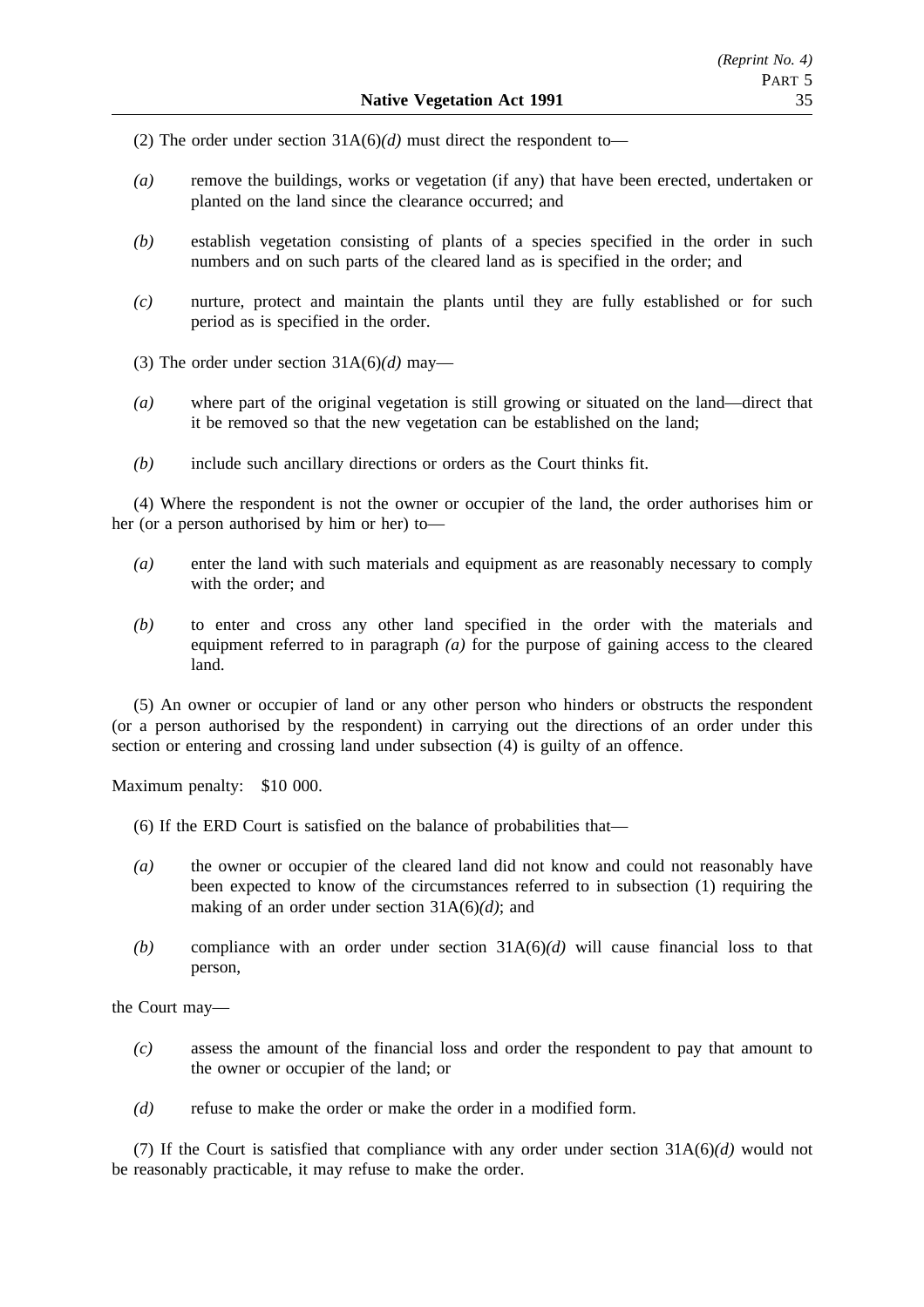(2) The order under section 31A(6)*(d)* must direct the respondent to—

*(a)* remove the buildings, works or vegetation (if any) that have been erected, undertaken or planted on the land since the clearance occurred; and

*(b)* establish vegetation consisting of plants of a species specified in the order in such numbers and on such parts of the cleared land as is specified in the order; and

*(c)* nurture, protect and maintain the plants until they are fully established or for such period as is specified in the order.

(3) The order under section 31A(6)*(d)* may—

*(a)* where part of the original vegetation is still growing or situated on the land—direct that it be removed so that the new vegetation can be established on the land;

*(b)* include such ancillary directions or orders as the Court thinks fit.

(4) Where the respondent is not the owner or occupier of the land, the order authorises him or her (or a person authorised by him or her) to—

*(a)* enter the land with such materials and equipment as are reasonably necessary to comply with the order; and

*(b)* to enter and cross any other land specified in the order with the materials and equipment referred to in paragraph *(a)* for the purpose of gaining access to the cleared land.

(5) An owner or occupier of land or any other person who hinders or obstructs the respondent (or a person authorised by the respondent) in carrying out the directions of an order under this section or entering and crossing land under subsection (4) is guilty of an offence.

Maximum penalty: $10 000.

(6) If the ERD Court is satisfied on the balance of probabilities that—

*(a)* the owner or occupier of the cleared land did not know and could not reasonably have been expected to know of the circumstances referred to in subsection (1) requiring the making of an order under section 31A(6)*(d)*; and

*(b)* compliance with an order under section 31A(6)*(d)* will cause financial loss to that person,

the Court may—

*(c)* assess the amount of the financial loss and order the respondent to pay that amount to the owner or occupier of the land; or

*(d)* refuse to make the order or make the order in a modified form.

(7) If the Court is satisfied that compliance with any order under section 31A(6)*(d)* would not be reasonably practicable, it may refuse to make the order.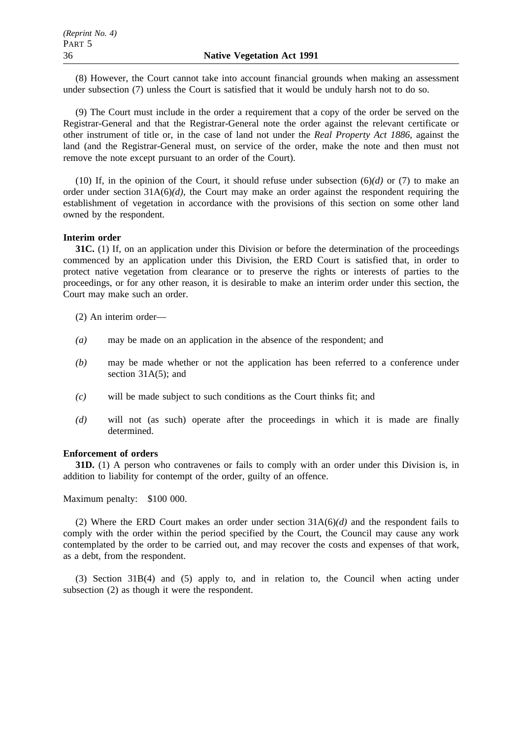(8) However, the Court cannot take into account financial grounds when making an assessment under subsection (7) unless the Court is satisfied that it would be unduly harsh not to do so.

(9) The Court must include in the order a requirement that a copy of the order be served on the Registrar-General and that the Registrar-General note the order against the relevant certificate or other instrument of title or, in the case of land not under the *Real Property Act 1886*, against the land (and the Registrar-General must, on service of the order, make the note and then must not remove the note except pursuant to an order of the Court).

(10) If, in the opinion of the Court, it should refuse under subsection (6)*(d)* or (7) to make an order under section 31A(6)*(d)*, the Court may make an order against the respondent requiring the establishment of vegetation in accordance with the provisions of this section on some other land owned by the respondent.

**Interim order**

**31C.** (1) If, on an application under this Division or before the determination of the proceedings commenced by an application under this Division, the ERD Court is satisfied that, in order to protect native vegetation from clearance or to preserve the rights or interests of parties to the proceedings, or for any other reason, it is desirable to make an interim order under this section, the Court may make such an order.

(2) An interim order—

*(a)* may be made on an application in the absence of the respondent; and

*(b)* may be made whether or not the application has been referred to a conference under section 31A(5); and

*(c)* will be made subject to such conditions as the Court thinks fit; and

*(d)* will not (as such) operate after the proceedings in which it is made are finally determined.

**Enforcement of orders**

**31D.** (1) A person who contravenes or fails to comply with an order under this Division is, in addition to liability for contempt of the order, guilty of an offence.

Maximum penalty: $100 000.

(2) Where the ERD Court makes an order under section 31A(6)*(d)* and the respondent fails to comply with the order within the period specified by the Court, the Council may cause any work contemplated by the order to be carried out, and may recover the costs and expenses of that work, as a debt, from the respondent.

(3) Section 31B(4) and (5) apply to, and in relation to, the Council when acting under subsection (2) as though it were the respondent.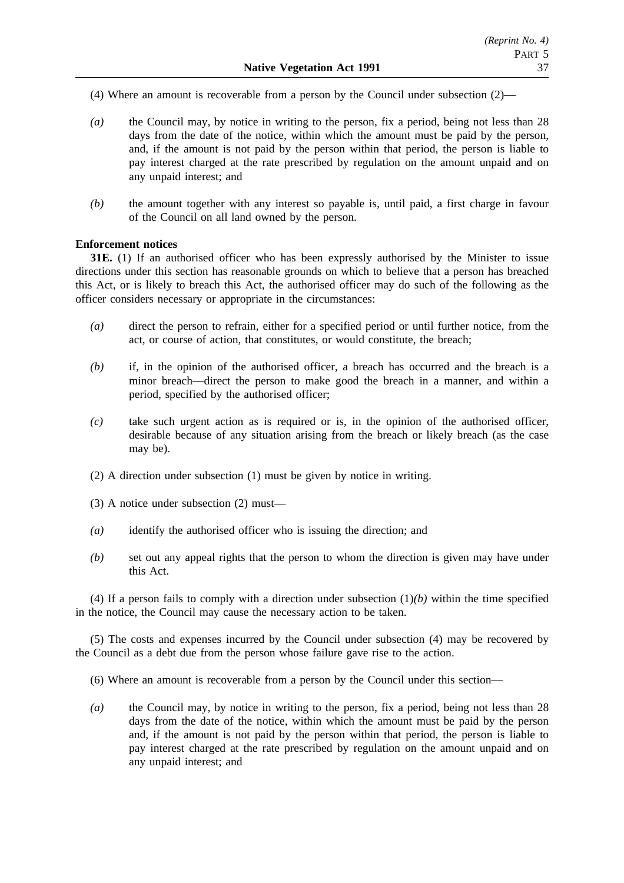(4) Where an amount is recoverable from a person by the Council under subsection (2)—

*(a)* the Council may, by notice in writing to the person, fix a period, being not less than 28 days from the date of the notice, within which the amount must be paid by the person, and, if the amount is not paid by the person within that period, the person is liable to pay interest charged at the rate prescribed by regulation on the amount unpaid and on any unpaid interest; and

*(b)* the amount together with any interest so payable is, until paid, a first charge in favour of the Council on all land owned by the person.

**Enforcement notices**

**31E.** (1) If an authorised officer who has been expressly authorised by the Minister to issue directions under this section has reasonable grounds on which to believe that a person has breached this Act, or is likely to breach this Act, the authorised officer may do such of the following as the officer considers necessary or appropriate in the circumstances:

*(a)* direct the person to refrain, either for a specified period or until further notice, from the act, or course of action, that constitutes, or would constitute, the breach;

*(b)* if, in the opinion of the authorised officer, a breach has occurred and the breach is a minor breach—direct the person to make good the breach in a manner, and within a period, specified by the authorised officer;

*(c)* take such urgent action as is required or is, in the opinion of the authorised officer, desirable because of any situation arising from the breach or likely breach (as the case may be).

(2) A direction under subsection (1) must be given by notice in writing.

(3) A notice under subsection (2) must—

*(a)* identify the authorised officer who is issuing the direction; and

*(b)* set out any appeal rights that the person to whom the direction is given may have under this Act.

(4) If a person fails to comply with a direction under subsection (1)*(b)* within the time specified in the notice, the Council may cause the necessary action to be taken.

(5) The costs and expenses incurred by the Council under subsection (4) may be recovered by the Council as a debt due from the person whose failure gave rise to the action.

(6) Where an amount is recoverable from a person by the Council under this section—

*(a)* the Council may, by notice in writing to the person, fix a period, being not less than 28 days from the date of the notice, within which the amount must be paid by the person and, if the amount is not paid by the person within that period, the person is liable to pay interest charged at the rate prescribed by regulation on the amount unpaid and on any unpaid interest; and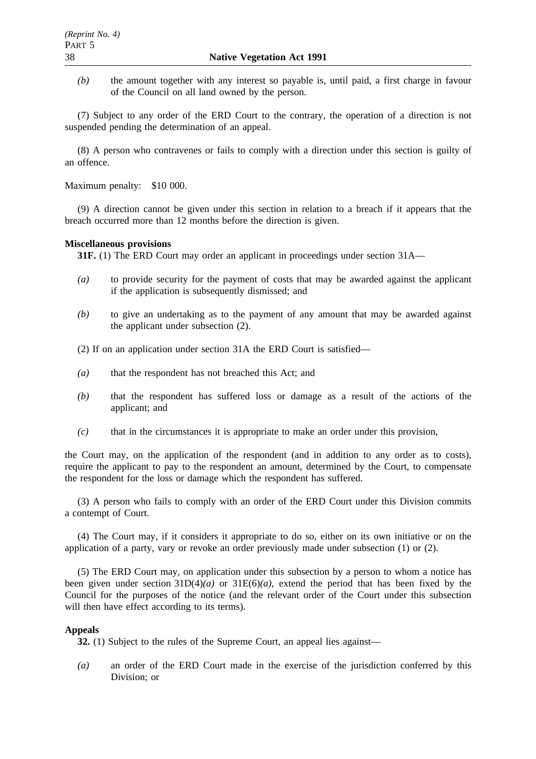*(b)* the amount together with any interest so payable is, until paid, a first charge in favour of the Council on all land owned by the person.

(7) Subject to any order of the ERD Court to the contrary, the operation of a direction is not suspended pending the determination of an appeal.

(8) A person who contravenes or fails to comply with a direction under this section is guilty of an offence.

Maximum penalty: $10 000.

(9) A direction cannot be given under this section in relation to a breach if it appears that the breach occurred more than 12 months before the direction is given.

**Miscellaneous provisions**

**31F.** (1) The ERD Court may order an applicant in proceedings under section 31A—

*(a)* to provide security for the payment of costs that may be awarded against the applicant if the application is subsequently dismissed; and

*(b)* to give an undertaking as to the payment of any amount that may be awarded against the applicant under subsection (2).

(2) If on an application under section 31A the ERD Court is satisfied—

*(a)* that the respondent has not breached this Act; and

*(b)* that the respondent has suffered loss or damage as a result of the actions of the applicant; and

*(c)* that in the circumstances it is appropriate to make an order under this provision,

the Court may, on the application of the respondent (and in addition to any order as to costs), require the applicant to pay to the respondent an amount, determined by the Court, to compensate the respondent for the loss or damage which the respondent has suffered.

(3) A person who fails to comply with an order of the ERD Court under this Division commits a contempt of Court.

(4) The Court may, if it considers it appropriate to do so, either on its own initiative or on the application of a party, vary or revoke an order previously made under subsection (1) or (2).

(5) The ERD Court may, on application under this subsection by a person to whom a notice has been given under section 31D(4)*(a)* or 31E(6)*(a)*, extend the period that has been fixed by the Council for the purposes of the notice (and the relevant order of the Court under this subsection will then have effect according to its terms).

**Appeals**

**32.** (1) Subject to the rules of the Supreme Court, an appeal lies against—

*(a)* an order of the ERD Court made in the exercise of the jurisdiction conferred by this Division; or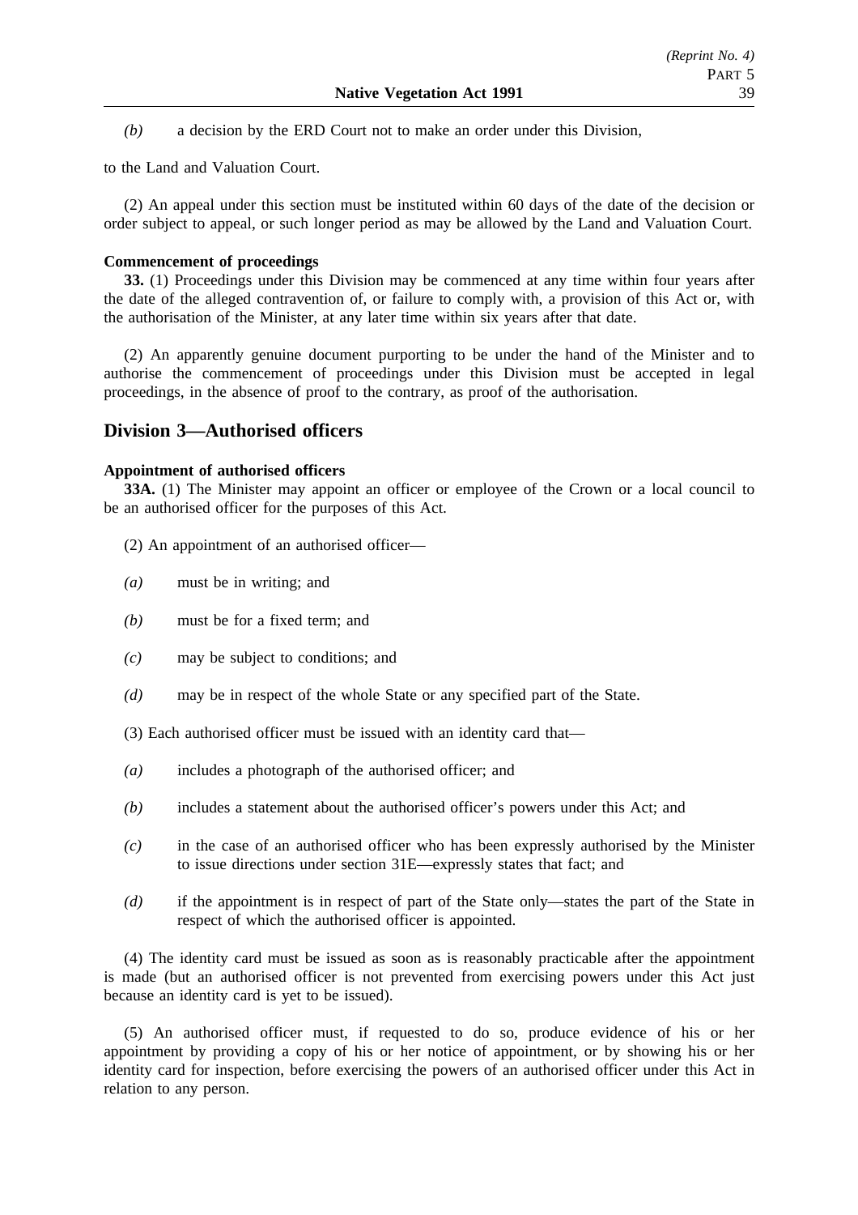*(b)* a decision by the ERD Court not to make an order under this Division,

to the Land and Valuation Court.

(2) An appeal under this section must be instituted within 60 days of the date of the decision or order subject to appeal, or such longer period as may be allowed by the Land and Valuation Court.

**Commencement of proceedings**

**33.** (1) Proceedings under this Division may be commenced at any time within four years after the date of the alleged contravention of, or failure to comply with, a provision of this Act or, with the authorisation of the Minister, at any later time within six years after that date.

(2) An apparently genuine document purporting to be under the hand of the Minister and to authorise the commencement of proceedings under this Division must be accepted in legal proceedings, in the absence of proof to the contrary, as proof of the authorisation.

## Division 3—Authorised officers

**Appointment of authorised officers**

**33A.** (1) The Minister may appoint an officer or employee of the Crown or a local council to be an authorised officer for the purposes of this Act.

(2) An appointment of an authorised officer—

*(a)* must be in writing; and

*(b)* must be for a fixed term; and

*(c)* may be subject to conditions; and

*(d)* may be in respect of the whole State or any specified part of the State.

(3) Each authorised officer must be issued with an identity card that—

*(a)* includes a photograph of the authorised officer; and

*(b)* includes a statement about the authorised officer's powers under this Act; and

*(c)* in the case of an authorised officer who has been expressly authorised by the Minister to issue directions under section 31E—expressly states that fact; and

*(d)* if the appointment is in respect of part of the State only—states the part of the State in respect of which the authorised officer is appointed.

(4) The identity card must be issued as soon as is reasonably practicable after the appointment is made (but an authorised officer is not prevented from exercising powers under this Act just because an identity card is yet to be issued).

(5) An authorised officer must, if requested to do so, produce evidence of his or her appointment by providing a copy of his or her notice of appointment, or by showing his or her identity card for inspection, before exercising the powers of an authorised officer under this Act in relation to any person.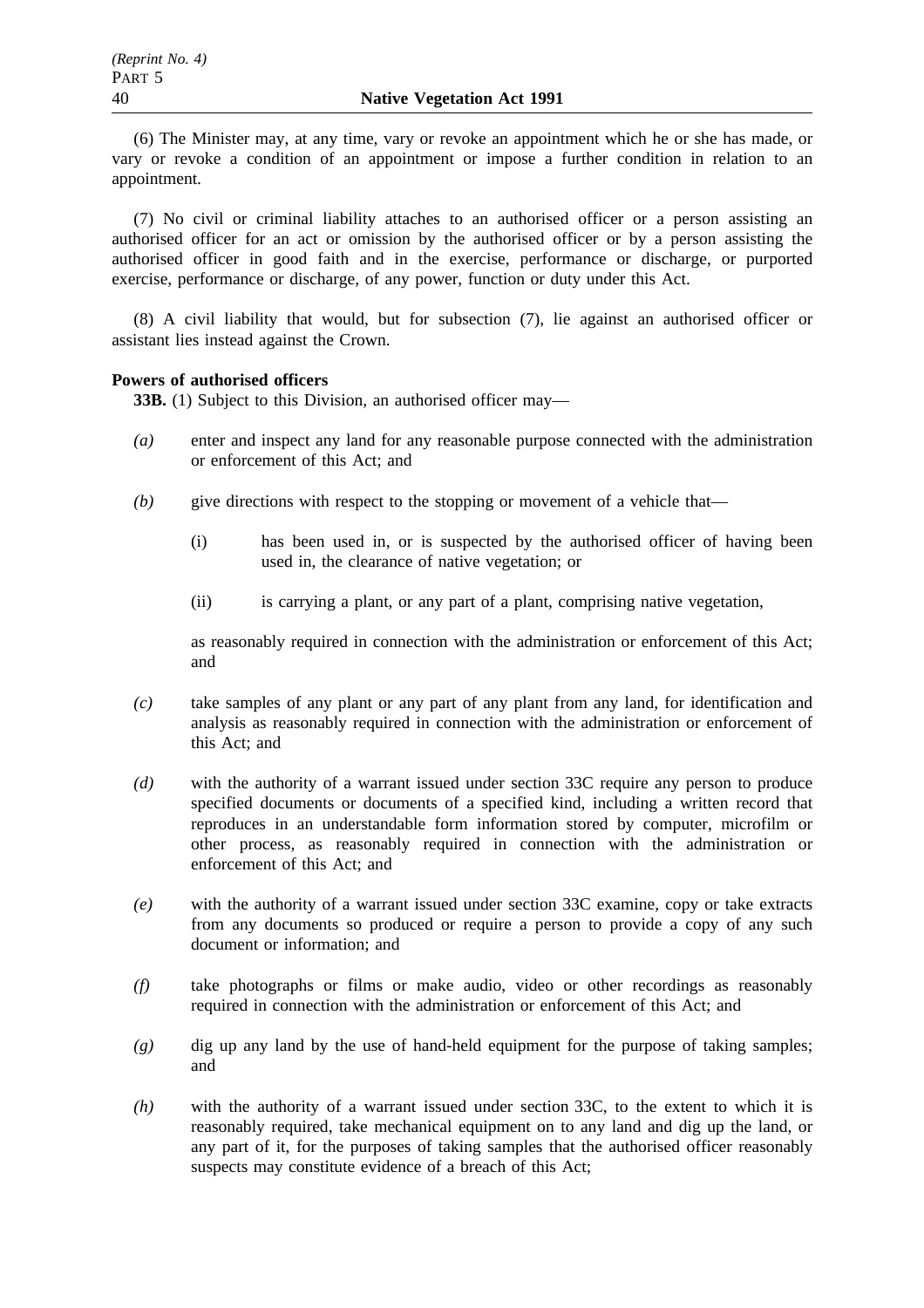(6) The Minister may, at any time, vary or revoke an appointment which he or she has made, or vary or revoke a condition of an appointment or impose a further condition in relation to an appointment.

(7) No civil or criminal liability attaches to an authorised officer or a person assisting an authorised officer for an act or omission by the authorised officer or by a person assisting the authorised officer in good faith and in the exercise, performance or discharge, or purported exercise, performance or discharge, of any power, function or duty under this Act.

(8) A civil liability that would, but for subsection (7), lie against an authorised officer or assistant lies instead against the Crown.

**Powers of authorised officers**

**33B.** (1) Subject to this Division, an authorised officer may—

*(a)* enter and inspect any land for any reasonable purpose connected with the administration or enforcement of this Act; and

*(b)* give directions with respect to the stopping or movement of a vehicle that—

(i) has been used in, or is suspected by the authorised officer of having been used in, the clearance of native vegetation; or

(ii) is carrying a plant, or any part of a plant, comprising native vegetation,

as reasonably required in connection with the administration or enforcement of this Act; and

*(c)* take samples of any plant or any part of any plant from any land, for identification and analysis as reasonably required in connection with the administration or enforcement of this Act; and

*(d)* with the authority of a warrant issued under section 33C require any person to produce specified documents or documents of a specified kind, including a written record that reproduces in an understandable form information stored by computer, microfilm or other process, as reasonably required in connection with the administration or enforcement of this Act; and

*(e)* with the authority of a warrant issued under section 33C examine, copy or take extracts from any documents so produced or require a person to provide a copy of any such document or information; and

*(f)* take photographs or films or make audio, video or other recordings as reasonably required in connection with the administration or enforcement of this Act; and

*(g)* dig up any land by the use of hand-held equipment for the purpose of taking samples; and

*(h)* with the authority of a warrant issued under section 33C, to the extent to which it is reasonably required, take mechanical equipment on to any land and dig up the land, or any part of it, for the purposes of taking samples that the authorised officer reasonably suspects may constitute evidence of a breach of this Act;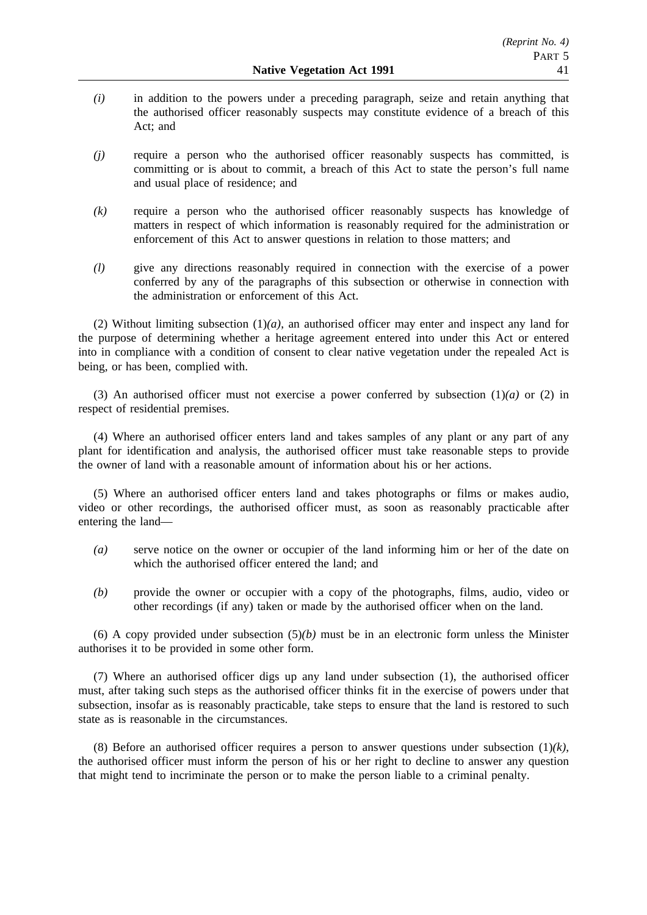*(i)* in addition to the powers under a preceding paragraph, seize and retain anything that the authorised officer reasonably suspects may constitute evidence of a breach of this Act; and

*(j)* require a person who the authorised officer reasonably suspects has committed, is committing or is about to commit, a breach of this Act to state the person's full name and usual place of residence; and

*(k)* require a person who the authorised officer reasonably suspects has knowledge of matters in respect of which information is reasonably required for the administration or enforcement of this Act to answer questions in relation to those matters; and

*(l)* give any directions reasonably required in connection with the exercise of a power conferred by any of the paragraphs of this subsection or otherwise in connection with the administration or enforcement of this Act.

(2) Without limiting subsection (1)*(a)*, an authorised officer may enter and inspect any land for the purpose of determining whether a heritage agreement entered into under this Act or entered into in compliance with a condition of consent to clear native vegetation under the repealed Act is being, or has been, complied with.

(3) An authorised officer must not exercise a power conferred by subsection (1)*(a)* or (2) in respect of residential premises.

(4) Where an authorised officer enters land and takes samples of any plant or any part of any plant for identification and analysis, the authorised officer must take reasonable steps to provide the owner of land with a reasonable amount of information about his or her actions.

(5) Where an authorised officer enters land and takes photographs or films or makes audio, video or other recordings, the authorised officer must, as soon as reasonably practicable after entering the land—

*(a)* serve notice on the owner or occupier of the land informing him or her of the date on which the authorised officer entered the land; and

*(b)* provide the owner or occupier with a copy of the photographs, films, audio, video or other recordings (if any) taken or made by the authorised officer when on the land.

(6) A copy provided under subsection (5)*(b)* must be in an electronic form unless the Minister authorises it to be provided in some other form.

(7) Where an authorised officer digs up any land under subsection (1), the authorised officer must, after taking such steps as the authorised officer thinks fit in the exercise of powers under that subsection, insofar as is reasonably practicable, take steps to ensure that the land is restored to such state as is reasonable in the circumstances.

(8) Before an authorised officer requires a person to answer questions under subsection (1)*(k)*, the authorised officer must inform the person of his or her right to decline to answer any question that might tend to incriminate the person or to make the person liable to a criminal penalty.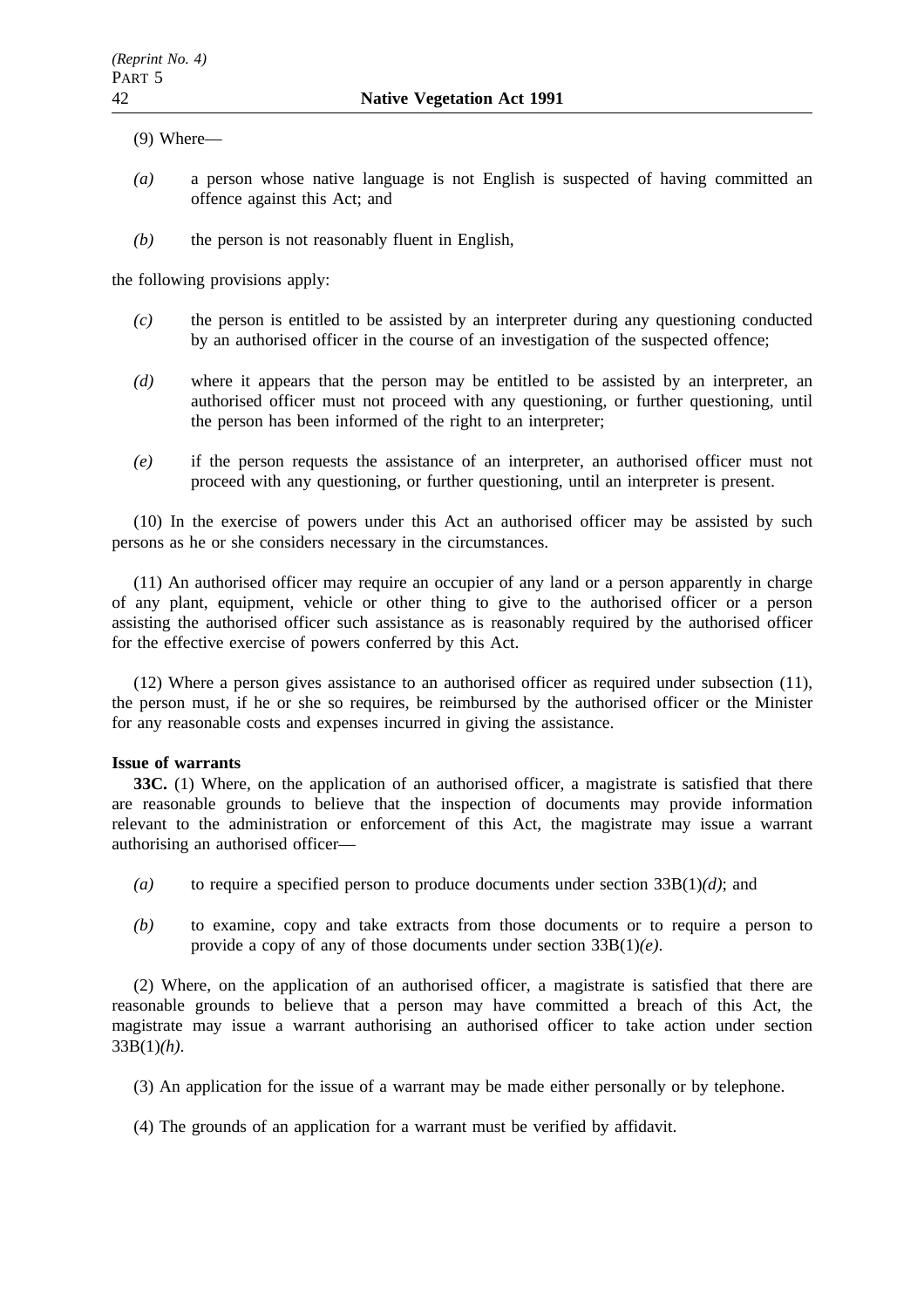(9) Where—

*(a)* a person whose native language is not English is suspected of having committed an offence against this Act; and

*(b)* the person is not reasonably fluent in English,

the following provisions apply:

*(c)* the person is entitled to be assisted by an interpreter during any questioning conducted by an authorised officer in the course of an investigation of the suspected offence;

*(d)* where it appears that the person may be entitled to be assisted by an interpreter, an authorised officer must not proceed with any questioning, or further questioning, until the person has been informed of the right to an interpreter;

*(e)* if the person requests the assistance of an interpreter, an authorised officer must not proceed with any questioning, or further questioning, until an interpreter is present.

(10) In the exercise of powers under this Act an authorised officer may be assisted by such persons as he or she considers necessary in the circumstances.

(11) An authorised officer may require an occupier of any land or a person apparently in charge of any plant, equipment, vehicle or other thing to give to the authorised officer or a person assisting the authorised officer such assistance as is reasonably required by the authorised officer for the effective exercise of powers conferred by this Act.

(12) Where a person gives assistance to an authorised officer as required under subsection (11), the person must, if he or she so requires, be reimbursed by the authorised officer or the Minister for any reasonable costs and expenses incurred in giving the assistance.

**Issue of warrants**

**33C.** (1) Where, on the application of an authorised officer, a magistrate is satisfied that there are reasonable grounds to believe that the inspection of documents may provide information relevant to the administration or enforcement of this Act, the magistrate may issue a warrant authorising an authorised officer—

*(a)* to require a specified person to produce documents under section 33B(1)*(d)*; and

*(b)* to examine, copy and take extracts from those documents or to require a person to provide a copy of any of those documents under section 33B(1)*(e)*.

(2) Where, on the application of an authorised officer, a magistrate is satisfied that there are reasonable grounds to believe that a person may have committed a breach of this Act, the magistrate may issue a warrant authorising an authorised officer to take action under section 33B(1)*(h)*.

(3) An application for the issue of a warrant may be made either personally or by telephone.

(4) The grounds of an application for a warrant must be verified by affidavit.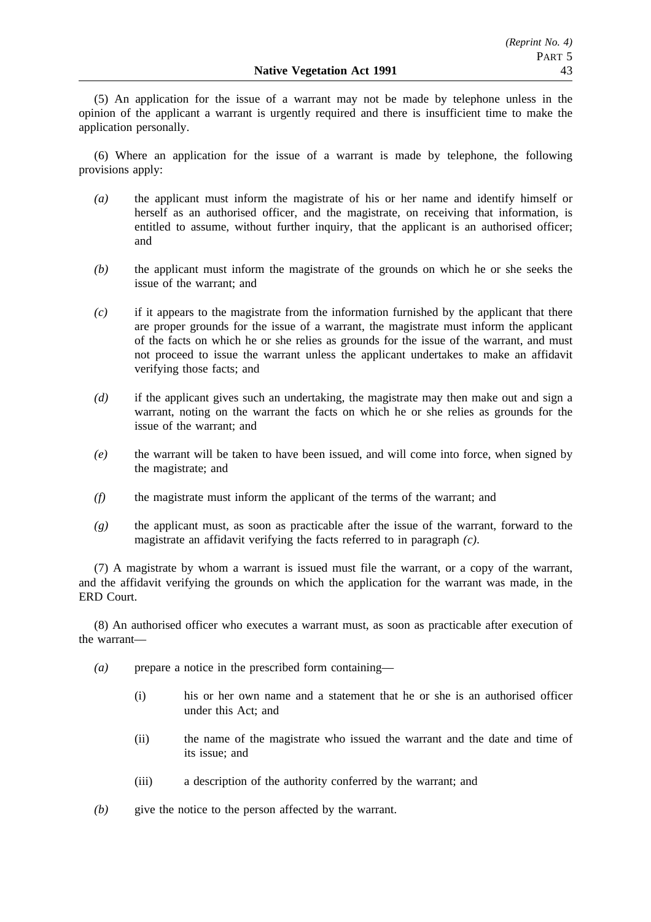(5) An application for the issue of a warrant may not be made by telephone unless in the opinion of the applicant a warrant is urgently required and there is insufficient time to make the application personally.

(6) Where an application for the issue of a warrant is made by telephone, the following provisions apply:

*(a)* the applicant must inform the magistrate of his or her name and identify himself or herself as an authorised officer, and the magistrate, on receiving that information, is entitled to assume, without further inquiry, that the applicant is an authorised officer; and

*(b)* the applicant must inform the magistrate of the grounds on which he or she seeks the issue of the warrant; and

*(c)* if it appears to the magistrate from the information furnished by the applicant that there are proper grounds for the issue of a warrant, the magistrate must inform the applicant of the facts on which he or she relies as grounds for the issue of the warrant, and must not proceed to issue the warrant unless the applicant undertakes to make an affidavit verifying those facts; and

*(d)* if the applicant gives such an undertaking, the magistrate may then make out and sign a warrant, noting on the warrant the facts on which he or she relies as grounds for the issue of the warrant; and

*(e)* the warrant will be taken to have been issued, and will come into force, when signed by the magistrate; and

*(f)* the magistrate must inform the applicant of the terms of the warrant; and

*(g)* the applicant must, as soon as practicable after the issue of the warrant, forward to the magistrate an affidavit verifying the facts referred to in paragraph *(c)*.

(7) A magistrate by whom a warrant is issued must file the warrant, or a copy of the warrant, and the affidavit verifying the grounds on which the application for the warrant was made, in the ERD Court.

(8) An authorised officer who executes a warrant must, as soon as practicable after execution of the warrant—

*(a)* prepare a notice in the prescribed form containing—

(i) his or her own name and a statement that he or she is an authorised officer under this Act; and

(ii) the name of the magistrate who issued the warrant and the date and time of its issue; and

(iii) a description of the authority conferred by the warrant; and

*(b)* give the notice to the person affected by the warrant.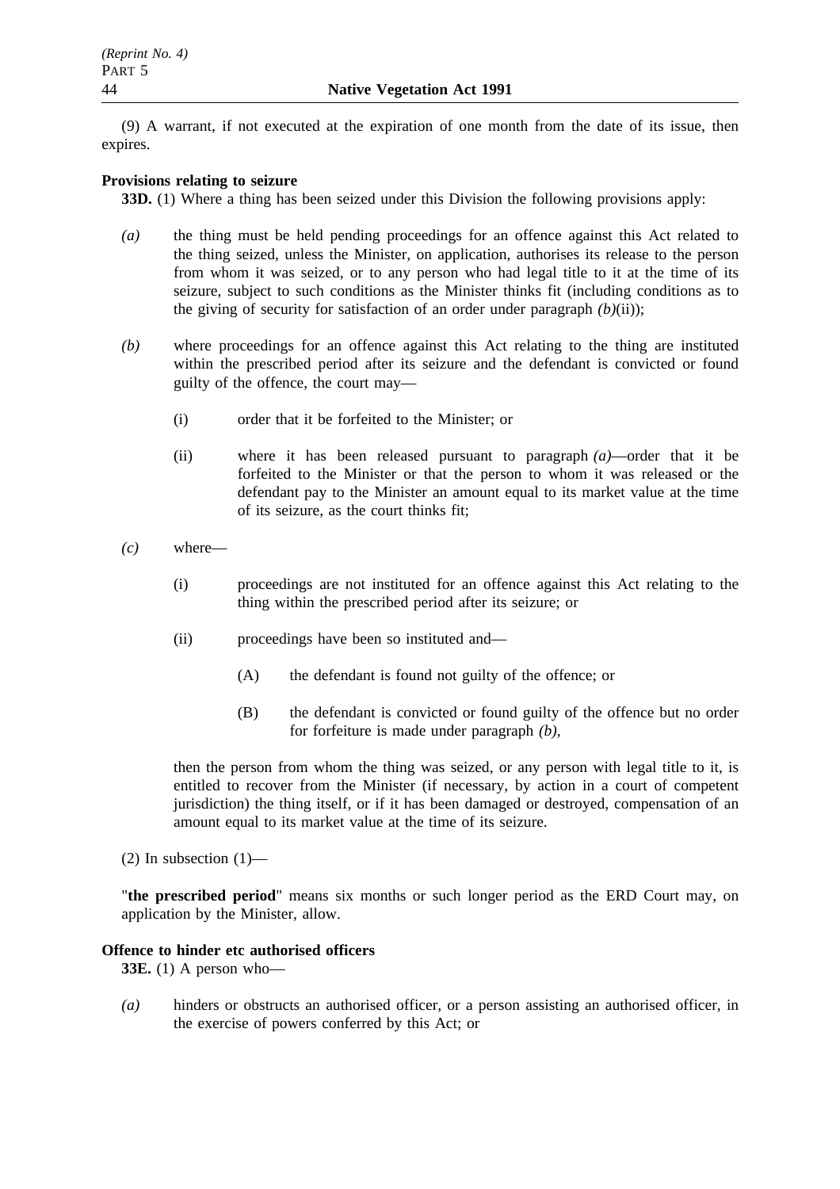(9) A warrant, if not executed at the expiration of one month from the date of its issue, then expires.

**Provisions relating to seizure**

**33D.** (1) Where a thing has been seized under this Division the following provisions apply:

*(a)* the thing must be held pending proceedings for an offence against this Act related to the thing seized, unless the Minister, on application, authorises its release to the person from whom it was seized, or to any person who had legal title to it at the time of its seizure, subject to such conditions as the Minister thinks fit (including conditions as to the giving of security for satisfaction of an order under paragraph *(b)*(ii));

*(b)* where proceedings for an offence against this Act relating to the thing are instituted within the prescribed period after its seizure and the defendant is convicted or found guilty of the offence, the court may—

(i) order that it be forfeited to the Minister; or

(ii) where it has been released pursuant to paragraph *(a)*—order that it be forfeited to the Minister or that the person to whom it was released or the defendant pay to the Minister an amount equal to its market value at the time of its seizure, as the court thinks fit;

*(c)* where—

(i) proceedings are not instituted for an offence against this Act relating to the thing within the prescribed period after its seizure; or

(ii) proceedings have been so instituted and—

(A) the defendant is found not guilty of the offence; or

(B) the defendant is convicted or found guilty of the offence but no order for forfeiture is made under paragraph *(b)*,

then the person from whom the thing was seized, or any person with legal title to it, is entitled to recover from the Minister (if necessary, by action in a court of competent jurisdiction) the thing itself, or if it has been damaged or destroyed, compensation of an amount equal to its market value at the time of its seizure.

(2) In subsection (1)—

"**the prescribed period**" means six months or such longer period as the ERD Court may, on application by the Minister, allow.

**Offence to hinder etc authorised officers**

**33E.** (1) A person who—

*(a)* hinders or obstructs an authorised officer, or a person assisting an authorised officer, in the exercise of powers conferred by this Act; or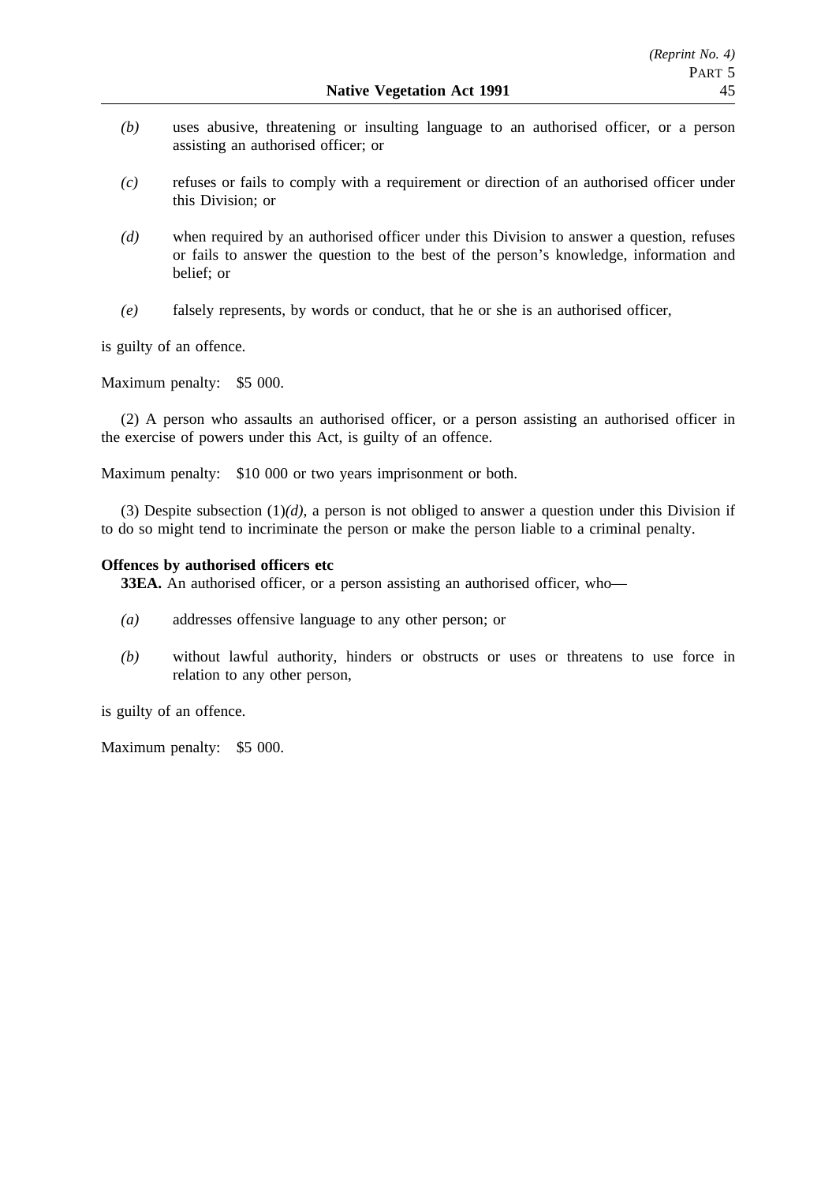*(b)* uses abusive, threatening or insulting language to an authorised officer, or a person assisting an authorised officer; or

*(c)* refuses or fails to comply with a requirement or direction of an authorised officer under this Division; or

*(d)* when required by an authorised officer under this Division to answer a question, refuses or fails to answer the question to the best of the person's knowledge, information and belief; or

*(e)* falsely represents, by words or conduct, that he or she is an authorised officer,

is guilty of an offence.

Maximum penalty: $5 000.

(2) A person who assaults an authorised officer, or a person assisting an authorised officer in the exercise of powers under this Act, is guilty of an offence.

Maximum penalty: $10 000 or two years imprisonment or both.

(3) Despite subsection (1)*(d)*, a person is not obliged to answer a question under this Division if to do so might tend to incriminate the person or make the person liable to a criminal penalty.

**Offences by authorised officers etc**

**33EA.** An authorised officer, or a person assisting an authorised officer, who—

*(a)* addresses offensive language to any other person; or

*(b)* without lawful authority, hinders or obstructs or uses or threatens to use force in relation to any other person,

is guilty of an offence.

Maximum penalty: $5 000.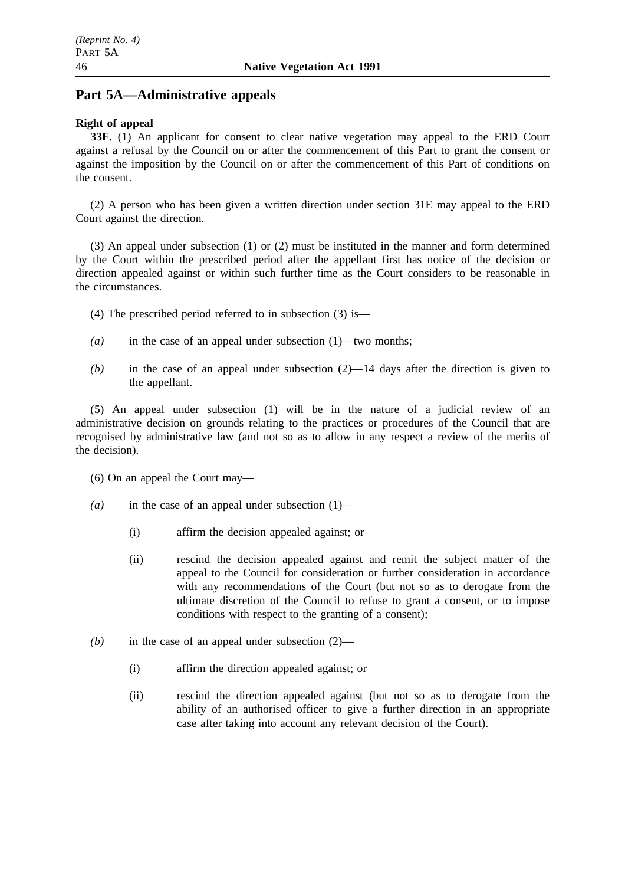## Part 5A—Administrative appeals

**Right of appeal**

**33F.** (1) An applicant for consent to clear native vegetation may appeal to the ERD Court against a refusal by the Council on or after the commencement of this Part to grant the consent or against the imposition by the Council on or after the commencement of this Part of conditions on the consent.

(2) A person who has been given a written direction under section 31E may appeal to the ERD Court against the direction.

(3) An appeal under subsection (1) or (2) must be instituted in the manner and form determined by the Court within the prescribed period after the appellant first has notice of the decision or direction appealed against or within such further time as the Court considers to be reasonable in the circumstances.

(4) The prescribed period referred to in subsection (3) is—

*(a)* in the case of an appeal under subsection (1)—two months;

*(b)* in the case of an appeal under subsection (2)—14 days after the direction is given to the appellant.

(5) An appeal under subsection (1) will be in the nature of a judicial review of an administrative decision on grounds relating to the practices or procedures of the Council that are recognised by administrative law (and not so as to allow in any respect a review of the merits of the decision).

(6) On an appeal the Court may—

*(a)* in the case of an appeal under subsection (1)—

(i) affirm the decision appealed against; or

(ii) rescind the decision appealed against and remit the subject matter of the appeal to the Council for consideration or further consideration in accordance with any recommendations of the Court (but not so as to derogate from the ultimate discretion of the Council to refuse to grant a consent, or to impose conditions with respect to the granting of a consent);

*(b)* in the case of an appeal under subsection (2)—

(i) affirm the direction appealed against; or

(ii) rescind the direction appealed against (but not so as to derogate from the ability of an authorised officer to give a further direction in an appropriate case after taking into account any relevant decision of the Court).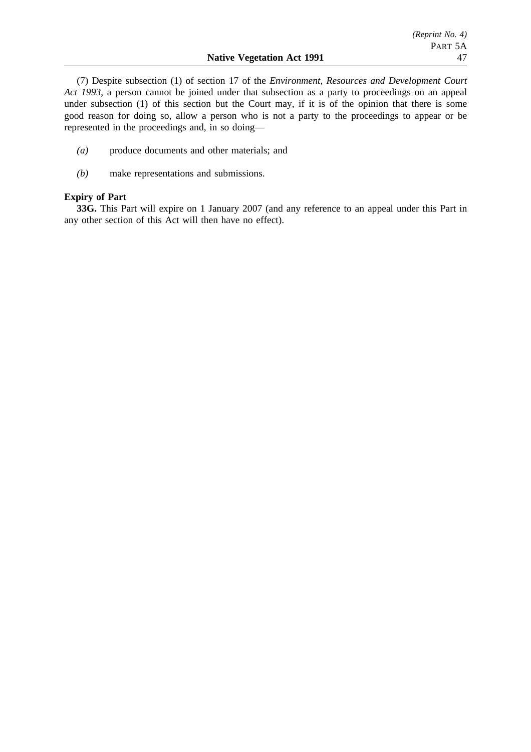(7) Despite subsection (1) of section 17 of the *Environment, Resources and Development Court Act 1993*, a person cannot be joined under that subsection as a party to proceedings on an appeal under subsection (1) of this section but the Court may, if it is of the opinion that there is some good reason for doing so, allow a person who is not a party to the proceedings to appear or be represented in the proceedings and, in so doing—

*(a)* produce documents and other materials; and

*(b)* make representations and submissions.

**Expiry of Part**

**33G.** This Part will expire on 1 January 2007 (and any reference to an appeal under this Part in any other section of this Act will then have no effect).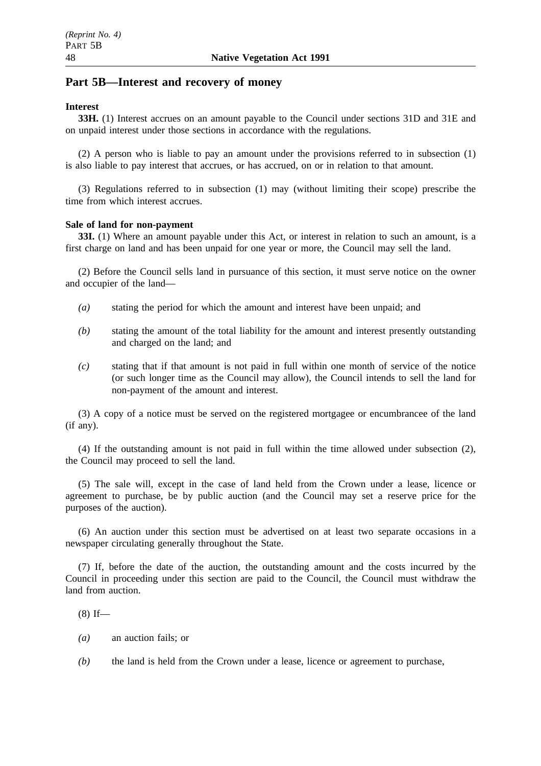## Part 5B—Interest and recovery of money

**Interest**

**33H.** (1) Interest accrues on an amount payable to the Council under sections 31D and 31E and on unpaid interest under those sections in accordance with the regulations.

(2) A person who is liable to pay an amount under the provisions referred to in subsection (1) is also liable to pay interest that accrues, or has accrued, on or in relation to that amount.

(3) Regulations referred to in subsection (1) may (without limiting their scope) prescribe the time from which interest accrues.

**Sale of land for non-payment**

**33I.** (1) Where an amount payable under this Act, or interest in relation to such an amount, is a first charge on land and has been unpaid for one year or more, the Council may sell the land.

(2) Before the Council sells land in pursuance of this section, it must serve notice on the owner and occupier of the land—

*(a)* stating the period for which the amount and interest have been unpaid; and

*(b)* stating the amount of the total liability for the amount and interest presently outstanding and charged on the land; and

*(c)* stating that if that amount is not paid in full within one month of service of the notice (or such longer time as the Council may allow), the Council intends to sell the land for non-payment of the amount and interest.

(3) A copy of a notice must be served on the registered mortgagee or encumbrancee of the land (if any).

(4) If the outstanding amount is not paid in full within the time allowed under subsection (2), the Council may proceed to sell the land.

(5) The sale will, except in the case of land held from the Crown under a lease, licence or agreement to purchase, be by public auction (and the Council may set a reserve price for the purposes of the auction).

(6) An auction under this section must be advertised on at least two separate occasions in a newspaper circulating generally throughout the State.

(7) If, before the date of the auction, the outstanding amount and the costs incurred by the Council in proceeding under this section are paid to the Council, the Council must withdraw the land from auction.

(8) If—

*(a)* an auction fails; or

*(b)* the land is held from the Crown under a lease, licence or agreement to purchase,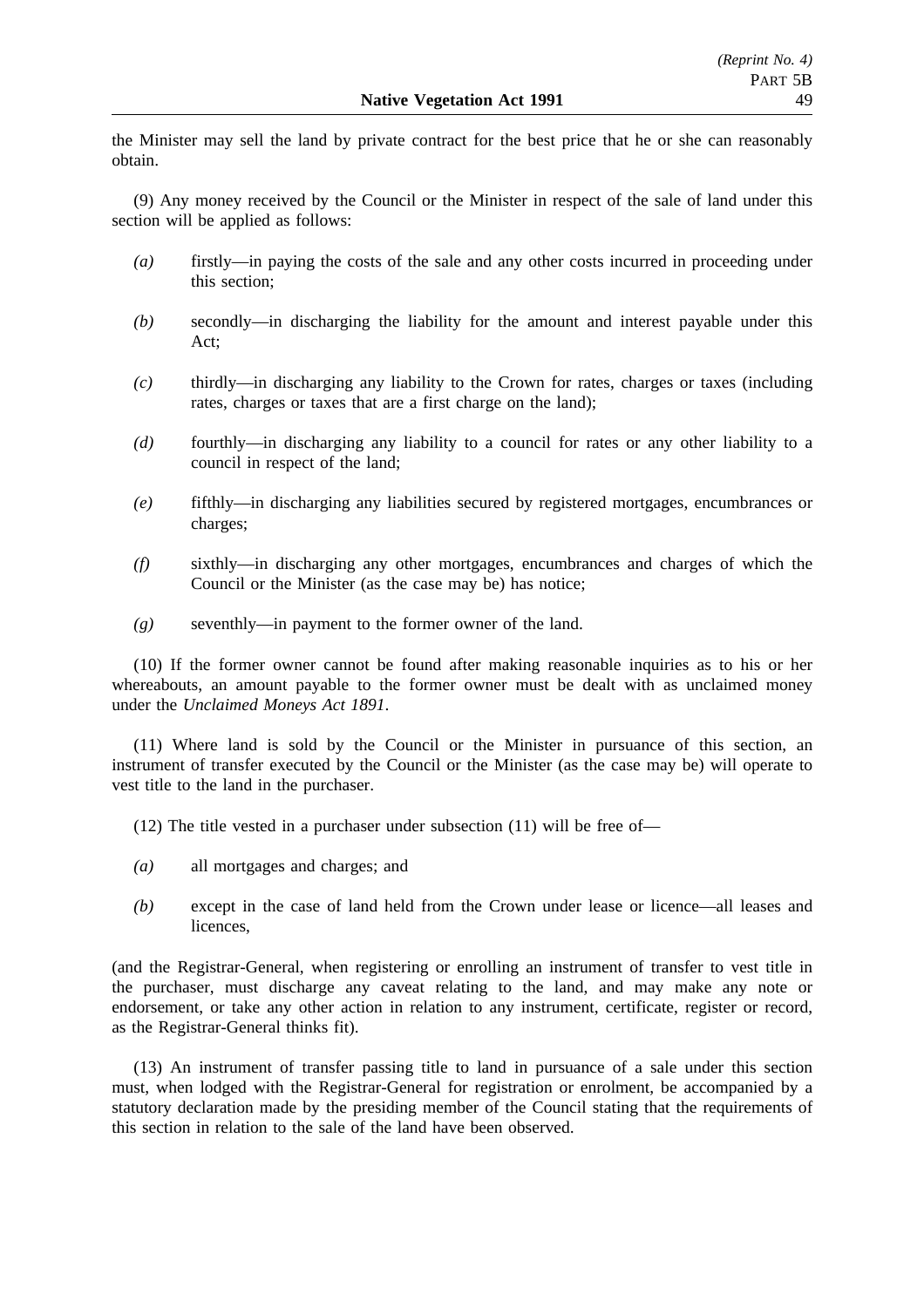the Minister may sell the land by private contract for the best price that he or she can reasonably obtain.

(9) Any money received by the Council or the Minister in respect of the sale of land under this section will be applied as follows:

*(a)* firstly—in paying the costs of the sale and any other costs incurred in proceeding under this section;

*(b)* secondly—in discharging the liability for the amount and interest payable under this Act;

*(c)* thirdly—in discharging any liability to the Crown for rates, charges or taxes (including rates, charges or taxes that are a first charge on the land);

*(d)* fourthly—in discharging any liability to a council for rates or any other liability to a council in respect of the land;

*(e)* fifthly—in discharging any liabilities secured by registered mortgages, encumbrances or charges;

*(f)* sixthly—in discharging any other mortgages, encumbrances and charges of which the Council or the Minister (as the case may be) has notice;

*(g)* seventhly—in payment to the former owner of the land.

(10) If the former owner cannot be found after making reasonable inquiries as to his or her whereabouts, an amount payable to the former owner must be dealt with as unclaimed money under the *Unclaimed Moneys Act 1891*.

(11) Where land is sold by the Council or the Minister in pursuance of this section, an instrument of transfer executed by the Council or the Minister (as the case may be) will operate to vest title to the land in the purchaser.

(12) The title vested in a purchaser under subsection (11) will be free of—

*(a)* all mortgages and charges; and

*(b)* except in the case of land held from the Crown under lease or licence—all leases and licences,

(and the Registrar-General, when registering or enrolling an instrument of transfer to vest title in the purchaser, must discharge any caveat relating to the land, and may make any note or endorsement, or take any other action in relation to any instrument, certificate, register or record, as the Registrar-General thinks fit).

(13) An instrument of transfer passing title to land in pursuance of a sale under this section must, when lodged with the Registrar-General for registration or enrolment, be accompanied by a statutory declaration made by the presiding member of the Council stating that the requirements of this section in relation to the sale of the land have been observed.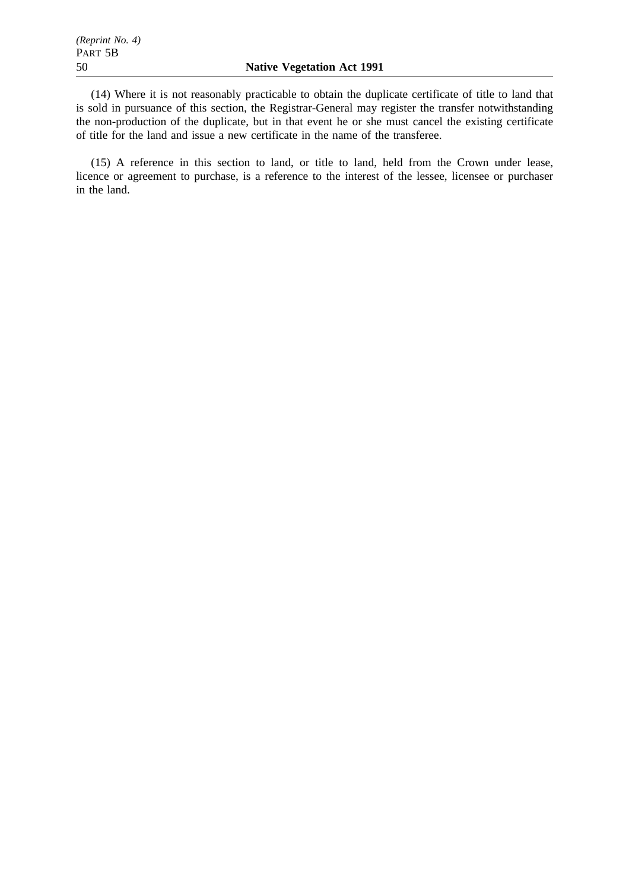(14) Where it is not reasonably practicable to obtain the duplicate certificate of title to land that is sold in pursuance of this section, the Registrar-General may register the transfer notwithstanding the non-production of the duplicate, but in that event he or she must cancel the existing certificate of title for the land and issue a new certificate in the name of the transferee.

(15) A reference in this section to land, or title to land, held from the Crown under lease, licence or agreement to purchase, is a reference to the interest of the lessee, licensee or purchaser in the land.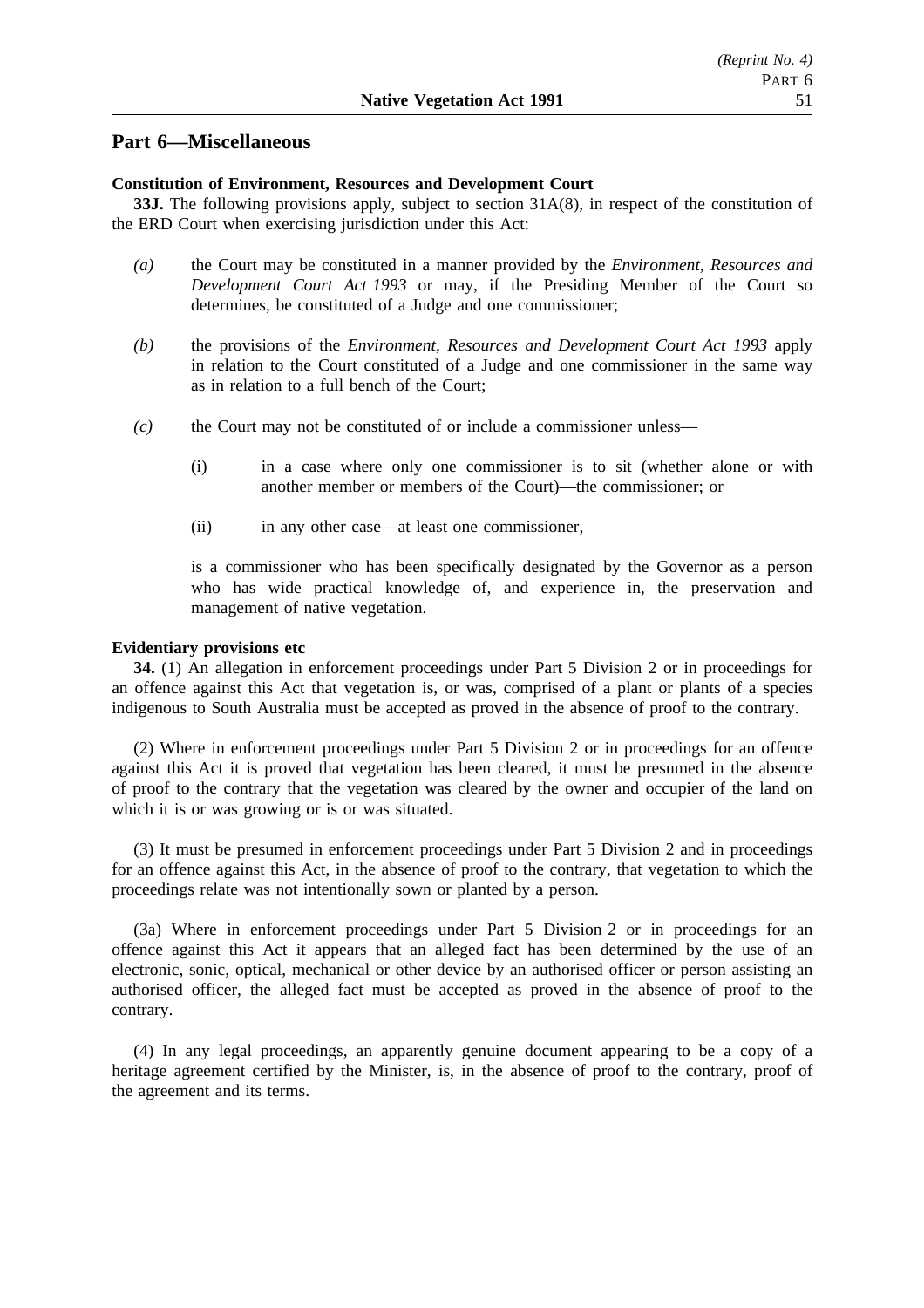## Part 6—Miscellaneous

**Constitution of Environment, Resources and Development Court**

**33J.** The following provisions apply, subject to section 31A(8), in respect of the constitution of the ERD Court when exercising jurisdiction under this Act:

*(a)* the Court may be constituted in a manner provided by the *Environment, Resources and Development Court Act 1993* or may, if the Presiding Member of the Court so determines, be constituted of a Judge and one commissioner;

*(b)* the provisions of the *Environment, Resources and Development Court Act 1993* apply in relation to the Court constituted of a Judge and one commissioner in the same way as in relation to a full bench of the Court;

*(c)* the Court may not be constituted of or include a commissioner unless—

(i) in a case where only one commissioner is to sit (whether alone or with another member or members of the Court)—the commissioner; or

(ii) in any other case—at least one commissioner,

is a commissioner who has been specifically designated by the Governor as a person who has wide practical knowledge of, and experience in, the preservation and management of native vegetation.

**Evidentiary provisions etc**

**34.** (1) An allegation in enforcement proceedings under Part 5 Division 2 or in proceedings for an offence against this Act that vegetation is, or was, comprised of a plant or plants of a species indigenous to South Australia must be accepted as proved in the absence of proof to the contrary.

(2) Where in enforcement proceedings under Part 5 Division 2 or in proceedings for an offence against this Act it is proved that vegetation has been cleared, it must be presumed in the absence of proof to the contrary that the vegetation was cleared by the owner and occupier of the land on which it is or was growing or is or was situated.

(3) It must be presumed in enforcement proceedings under Part 5 Division 2 and in proceedings for an offence against this Act, in the absence of proof to the contrary, that vegetation to which the proceedings relate was not intentionally sown or planted by a person.

(3a) Where in enforcement proceedings under Part 5 Division 2 or in proceedings for an offence against this Act it appears that an alleged fact has been determined by the use of an electronic, sonic, optical, mechanical or other device by an authorised officer or person assisting an authorised officer, the alleged fact must be accepted as proved in the absence of proof to the contrary.

(4) In any legal proceedings, an apparently genuine document appearing to be a copy of a heritage agreement certified by the Minister, is, in the absence of proof to the contrary, proof of the agreement and its terms.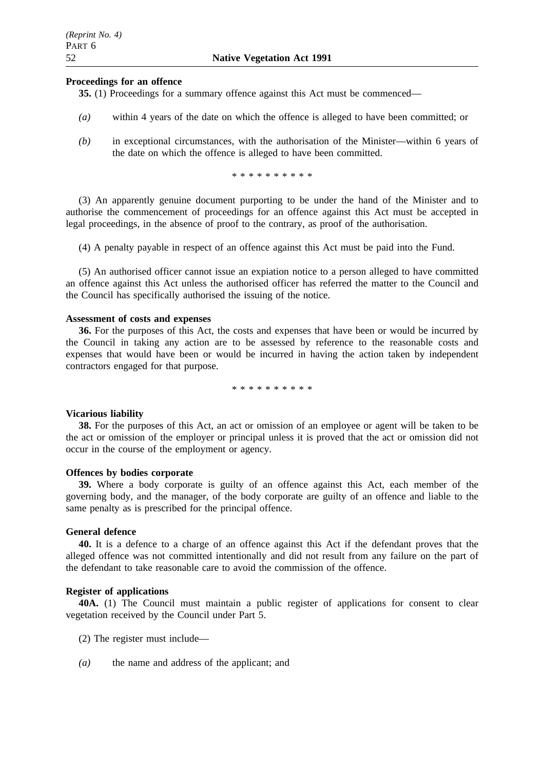**Proceedings for an offence**

**35.** (1) Proceedings for a summary offence against this Act must be commenced—

*(a)* within 4 years of the date on which the offence is alleged to have been committed; or

*(b)* in exceptional circumstances, with the authorisation of the Minister—within 6 years of the date on which the offence is alleged to have been committed.

\* \* \* \* \* \* \* \* \* \*

(3) An apparently genuine document purporting to be under the hand of the Minister and to authorise the commencement of proceedings for an offence against this Act must be accepted in legal proceedings, in the absence of proof to the contrary, as proof of the authorisation.

(4) A penalty payable in respect of an offence against this Act must be paid into the Fund.

(5) An authorised officer cannot issue an expiation notice to a person alleged to have committed an offence against this Act unless the authorised officer has referred the matter to the Council and the Council has specifically authorised the issuing of the notice.

**Assessment of costs and expenses**

**36.** For the purposes of this Act, the costs and expenses that have been or would be incurred by the Council in taking any action are to be assessed by reference to the reasonable costs and expenses that would have been or would be incurred in having the action taken by independent contractors engaged for that purpose.

\* \* \* \* \* \* \* \* \* \*

**Vicarious liability**

**38.** For the purposes of this Act, an act or omission of an employee or agent will be taken to be the act or omission of the employer or principal unless it is proved that the act or omission did not occur in the course of the employment or agency.

**Offences by bodies corporate**

**39.** Where a body corporate is guilty of an offence against this Act, each member of the governing body, and the manager, of the body corporate are guilty of an offence and liable to the same penalty as is prescribed for the principal offence.

**General defence**

**40.** It is a defence to a charge of an offence against this Act if the defendant proves that the alleged offence was not committed intentionally and did not result from any failure on the part of the defendant to take reasonable care to avoid the commission of the offence.

**Register of applications**

**40A.** (1) The Council must maintain a public register of applications for consent to clear vegetation received by the Council under Part 5.

(2) The register must include—

*(a)* the name and address of the applicant; and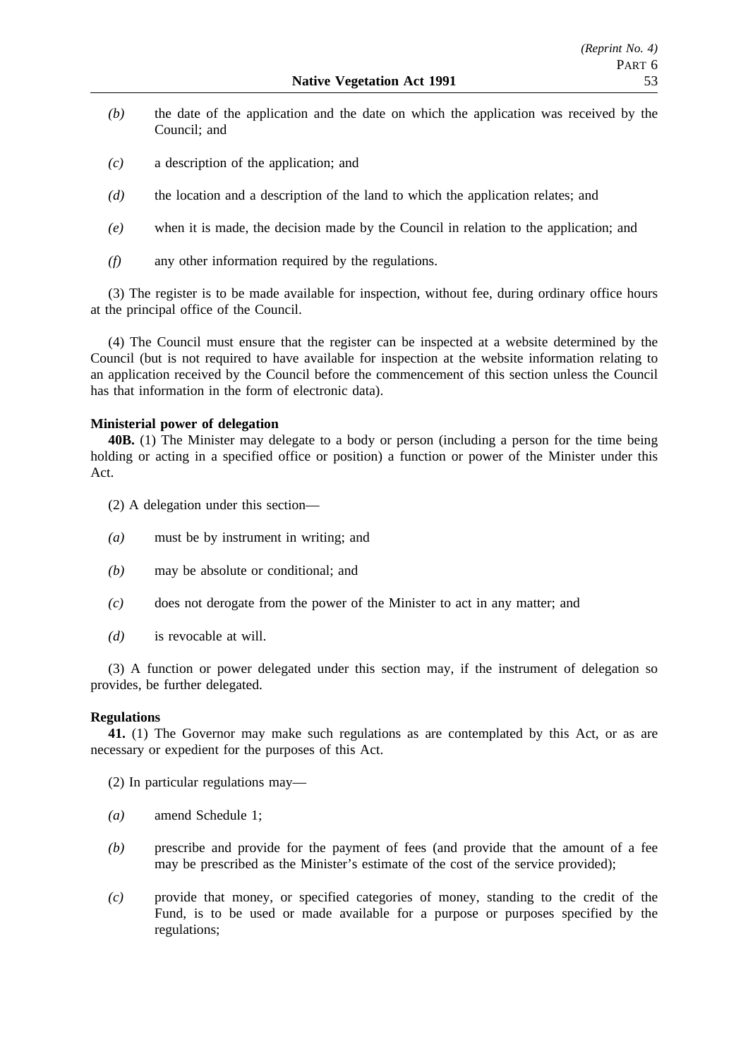*(b)* the date of the application and the date on which the application was received by the Council; and

*(c)* a description of the application; and

*(d)* the location and a description of the land to which the application relates; and

*(e)* when it is made, the decision made by the Council in relation to the application; and

*(f)* any other information required by the regulations.

(3) The register is to be made available for inspection, without fee, during ordinary office hours at the principal office of the Council.

(4) The Council must ensure that the register can be inspected at a website determined by the Council (but is not required to have available for inspection at the website information relating to an application received by the Council before the commencement of this section unless the Council has that information in the form of electronic data).

**Ministerial power of delegation**

**40B.** (1) The Minister may delegate to a body or person (including a person for the time being holding or acting in a specified office or position) a function or power of the Minister under this Act.

(2) A delegation under this section—

*(a)* must be by instrument in writing; and

*(b)* may be absolute or conditional; and

*(c)* does not derogate from the power of the Minister to act in any matter; and

*(d)* is revocable at will.

(3) A function or power delegated under this section may, if the instrument of delegation so provides, be further delegated.

**Regulations**

**41.** (1) The Governor may make such regulations as are contemplated by this Act, or as are necessary or expedient for the purposes of this Act.

(2) In particular regulations may—

*(a)* amend Schedule 1;

*(b)* prescribe and provide for the payment of fees (and provide that the amount of a fee may be prescribed as the Minister's estimate of the cost of the service provided);

*(c)* provide that money, or specified categories of money, standing to the credit of the Fund, is to be used or made available for a purpose or purposes specified by the regulations;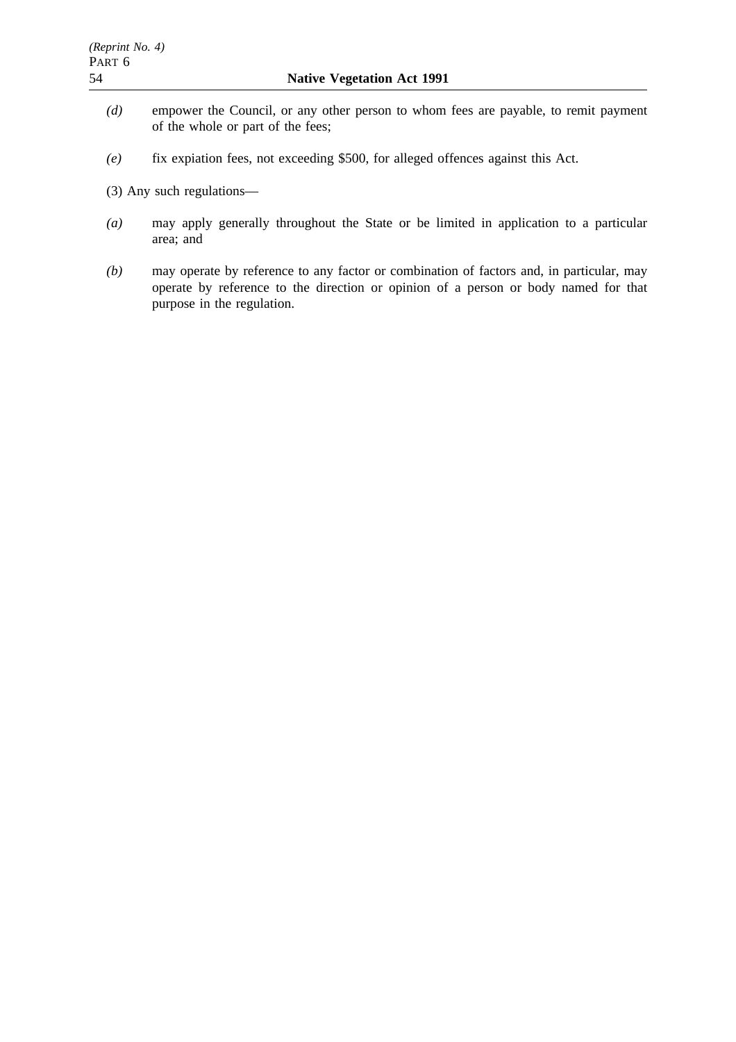*(d)* empower the Council, or any other person to whom fees are payable, to remit payment of the whole or part of the fees;

*(e)* fix expiation fees, not exceeding $500, for alleged offences against this Act.

(3) Any such regulations—

*(a)* may apply generally throughout the State or be limited in application to a particular area; and

*(b)* may operate by reference to any factor or combination of factors and, in particular, may operate by reference to the direction or opinion of a person or body named for that purpose in the regulation.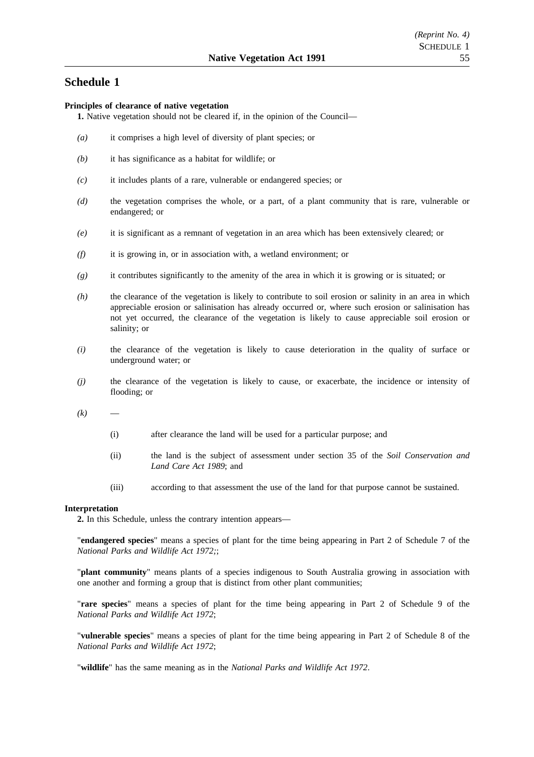# Schedule 1

**Principles of clearance of native vegetation**

**1.** Native vegetation should not be cleared if, in the opinion of the Council—

*(a)* it comprises a high level of diversity of plant species; or

*(b)* it has significance as a habitat for wildlife; or

*(c)* it includes plants of a rare, vulnerable or endangered species; or

*(d)* the vegetation comprises the whole, or a part, of a plant community that is rare, vulnerable or endangered; or

*(e)* it is significant as a remnant of vegetation in an area which has been extensively cleared; or

*(f)* it is growing in, or in association with, a wetland environment; or

*(g)* it contributes significantly to the amenity of the area in which it is growing or is situated; or

*(h)* the clearance of the vegetation is likely to contribute to soil erosion or salinity in an area in which appreciable erosion or salinisation has already occurred or, where such erosion or salinisation has not yet occurred, the clearance of the vegetation is likely to cause appreciable soil erosion or salinity; or

*(i)* the clearance of the vegetation is likely to cause deterioration in the quality of surface or underground water; or

*(j)* the clearance of the vegetation is likely to cause, or exacerbate, the incidence or intensity of flooding; or

*(k)* —

(i) after clearance the land will be used for a particular purpose; and

(ii) the land is the subject of assessment under section 35 of the *Soil Conservation and Land Care Act 1989*; and

(iii) according to that assessment the use of the land for that purpose cannot be sustained.

**Interpretation**

**2.** In this Schedule, unless the contrary intention appears—

"**endangered species**" means a species of plant for the time being appearing in Part 2 of Schedule 7 of the *National Parks and Wildlife Act 1972;*;

"**plant community**" means plants of a species indigenous to South Australia growing in association with one another and forming a group that is distinct from other plant communities;

"**rare species**" means a species of plant for the time being appearing in Part 2 of Schedule 9 of the *National Parks and Wildlife Act 1972*;

"**vulnerable species**" means a species of plant for the time being appearing in Part 2 of Schedule 8 of the *National Parks and Wildlife Act 1972*;

"**wildlife**" has the same meaning as in the *National Parks and Wildlife Act 1972*.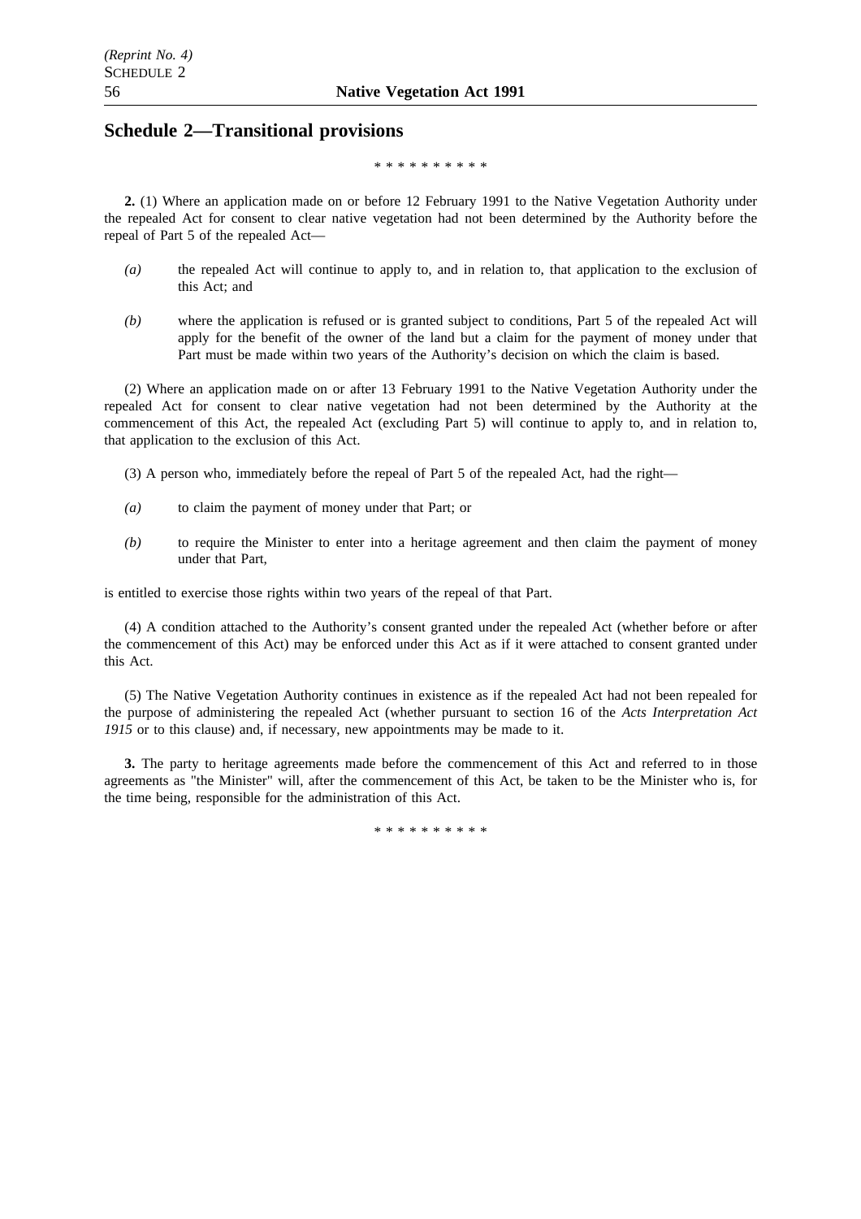## Schedule 2—Transitional provisions

\* \* \* \* \* \* \* \* \* \*

**2.** (1) Where an application made on or before 12 February 1991 to the Native Vegetation Authority under the repealed Act for consent to clear native vegetation had not been determined by the Authority before the repeal of Part 5 of the repealed Act—

*(a)* the repealed Act will continue to apply to, and in relation to, that application to the exclusion of this Act; and

*(b)* where the application is refused or is granted subject to conditions, Part 5 of the repealed Act will apply for the benefit of the owner of the land but a claim for the payment of money under that Part must be made within two years of the Authority's decision on which the claim is based.

(2) Where an application made on or after 13 February 1991 to the Native Vegetation Authority under the repealed Act for consent to clear native vegetation had not been determined by the Authority at the commencement of this Act, the repealed Act (excluding Part 5) will continue to apply to, and in relation to, that application to the exclusion of this Act.

(3) A person who, immediately before the repeal of Part 5 of the repealed Act, had the right—

*(a)* to claim the payment of money under that Part; or

*(b)* to require the Minister to enter into a heritage agreement and then claim the payment of money under that Part,

is entitled to exercise those rights within two years of the repeal of that Part.

(4) A condition attached to the Authority's consent granted under the repealed Act (whether before or after the commencement of this Act) may be enforced under this Act as if it were attached to consent granted under this Act.

(5) The Native Vegetation Authority continues in existence as if the repealed Act had not been repealed for the purpose of administering the repealed Act (whether pursuant to section 16 of the *Acts Interpretation Act 1915* or to this clause) and, if necessary, new appointments may be made to it.

**3.** The party to heritage agreements made before the commencement of this Act and referred to in those agreements as "the Minister" will, after the commencement of this Act, be taken to be the Minister who is, for the time being, responsible for the administration of this Act.

\* \* \* \* \* \* \* \* \* \*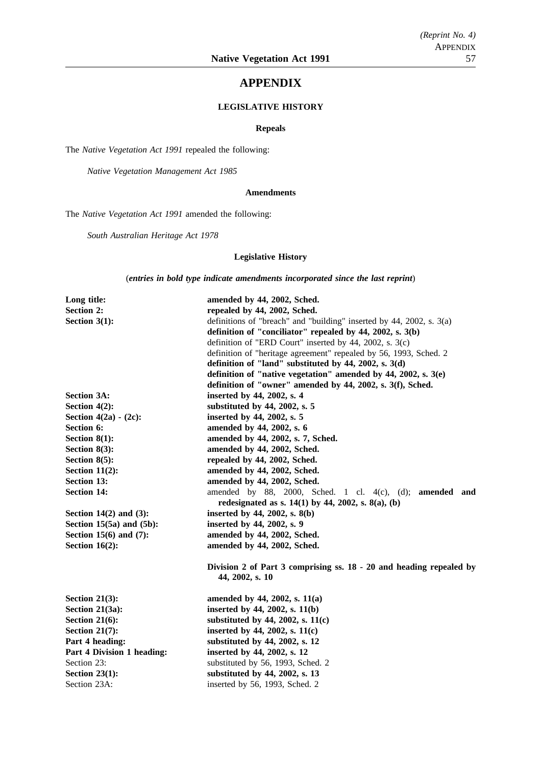# APPENDIX

## LEGISLATIVE HISTORY

### Repeals

The *Native Vegetation Act 1991* repealed the following:

*Native Vegetation Management Act 1985*

### Amendments

The *Native Vegetation Act 1991* amended the following:

*South Australian Heritage Act 1978*

### Legislative History

(***entries in bold type indicate amendments incorporated since the last reprint***)

| | |
|---|---|
| **Long title:** | **amended by 44, 2002, Sched.** |
| **Section 2:** | **repealed by 44, 2002, Sched.** |
| **Section 3(1):** | definitions of "breach" and "building" inserted by 44, 2002, s. 3(a) |
| | **definition of "conciliator" repealed by 44, 2002, s. 3(b)** |
| | definition of "ERD Court" inserted by 44, 2002, s. 3(c) |
| | definition of "heritage agreement" repealed by 56, 1993, Sched. 2 |
| | **definition of "land" substituted by 44, 2002, s. 3(d)** |
| | **definition of "native vegetation" amended by 44, 2002, s. 3(e)** |
| | **definition of "owner" amended by 44, 2002, s. 3(f), Sched.** |
| **Section 3A:** | **inserted by 44, 2002, s. 4** |
| **Section 4(2):** | **substituted by 44, 2002, s. 5** |
| **Section 4(2a) - (2c):** | **inserted by 44, 2002, s. 5** |
| **Section 6:** | **amended by 44, 2002, s. 6** |
| **Section 8(1):** | **amended by 44, 2002, s. 7, Sched.** |
| **Section 8(3):** | **amended by 44, 2002, Sched.** |
| **Section 8(5):** | **repealed by 44, 2002, Sched.** |
| **Section 11(2):** | **amended by 44, 2002, Sched.** |
| **Section 13:** | **amended by 44, 2002, Sched.** |
| **Section 14:** | amended by 88, 2000, Sched. 1 cl. 4(c), (d); **amended and redesignated as s. 14(1) by 44, 2002, s. 8(a), (b)** |
| **Section 14(2) and (3):** | **inserted by 44, 2002, s. 8(b)** |
| **Section 15(5a) and (5b):** | **inserted by 44, 2002, s. 9** |
| **Section 15(6) and (7):** | **amended by 44, 2002, Sched.** |
| **Section 16(2):** | **amended by 44, 2002, Sched.** |
| | **Division 2 of Part 3 comprising ss. 18 - 20 and heading repealed by 44, 2002, s. 10** |
| **Section 21(3):** | **amended by 44, 2002, s. 11(a)** |
| **Section 21(3a):** | **inserted by 44, 2002, s. 11(b)** |
| **Section 21(6):** | **substituted by 44, 2002, s. 11(c)** |
| **Section 21(7):** | **inserted by 44, 2002, s. 11(c)** |
| **Part 4 heading:** | **substituted by 44, 2002, s. 12** |
| **Part 4 Division 1 heading:** | **inserted by 44, 2002, s. 12** |
| Section 23: | substituted by 56, 1993, Sched. 2 |
| **Section 23(1):** | **substituted by 44, 2002, s. 13** |
| Section 23A: | inserted by 56, 1993, Sched. 2 |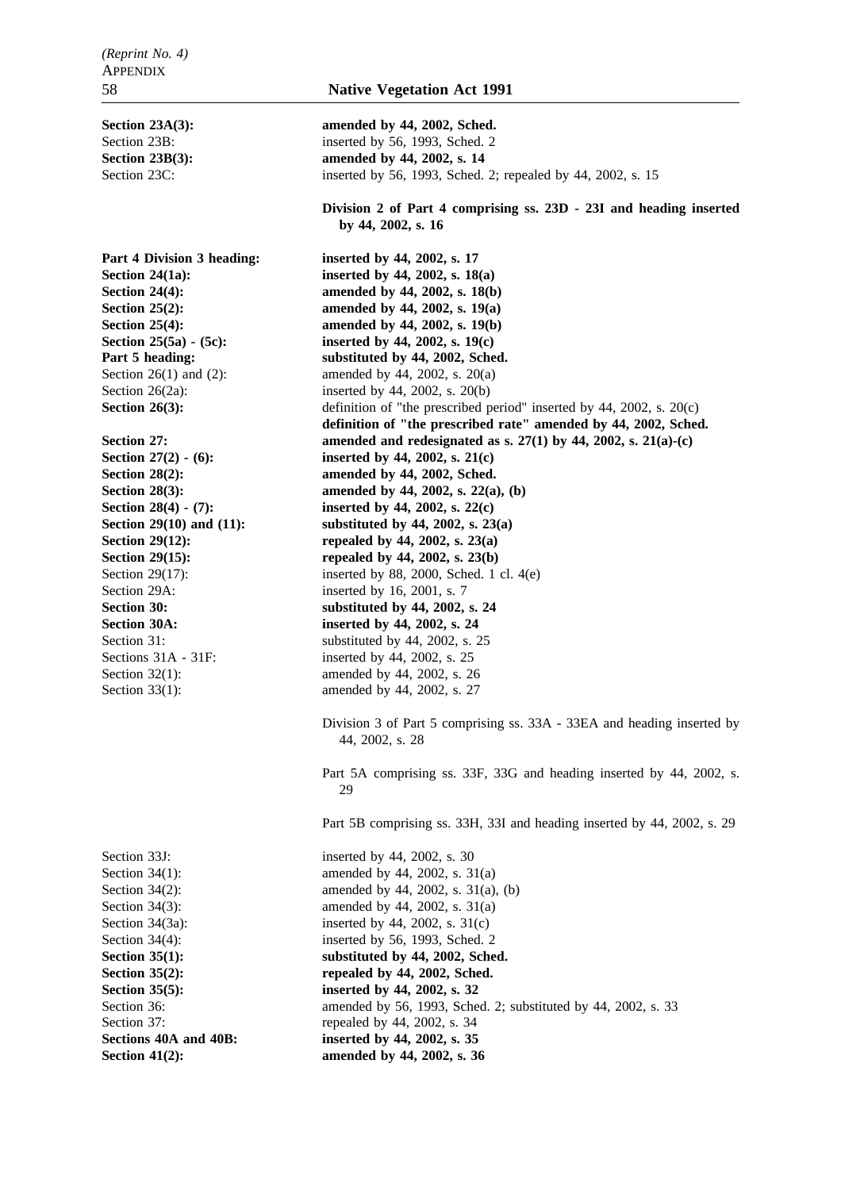| | |
|---|---|
| **Section 23A(3):** | **amended by 44, 2002, Sched.** |
| Section 23B: | inserted by 56, 1993, Sched. 2 |
| **Section 23B(3):** | **amended by 44, 2002, s. 14** |
| Section 23C: | inserted by 56, 1993, Sched. 2; repealed by 44, 2002, s. 15 |
| | **Division 2 of Part 4 comprising ss. 23D - 23I and heading inserted by 44, 2002, s. 16** |
| **Part 4 Division 3 heading:** | **inserted by 44, 2002, s. 17** |
| **Section 24(1a):** | **inserted by 44, 2002, s. 18(a)** |
| **Section 24(4):** | **amended by 44, 2002, s. 18(b)** |
| **Section 25(2):** | **amended by 44, 2002, s. 19(a)** |
| **Section 25(4):** | **amended by 44, 2002, s. 19(b)** |
| **Section 25(5a) - (5c):** | **inserted by 44, 2002, s. 19(c)** |
| **Part 5 heading:** | **substituted by 44, 2002, Sched.** |
| Section 26(1) and (2): | amended by 44, 2002, s. 20(a) |
| Section 26(2a): | inserted by 44, 2002, s. 20(b) |
| **Section 26(3):** | definition of "the prescribed period" inserted by 44, 2002, s. 20(c)<br>**definition of "the prescribed rate" amended by 44, 2002, Sched.** |
| **Section 27:** | **amended and redesignated as s. 27(1) by 44, 2002, s. 21(a)-(c)** |
| **Section 27(2) - (6):** | **inserted by 44, 2002, s. 21(c)** |
| **Section 28(2):** | **amended by 44, 2002, Sched.** |
| **Section 28(3):** | **amended by 44, 2002, s. 22(a), (b)** |
| **Section 28(4) - (7):** | **inserted by 44, 2002, s. 22(c)** |
| **Section 29(10) and (11):** | **substituted by 44, 2002, s. 23(a)** |
| **Section 29(12):** | **repealed by 44, 2002, s. 23(a)** |
| **Section 29(15):** | **repealed by 44, 2002, s. 23(b)** |
| Section 29(17): | inserted by 88, 2000, Sched. 1 cl. 4(e) |
| Section 29A: | inserted by 16, 2001, s. 7 |
| **Section 30:** | **substituted by 44, 2002, s. 24** |
| **Section 30A:** | **inserted by 44, 2002, s. 24** |
| Section 31: | substituted by 44, 2002, s. 25 |
| Sections 31A - 31F: | inserted by 44, 2002, s. 25 |
| Section 32(1): | amended by 44, 2002, s. 26 |
| Section 33(1): | amended by 44, 2002, s. 27 |
| | Division 3 of Part 5 comprising ss. 33A - 33EA and heading inserted by 44, 2002, s. 28 |
| | Part 5A comprising ss. 33F, 33G and heading inserted by 44, 2002, s. 29 |
| | Part 5B comprising ss. 33H, 33I and heading inserted by 44, 2002, s. 29 |
| Section 33J: | inserted by 44, 2002, s. 30 |
| Section 34(1): | amended by 44, 2002, s. 31(a) |
| Section 34(2): | amended by 44, 2002, s. 31(a), (b) |
| Section 34(3): | amended by 44, 2002, s. 31(a) |
| Section 34(3a): | inserted by 44, 2002, s. 31(c) |
| Section 34(4): | inserted by 56, 1993, Sched. 2 |
| **Section 35(1):** | **substituted by 44, 2002, Sched.** |
| **Section 35(2):** | **repealed by 44, 2002, Sched.** |
| **Section 35(5):** | **inserted by 44, 2002, s. 32** |
| Section 36: | amended by 56, 1993, Sched. 2; substituted by 44, 2002, s. 33 |
| Section 37: | repealed by 44, 2002, s. 34 |
| **Sections 40A and 40B:** | **inserted by 44, 2002, s. 35** |
| **Section 41(2):** | **amended by 44, 2002, s. 36** |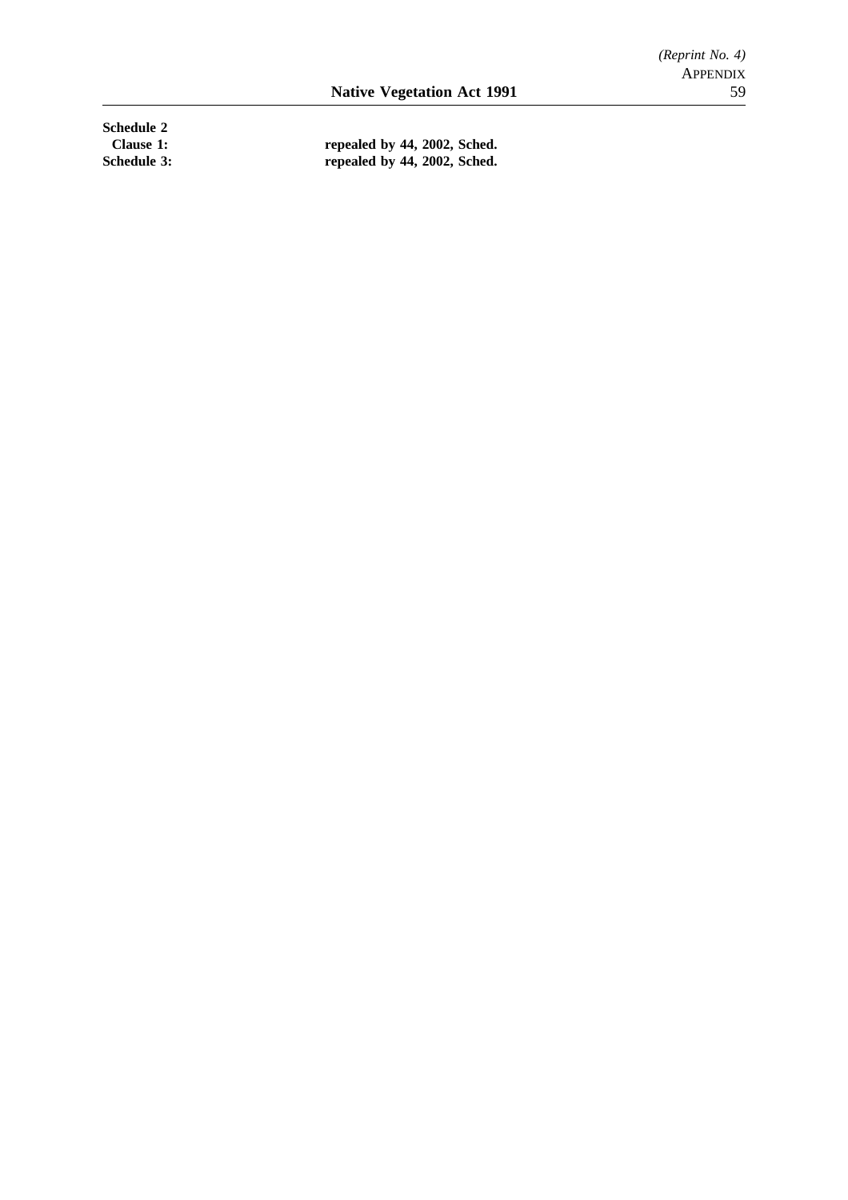**Schedule 2**

**Clause 1:** **repealed by 44, 2002, Sched.**

**Schedule 3:** **repealed by 44, 2002, Sched.**